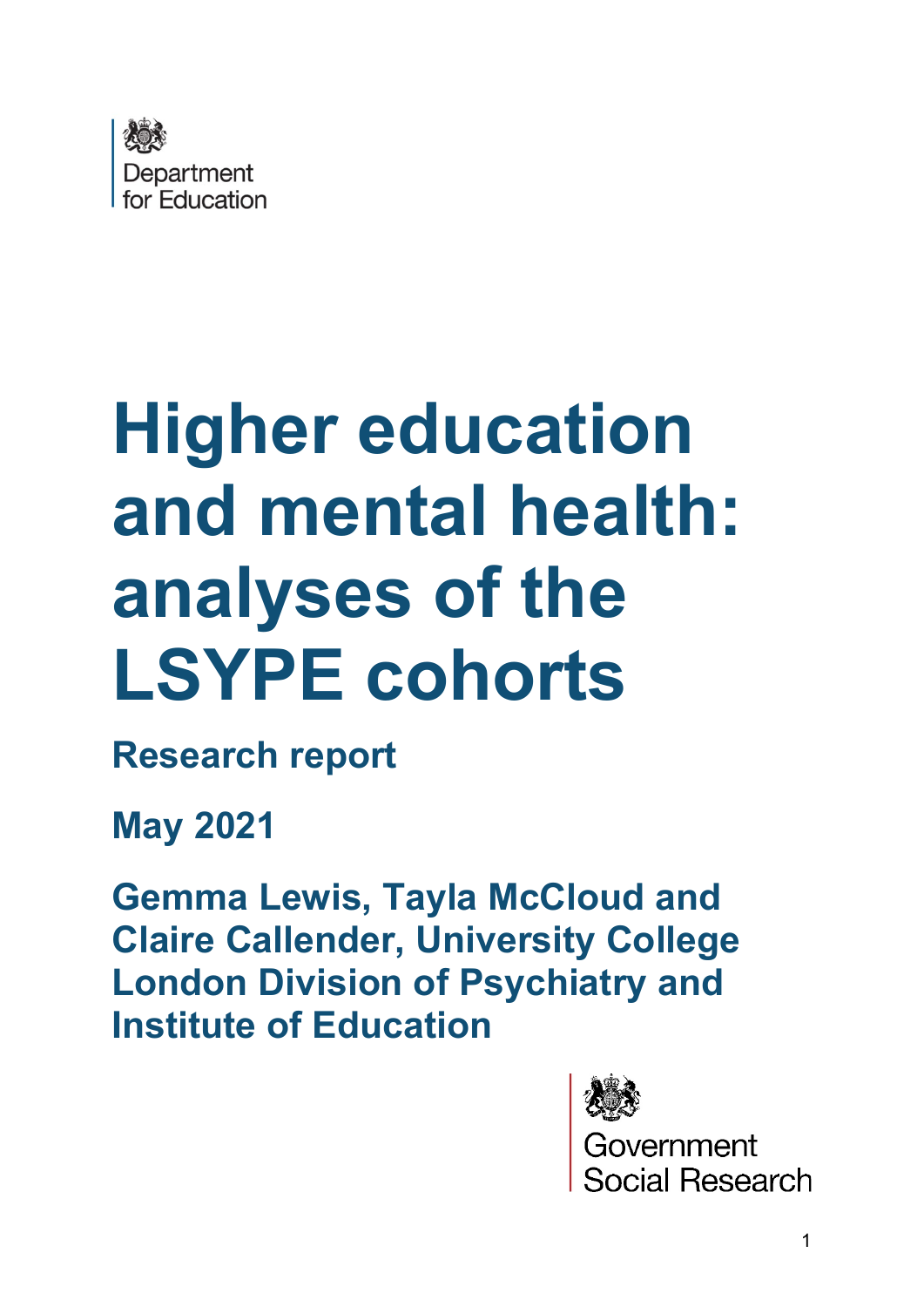Department for Education

# Higher education and mental health: analyses of the LSYPE cohorts

**Research report**

**May 2021**

**Gemma Lewis, Tayla McCloud and Claire Callender, University College London Division of Psychiatry and Institute of Education**

Government Social Research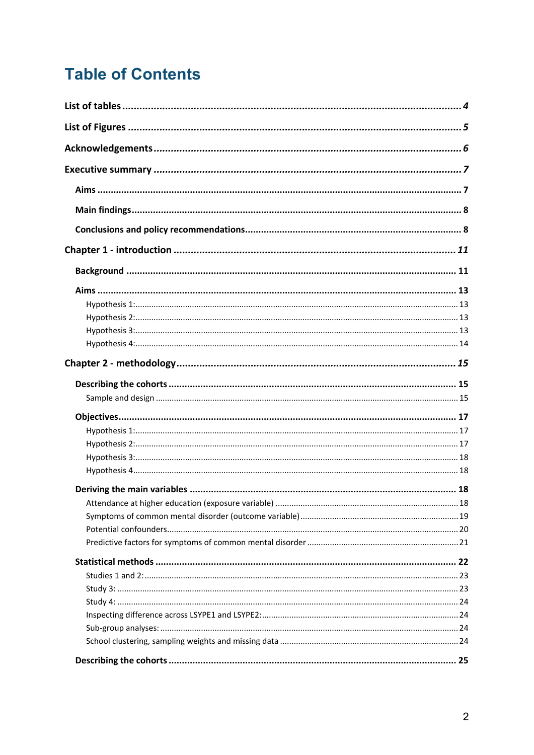# Table of Contents

**List of tables** ........ *4*

**List of Figures** ........ *5*

**Acknowledgements** ........ *6*

**Executive summary** ........ *7*

- **Aims** ........ 7
- **Main findings** ........ 8
- **Conclusions and policy recommendations** ........ 8

**Chapter 1 - introduction** ........ *11*

- **Background** ........ 11
- **Aims** ........ 13
  - Hypothesis 1: ........ 13
  - Hypothesis 2: ........ 13
  - Hypothesis 3: ........ 13
  - Hypothesis 4: ........ 14

**Chapter 2 - methodology** ........ *15*

- **Describing the cohorts** ........ 15
  - Sample and design ........ 15
- **Objectives** ........ 17
  - Hypothesis 1: ........ 17
  - Hypothesis 2: ........ 17
  - Hypothesis 3: ........ 18
  - Hypothesis 4 ........ 18
- **Deriving the main variables** ........ 18
  - Attendance at higher education (exposure variable) ........ 18
  - Symptoms of common mental disorder (outcome variable) ........ 19
  - Potential confounders ........ 20
  - Predictive factors for symptoms of common mental disorder ........ 21
- **Statistical methods** ........ 22
  - Studies 1 and 2: ........ 23
  - Study 3: ........ 23
  - Study 4: ........ 24
  - Inspecting difference across LSYPE1 and LSYPE2: ........ 24
  - Sub-group analyses: ........ 24
  - School clustering, sampling weights and missing data ........ 24
- **Describing the cohorts** ........ 25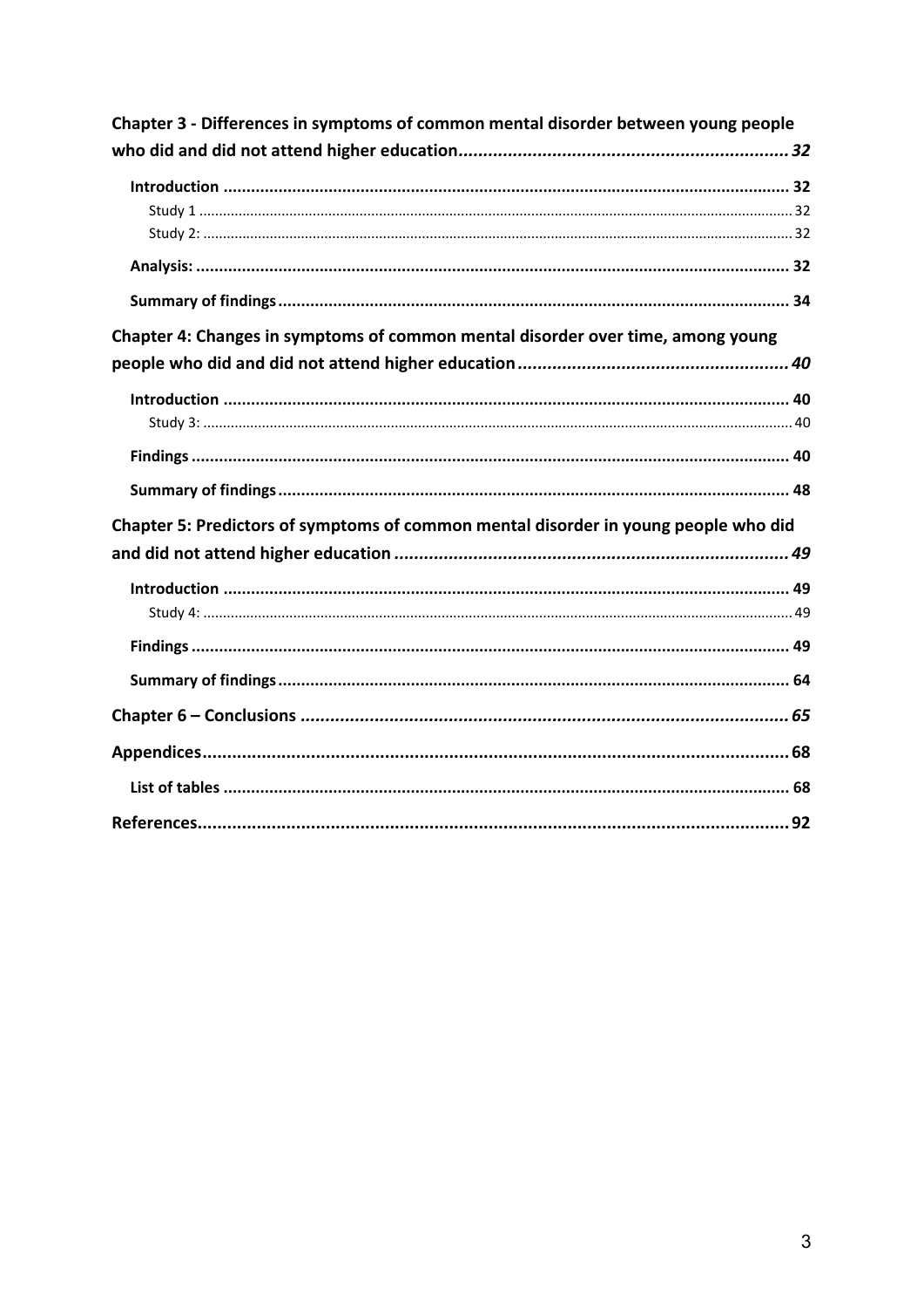**Chapter 3 - Differences in symptoms of common mental disorder between young people who did and did not attend higher education** ........ *32*

- **Introduction** ........ 32
  - Study 1 ........ 32
  - Study 2: ........ 32
- **Analysis:** ........ 32
- **Summary of findings** ........ 34

**Chapter 4: Changes in symptoms of common mental disorder over time, among young people who did and did not attend higher education** ........ *40*

- **Introduction** ........ 40
  - Study 3: ........ 40
- **Findings** ........ 40
- **Summary of findings** ........ 48

**Chapter 5: Predictors of symptoms of common mental disorder in young people who did and did not attend higher education** ........ *49*

- **Introduction** ........ 49
  - Study 4: ........ 49
- **Findings** ........ 49
- **Summary of findings** ........ 64

**Chapter 6 – Conclusions** ........ *65*

**Appendices** ........ 68

- **List of tables** ........ 68

**References** ........ 92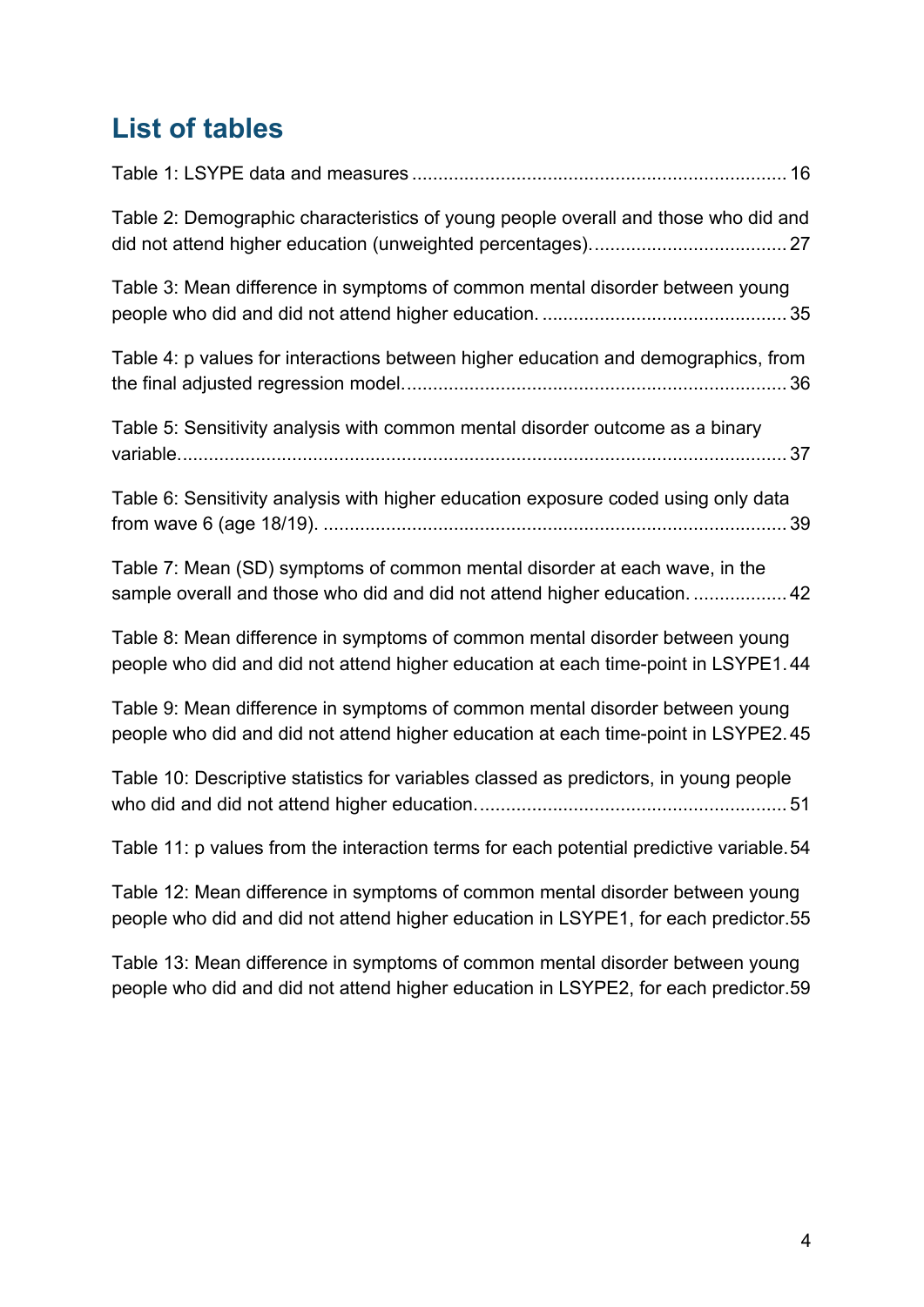## List of tables

Table 1: LSYPE data and measures ........................................................................ 16

Table 2: Demographic characteristics of young people overall and those who did and did not attend higher education (unweighted percentages)...................................... 27

Table 3: Mean difference in symptoms of common mental disorder between young people who did and did not attend higher education. ............................................... 35

Table 4: p values for interactions between higher education and demographics, from the final adjusted regression model.......................................................................... 36

Table 5: Sensitivity analysis with common mental disorder outcome as a binary variable...................................................................................................................... 37

Table 6: Sensitivity analysis with higher education exposure coded using only data from wave 6 (age 18/19). ......................................................................................... 39

Table 7: Mean (SD) symptoms of common mental disorder at each wave, in the sample overall and those who did and did not attend higher education. .................. 42

Table 8: Mean difference in symptoms of common mental disorder between young people who did and did not attend higher education at each time-point in LSYPE1. 44

Table 9: Mean difference in symptoms of common mental disorder between young people who did and did not attend higher education at each time-point in LSYPE2. 45

Table 10: Descriptive statistics for variables classed as predictors, in young people who did and did not attend higher education. ........................................................... 51

Table 11: p values from the interaction terms for each potential predictive variable. 54

Table 12: Mean difference in symptoms of common mental disorder between young people who did and did not attend higher education in LSYPE1, for each predictor. 55

Table 13: Mean difference in symptoms of common mental disorder between young people who did and did not attend higher education in LSYPE2, for each predictor. 59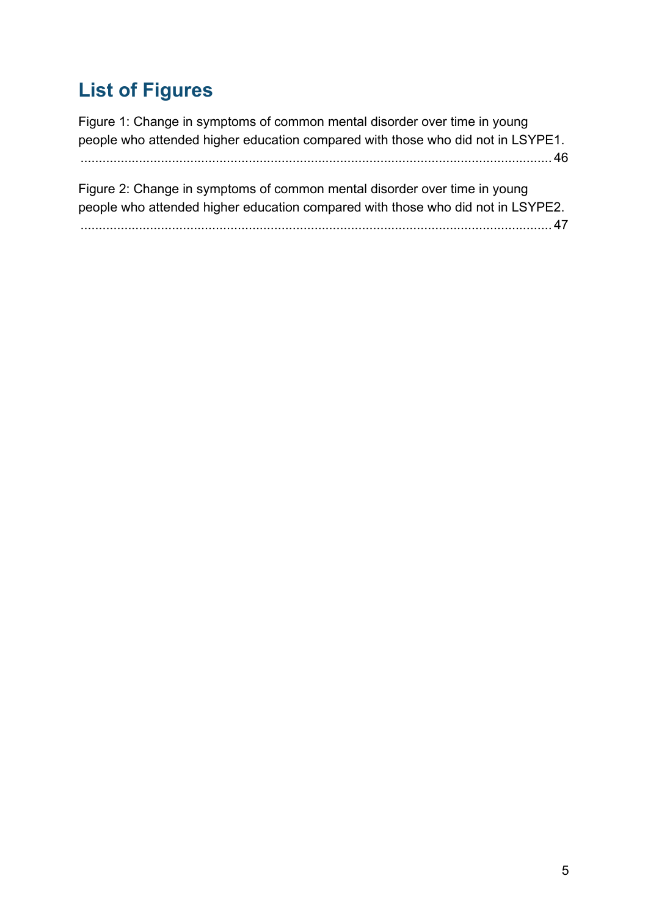## List of Figures

Figure 1: Change in symptoms of common mental disorder over time in young people who attended higher education compared with those who did not in LSYPE1. .................................................................................................................................. 46

Figure 2: Change in symptoms of common mental disorder over time in young people who attended higher education compared with those who did not in LSYPE2. .................................................................................................................................. 47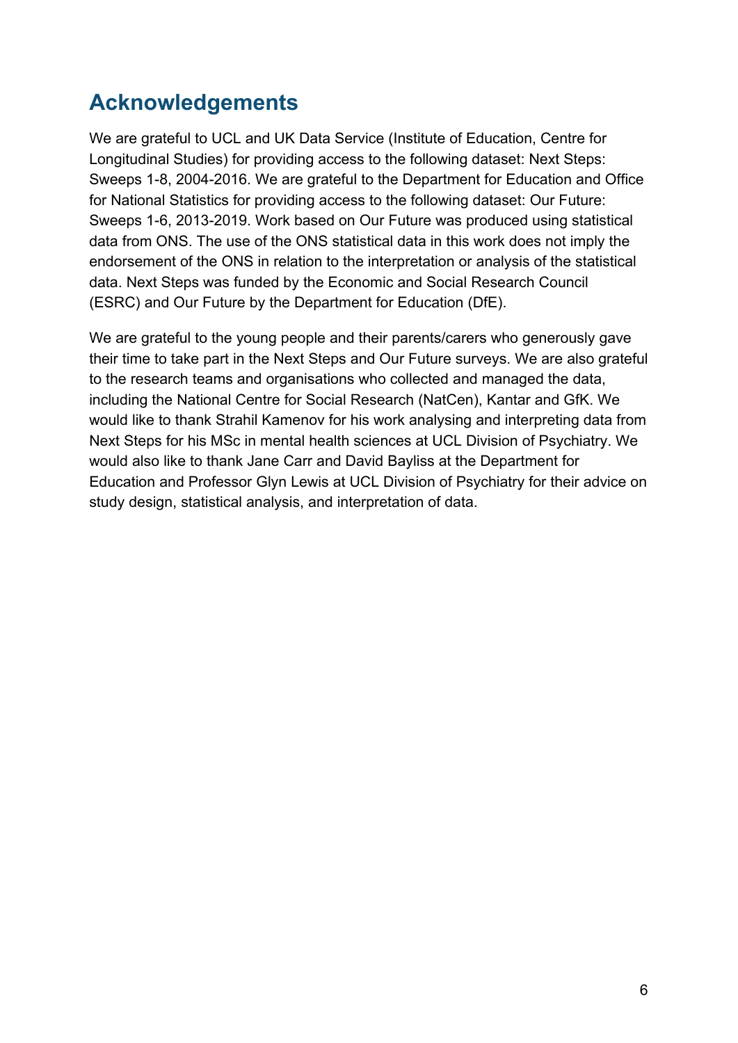## Acknowledgements

We are grateful to UCL and UK Data Service (Institute of Education, Centre for Longitudinal Studies) for providing access to the following dataset: Next Steps: Sweeps 1-8, 2004-2016. We are grateful to the Department for Education and Office for National Statistics for providing access to the following dataset: Our Future: Sweeps 1-6, 2013-2019. Work based on Our Future was produced using statistical data from ONS. The use of the ONS statistical data in this work does not imply the endorsement of the ONS in relation to the interpretation or analysis of the statistical data. Next Steps was funded by the Economic and Social Research Council (ESRC) and Our Future by the Department for Education (DfE).

We are grateful to the young people and their parents/carers who generously gave their time to take part in the Next Steps and Our Future surveys. We are also grateful to the research teams and organisations who collected and managed the data, including the National Centre for Social Research (NatCen), Kantar and GfK. We would like to thank Strahil Kamenov for his work analysing and interpreting data from Next Steps for his MSc in mental health sciences at UCL Division of Psychiatry. We would also like to thank Jane Carr and David Bayliss at the Department for Education and Professor Glyn Lewis at UCL Division of Psychiatry for their advice on study design, statistical analysis, and interpretation of data.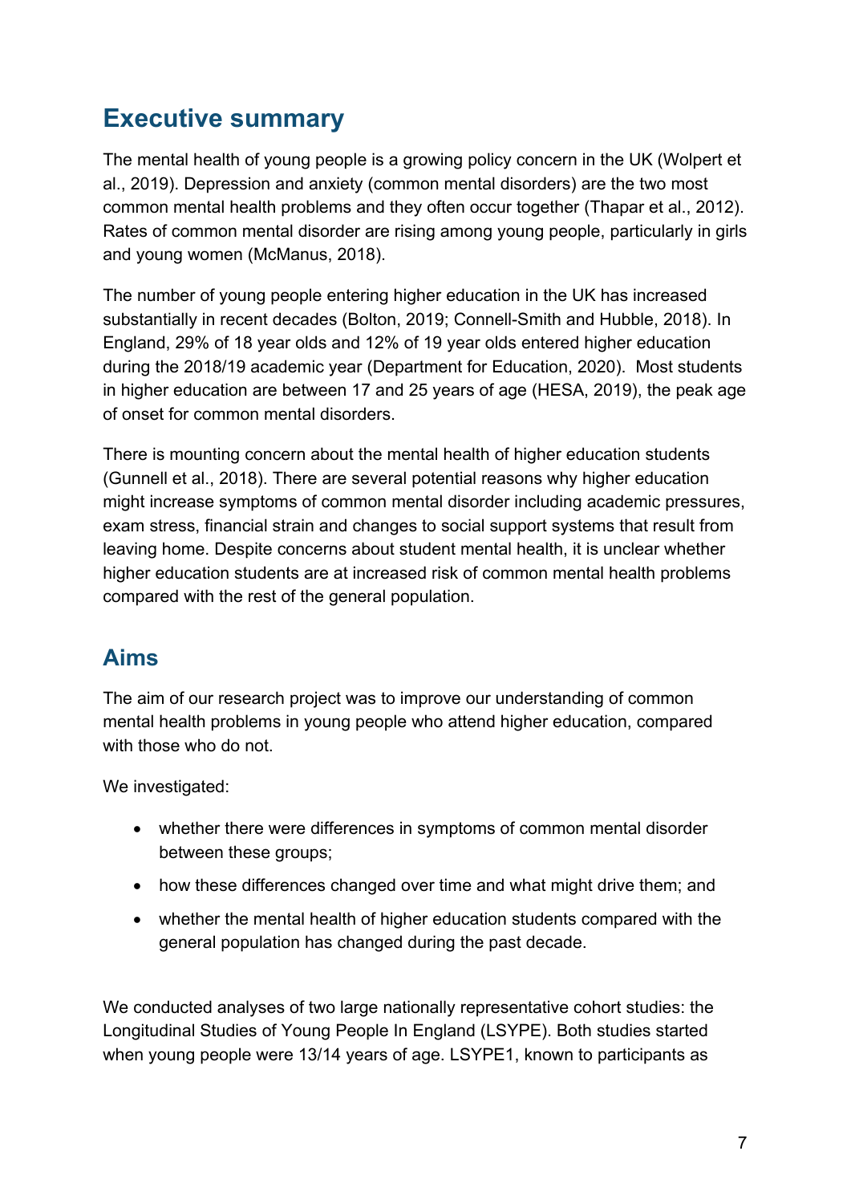# Executive summary

The mental health of young people is a growing policy concern in the UK (Wolpert et al., 2019). Depression and anxiety (common mental disorders) are the two most common mental health problems and they often occur together (Thapar et al., 2012). Rates of common mental disorder are rising among young people, particularly in girls and young women (McManus, 2018).

The number of young people entering higher education in the UK has increased substantially in recent decades (Bolton, 2019; Connell-Smith and Hubble, 2018). In England, 29% of 18 year olds and 12% of 19 year olds entered higher education during the 2018/19 academic year (Department for Education, 2020). Most students in higher education are between 17 and 25 years of age (HESA, 2019), the peak age of onset for common mental disorders.

There is mounting concern about the mental health of higher education students (Gunnell et al., 2018). There are several potential reasons why higher education might increase symptoms of common mental disorder including academic pressures, exam stress, financial strain and changes to social support systems that result from leaving home. Despite concerns about student mental health, it is unclear whether higher education students are at increased risk of common mental health problems compared with the rest of the general population.

## Aims

The aim of our research project was to improve our understanding of common mental health problems in young people who attend higher education, compared with those who do not.

We investigated:

- whether there were differences in symptoms of common mental disorder between these groups;
- how these differences changed over time and what might drive them; and
- whether the mental health of higher education students compared with the general population has changed during the past decade.

We conducted analyses of two large nationally representative cohort studies: the Longitudinal Studies of Young People In England (LSYPE). Both studies started when young people were 13/14 years of age. LSYPE1, known to participants as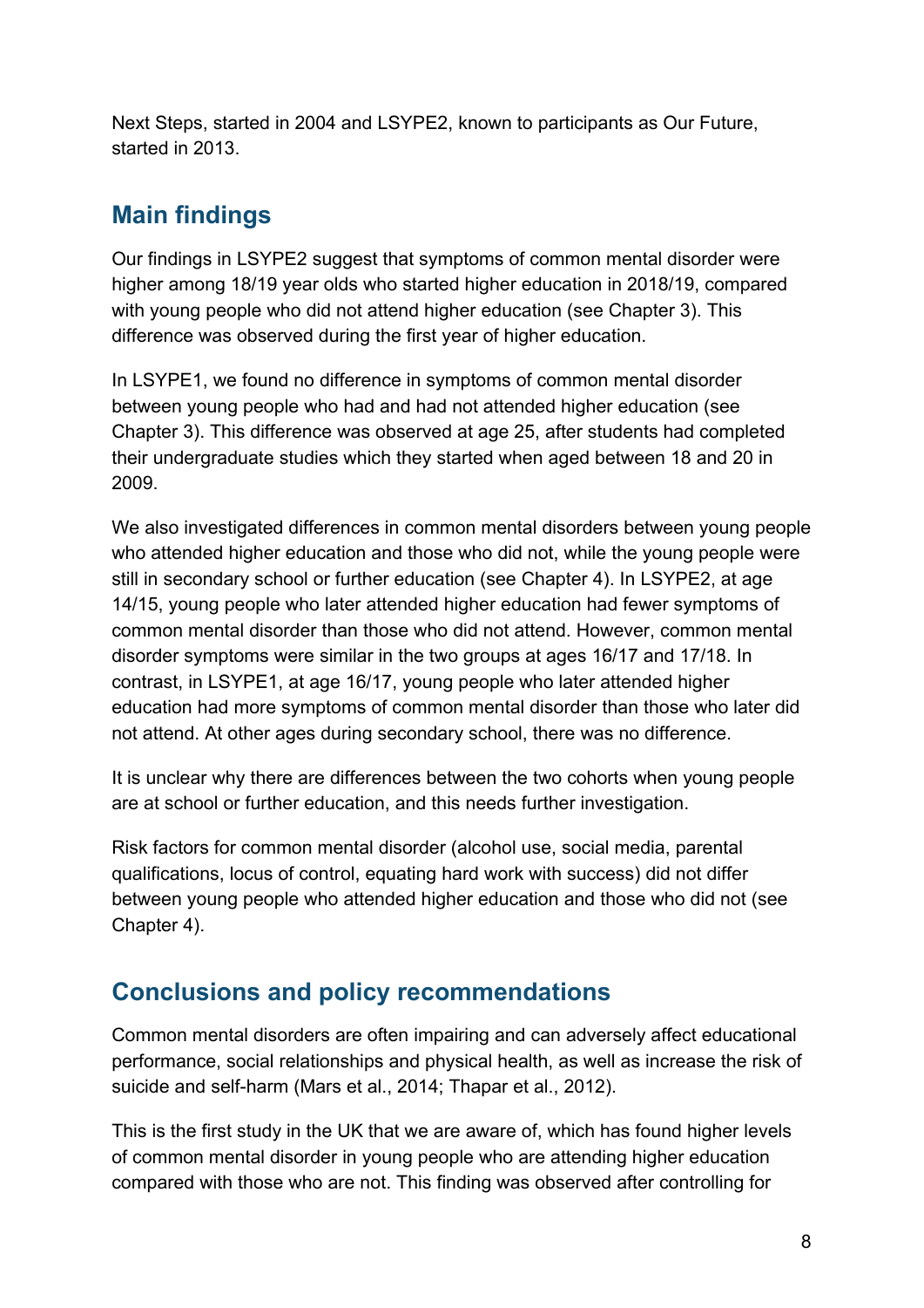Next Steps, started in 2004 and LSYPE2, known to participants as Our Future, started in 2013.

## Main findings

Our findings in LSYPE2 suggest that symptoms of common mental disorder were higher among 18/19 year olds who started higher education in 2018/19, compared with young people who did not attend higher education (see Chapter 3). This difference was observed during the first year of higher education.

In LSYPE1, we found no difference in symptoms of common mental disorder between young people who had and had not attended higher education (see Chapter 3). This difference was observed at age 25, after students had completed their undergraduate studies which they started when aged between 18 and 20 in 2009.

We also investigated differences in common mental disorders between young people who attended higher education and those who did not, while the young people were still in secondary school or further education (see Chapter 4). In LSYPE2, at age 14/15, young people who later attended higher education had fewer symptoms of common mental disorder than those who did not attend. However, common mental disorder symptoms were similar in the two groups at ages 16/17 and 17/18. In contrast, in LSYPE1, at age 16/17, young people who later attended higher education had more symptoms of common mental disorder than those who later did not attend. At other ages during secondary school, there was no difference.

It is unclear why there are differences between the two cohorts when young people are at school or further education, and this needs further investigation.

Risk factors for common mental disorder (alcohol use, social media, parental qualifications, locus of control, equating hard work with success) did not differ between young people who attended higher education and those who did not (see Chapter 4).

## Conclusions and policy recommendations

Common mental disorders are often impairing and can adversely affect educational performance, social relationships and physical health, as well as increase the risk of suicide and self-harm (Mars et al., 2014; Thapar et al., 2012).

This is the first study in the UK that we are aware of, which has found higher levels of common mental disorder in young people who are attending higher education compared with those who are not. This finding was observed after controlling for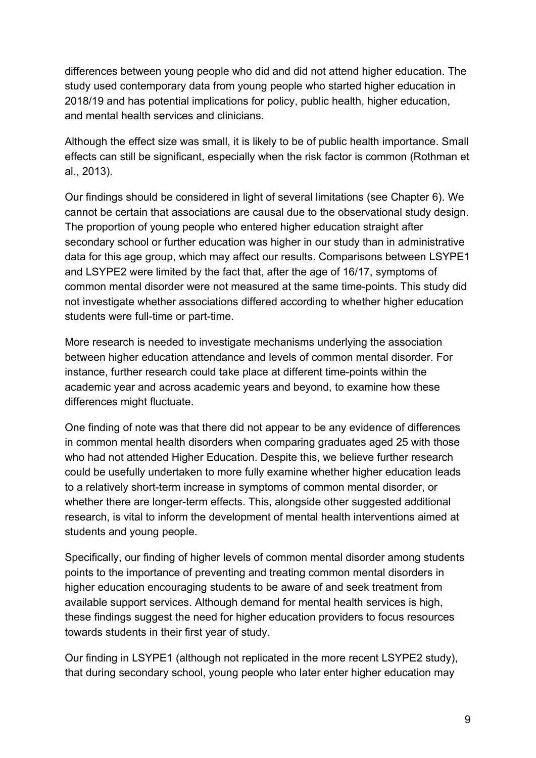differences between young people who did and did not attend higher education. The study used contemporary data from young people who started higher education in 2018/19 and has potential implications for policy, public health, higher education, and mental health services and clinicians.

Although the effect size was small, it is likely to be of public health importance. Small effects can still be significant, especially when the risk factor is common (Rothman et al., 2013).

Our findings should be considered in light of several limitations (see Chapter 6). We cannot be certain that associations are causal due to the observational study design. The proportion of young people who entered higher education straight after secondary school or further education was higher in our study than in administrative data for this age group, which may affect our results. Comparisons between LSYPE1 and LSYPE2 were limited by the fact that, after the age of 16/17, symptoms of common mental disorder were not measured at the same time-points. This study did not investigate whether associations differed according to whether higher education students were full-time or part-time.

More research is needed to investigate mechanisms underlying the association between higher education attendance and levels of common mental disorder. For instance, further research could take place at different time-points within the academic year and across academic years and beyond, to examine how these differences might fluctuate.

One finding of note was that there did not appear to be any evidence of differences in common mental health disorders when comparing graduates aged 25 with those who had not attended Higher Education. Despite this, we believe further research could be usefully undertaken to more fully examine whether higher education leads to a relatively short-term increase in symptoms of common mental disorder, or whether there are longer-term effects. This, alongside other suggested additional research, is vital to inform the development of mental health interventions aimed at students and young people.

Specifically, our finding of higher levels of common mental disorder among students points to the importance of preventing and treating common mental disorders in higher education encouraging students to be aware of and seek treatment from available support services. Although demand for mental health services is high, these findings suggest the need for higher education providers to focus resources towards students in their first year of study.

Our finding in LSYPE1 (although not replicated in the more recent LSYPE2 study), that during secondary school, young people who later enter higher education may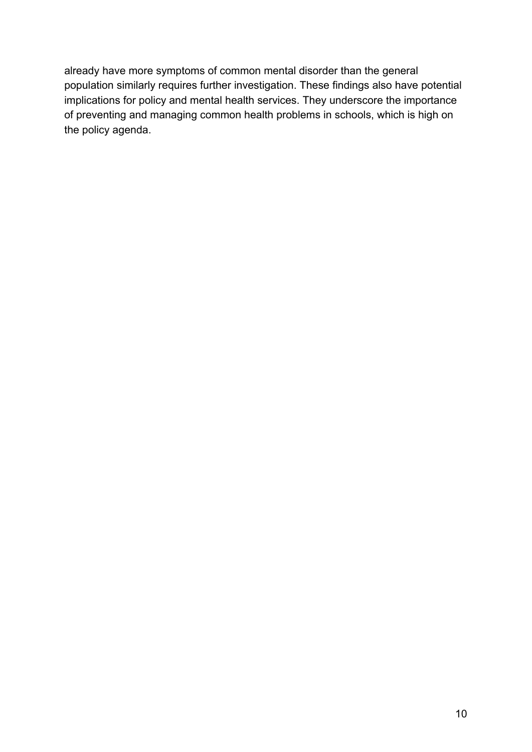already have more symptoms of common mental disorder than the general population similarly requires further investigation. These findings also have potential implications for policy and mental health services. They underscore the importance of preventing and managing common health problems in schools, which is high on the policy agenda.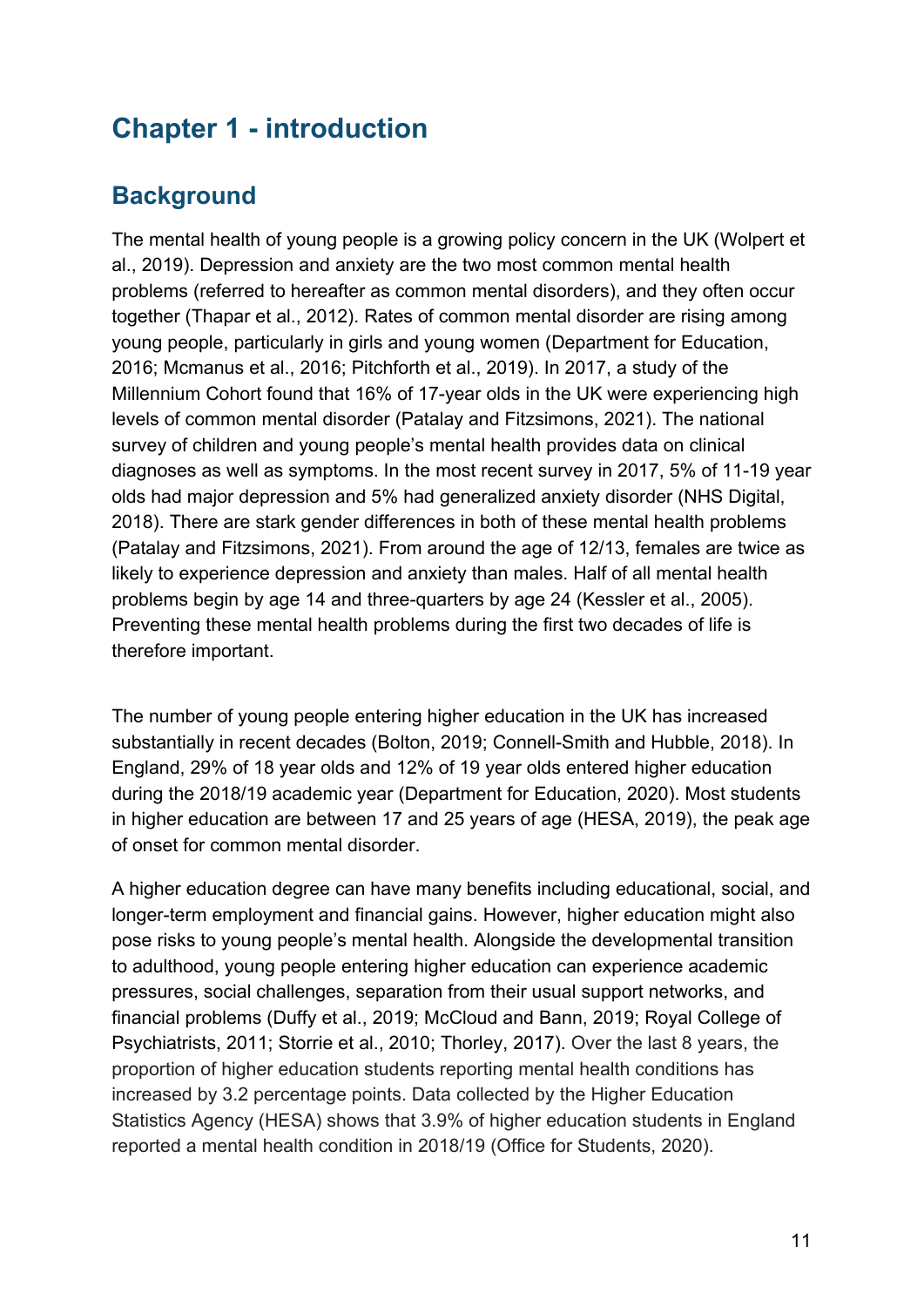# Chapter 1 - introduction

## Background

The mental health of young people is a growing policy concern in the UK (Wolpert et al., 2019). Depression and anxiety are the two most common mental health problems (referred to hereafter as common mental disorders), and they often occur together (Thapar et al., 2012). Rates of common mental disorder are rising among young people, particularly in girls and young women (Department for Education, 2016; Mcmanus et al., 2016; Pitchforth et al., 2019). In 2017, a study of the Millennium Cohort found that 16% of 17-year olds in the UK were experiencing high levels of common mental disorder (Patalay and Fitzsimons, 2021). The national survey of children and young people's mental health provides data on clinical diagnoses as well as symptoms. In the most recent survey in 2017, 5% of 11-19 year olds had major depression and 5% had generalized anxiety disorder (NHS Digital, 2018). There are stark gender differences in both of these mental health problems (Patalay and Fitzsimons, 2021). From around the age of 12/13, females are twice as likely to experience depression and anxiety than males. Half of all mental health problems begin by age 14 and three-quarters by age 24 (Kessler et al., 2005). Preventing these mental health problems during the first two decades of life is therefore important.

The number of young people entering higher education in the UK has increased substantially in recent decades (Bolton, 2019; Connell-Smith and Hubble, 2018). In England, 29% of 18 year olds and 12% of 19 year olds entered higher education during the 2018/19 academic year (Department for Education, 2020). Most students in higher education are between 17 and 25 years of age (HESA, 2019), the peak age of onset for common mental disorder.

A higher education degree can have many benefits including educational, social, and longer-term employment and financial gains. However, higher education might also pose risks to young people's mental health. Alongside the developmental transition to adulthood, young people entering higher education can experience academic pressures, social challenges, separation from their usual support networks, and financial problems (Duffy et al., 2019; McCloud and Bann, 2019; Royal College of Psychiatrists, 2011; Storrie et al., 2010; Thorley, 2017). Over the last 8 years, the proportion of higher education students reporting mental health conditions has increased by 3.2 percentage points. Data collected by the Higher Education Statistics Agency (HESA) shows that 3.9% of higher education students in England reported a mental health condition in 2018/19 (Office for Students, 2020).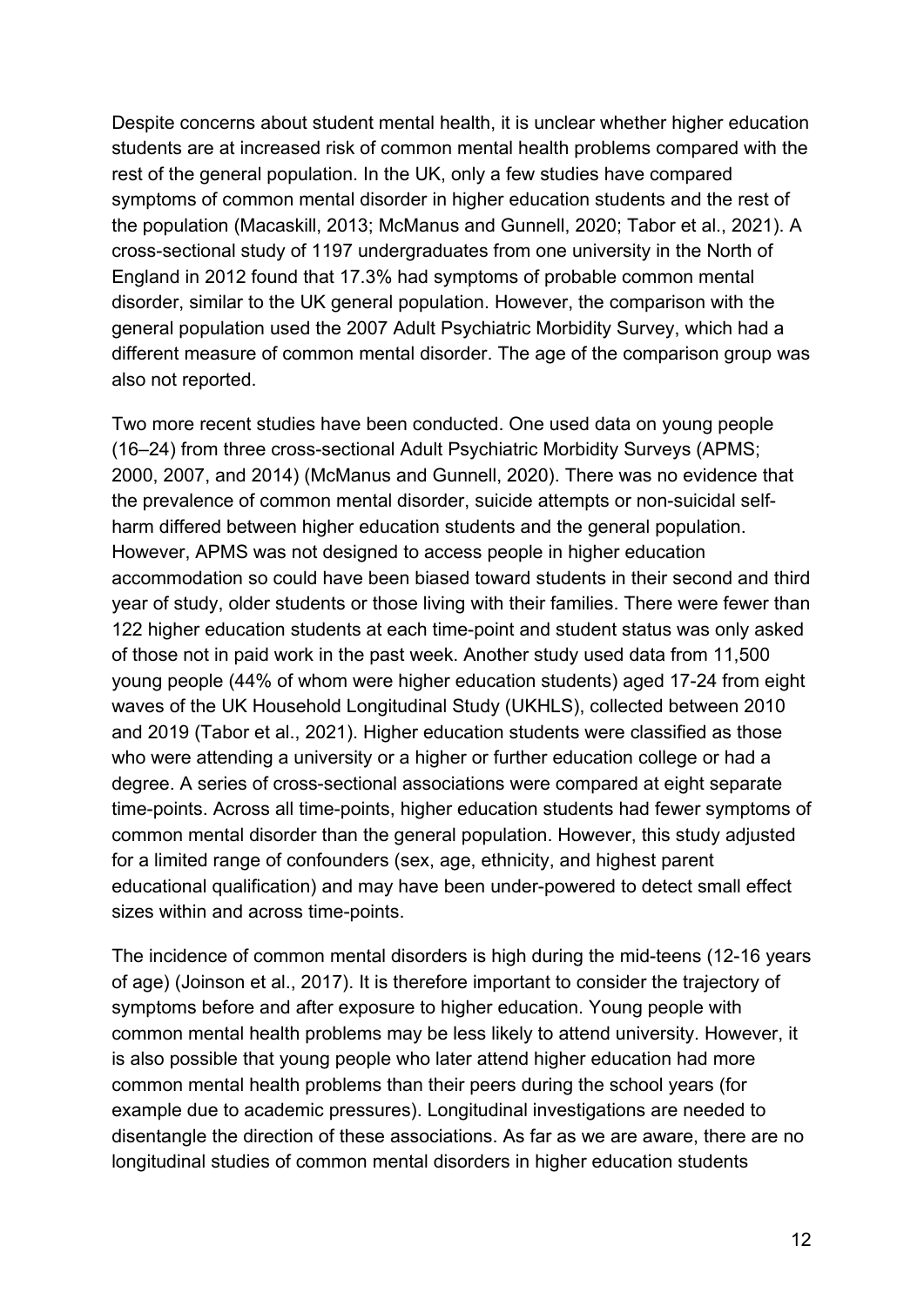Despite concerns about student mental health, it is unclear whether higher education students are at increased risk of common mental health problems compared with the rest of the general population. In the UK, only a few studies have compared symptoms of common mental disorder in higher education students and the rest of the population (Macaskill, 2013; McManus and Gunnell, 2020; Tabor et al., 2021). A cross-sectional study of 1197 undergraduates from one university in the North of England in 2012 found that 17.3% had symptoms of probable common mental disorder, similar to the UK general population. However, the comparison with the general population used the 2007 Adult Psychiatric Morbidity Survey, which had a different measure of common mental disorder. The age of the comparison group was also not reported.

Two more recent studies have been conducted. One used data on young people (16–24) from three cross-sectional Adult Psychiatric Morbidity Surveys (APMS; 2000, 2007, and 2014) (McManus and Gunnell, 2020). There was no evidence that the prevalence of common mental disorder, suicide attempts or non-suicidal self-harm differed between higher education students and the general population. However, APMS was not designed to access people in higher education accommodation so could have been biased toward students in their second and third year of study, older students or those living with their families. There were fewer than 122 higher education students at each time-point and student status was only asked of those not in paid work in the past week. Another study used data from 11,500 young people (44% of whom were higher education students) aged 17-24 from eight waves of the UK Household Longitudinal Study (UKHLS), collected between 2010 and 2019 (Tabor et al., 2021). Higher education students were classified as those who were attending a university or a higher or further education college or had a degree. A series of cross-sectional associations were compared at eight separate time-points. Across all time-points, higher education students had fewer symptoms of common mental disorder than the general population. However, this study adjusted for a limited range of confounders (sex, age, ethnicity, and highest parent educational qualification) and may have been under-powered to detect small effect sizes within and across time-points.

The incidence of common mental disorders is high during the mid-teens (12-16 years of age) (Joinson et al., 2017). It is therefore important to consider the trajectory of symptoms before and after exposure to higher education. Young people with common mental health problems may be less likely to attend university. However, it is also possible that young people who later attend higher education had more common mental health problems than their peers during the school years (for example due to academic pressures). Longitudinal investigations are needed to disentangle the direction of these associations. As far as we are aware, there are no longitudinal studies of common mental disorders in higher education students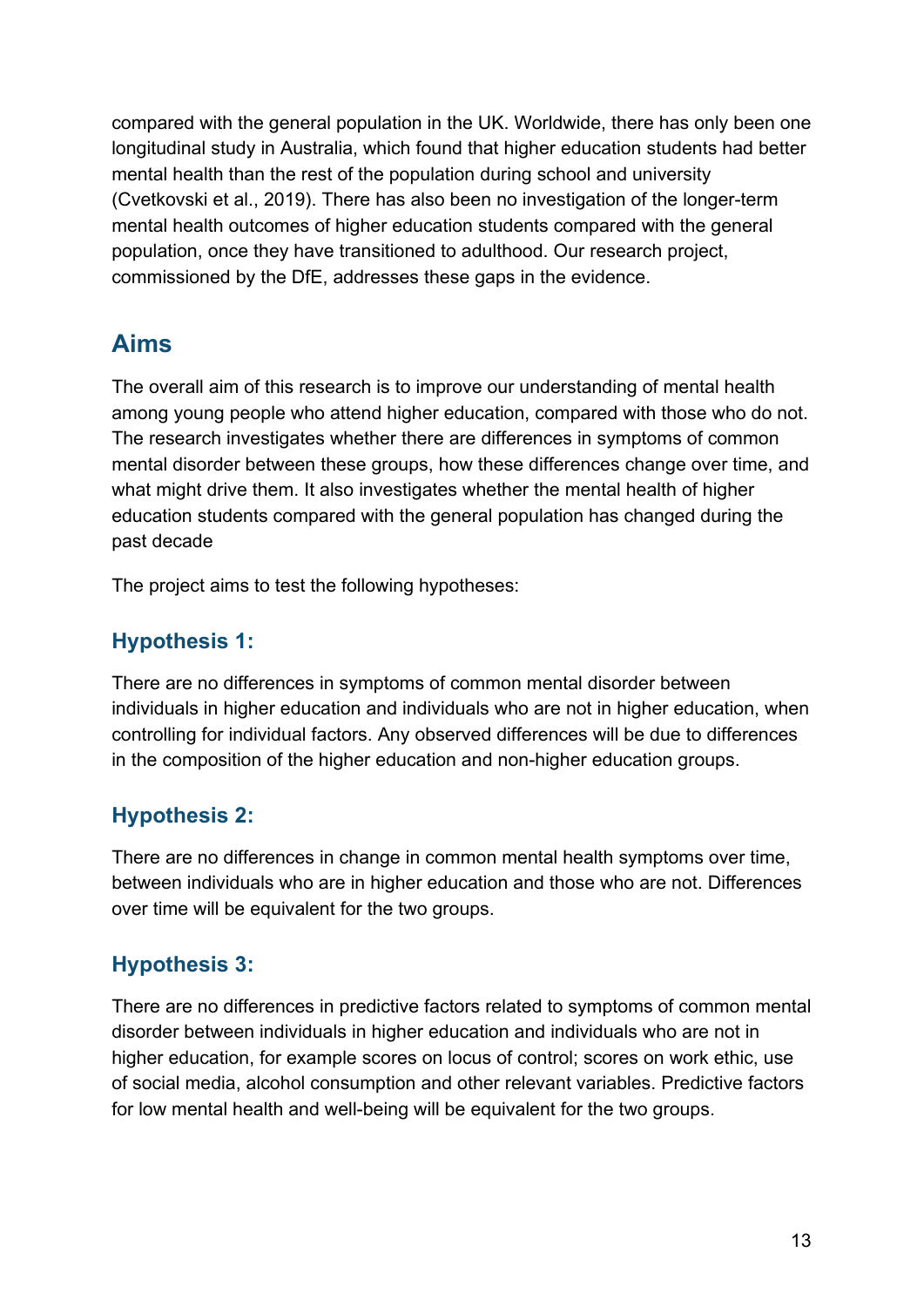compared with the general population in the UK. Worldwide, there has only been one longitudinal study in Australia, which found that higher education students had better mental health than the rest of the population during school and university (Cvetkovski et al., 2019). There has also been no investigation of the longer-term mental health outcomes of higher education students compared with the general population, once they have transitioned to adulthood. Our research project, commissioned by the DfE, addresses these gaps in the evidence.

## Aims

The overall aim of this research is to improve our understanding of mental health among young people who attend higher education, compared with those who do not. The research investigates whether there are differences in symptoms of common mental disorder between these groups, how these differences change over time, and what might drive them. It also investigates whether the mental health of higher education students compared with the general population has changed during the past decade

The project aims to test the following hypotheses:

### Hypothesis 1:

There are no differences in symptoms of common mental disorder between individuals in higher education and individuals who are not in higher education, when controlling for individual factors. Any observed differences will be due to differences in the composition of the higher education and non-higher education groups.

### Hypothesis 2:

There are no differences in change in common mental health symptoms over time, between individuals who are in higher education and those who are not. Differences over time will be equivalent for the two groups.

### Hypothesis 3:

There are no differences in predictive factors related to symptoms of common mental disorder between individuals in higher education and individuals who are not in higher education, for example scores on locus of control; scores on work ethic, use of social media, alcohol consumption and other relevant variables. Predictive factors for low mental health and well-being will be equivalent for the two groups.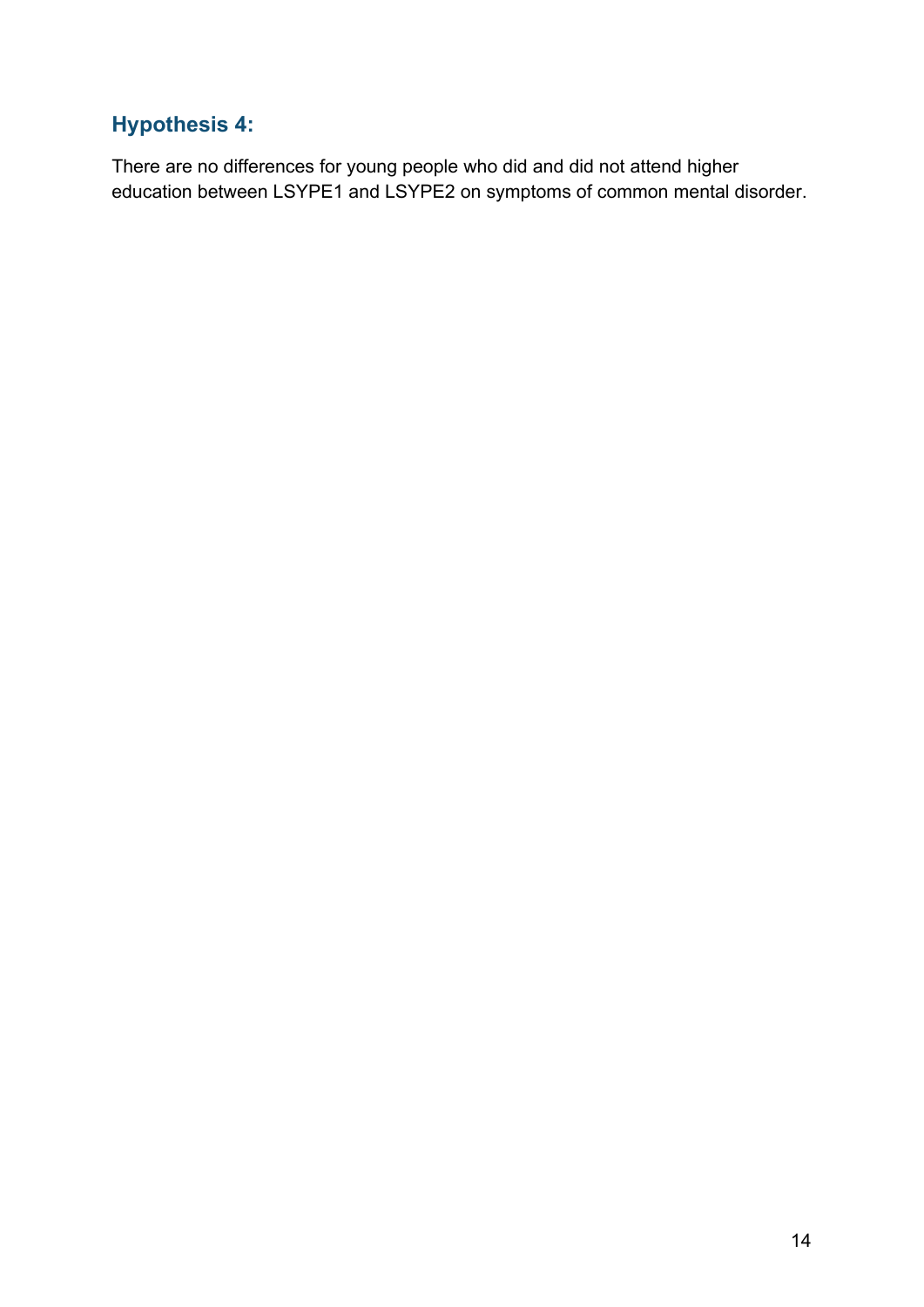### Hypothesis 4:

There are no differences for young people who did and did not attend higher education between LSYPE1 and LSYPE2 on symptoms of common mental disorder.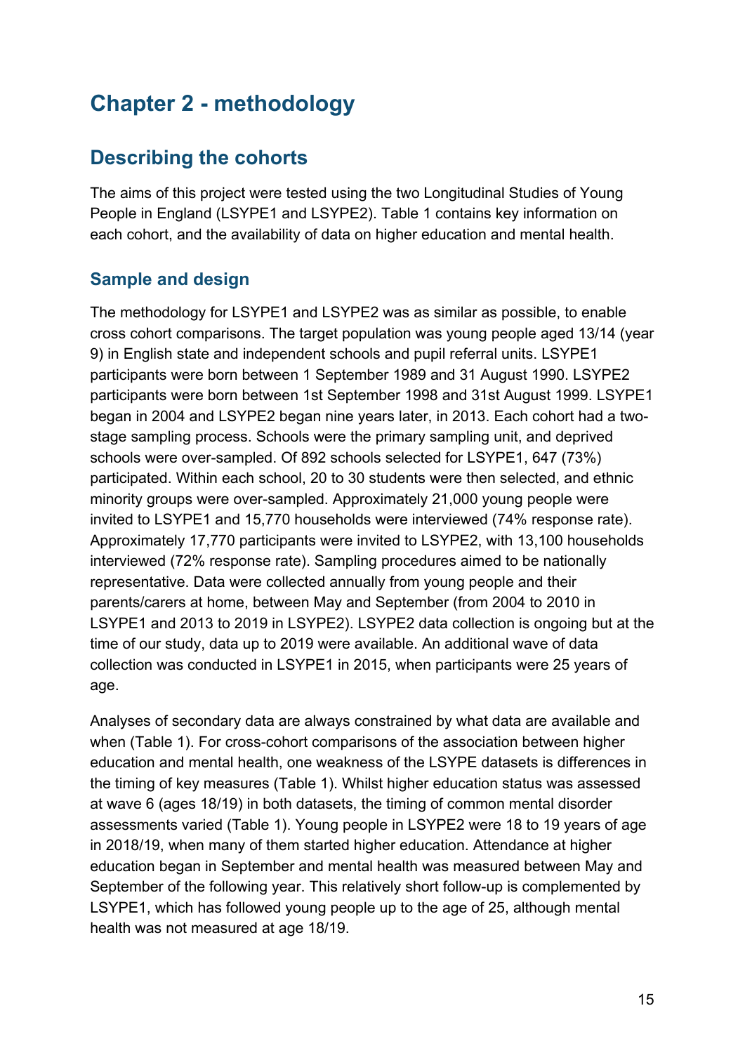# Chapter 2 - methodology

## Describing the cohorts

The aims of this project were tested using the two Longitudinal Studies of Young People in England (LSYPE1 and LSYPE2). Table 1 contains key information on each cohort, and the availability of data on higher education and mental health.

### Sample and design

The methodology for LSYPE1 and LSYPE2 was as similar as possible, to enable cross cohort comparisons. The target population was young people aged 13/14 (year 9) in English state and independent schools and pupil referral units. LSYPE1 participants were born between 1 September 1989 and 31 August 1990. LSYPE2 participants were born between 1st September 1998 and 31st August 1999. LSYPE1 began in 2004 and LSYPE2 began nine years later, in 2013. Each cohort had a two-stage sampling process. Schools were the primary sampling unit, and deprived schools were over-sampled. Of 892 schools selected for LSYPE1, 647 (73%) participated. Within each school, 20 to 30 students were then selected, and ethnic minority groups were over-sampled. Approximately 21,000 young people were invited to LSYPE1 and 15,770 households were interviewed (74% response rate). Approximately 17,770 participants were invited to LSYPE2, with 13,100 households interviewed (72% response rate). Sampling procedures aimed to be nationally representative. Data were collected annually from young people and their parents/carers at home, between May and September (from 2004 to 2010 in LSYPE1 and 2013 to 2019 in LSYPE2). LSYPE2 data collection is ongoing but at the time of our study, data up to 2019 were available. An additional wave of data collection was conducted in LSYPE1 in 2015, when participants were 25 years of age.

Analyses of secondary data are always constrained by what data are available and when (Table 1). For cross-cohort comparisons of the association between higher education and mental health, one weakness of the LSYPE datasets is differences in the timing of key measures (Table 1). Whilst higher education status was assessed at wave 6 (ages 18/19) in both datasets, the timing of common mental disorder assessments varied (Table 1). Young people in LSYPE2 were 18 to 19 years of age in 2018/19, when many of them started higher education. Attendance at higher education began in September and mental health was measured between May and September of the following year. This relatively short follow-up is complemented by LSYPE1, which has followed young people up to the age of 25, although mental health was not measured at age 18/19.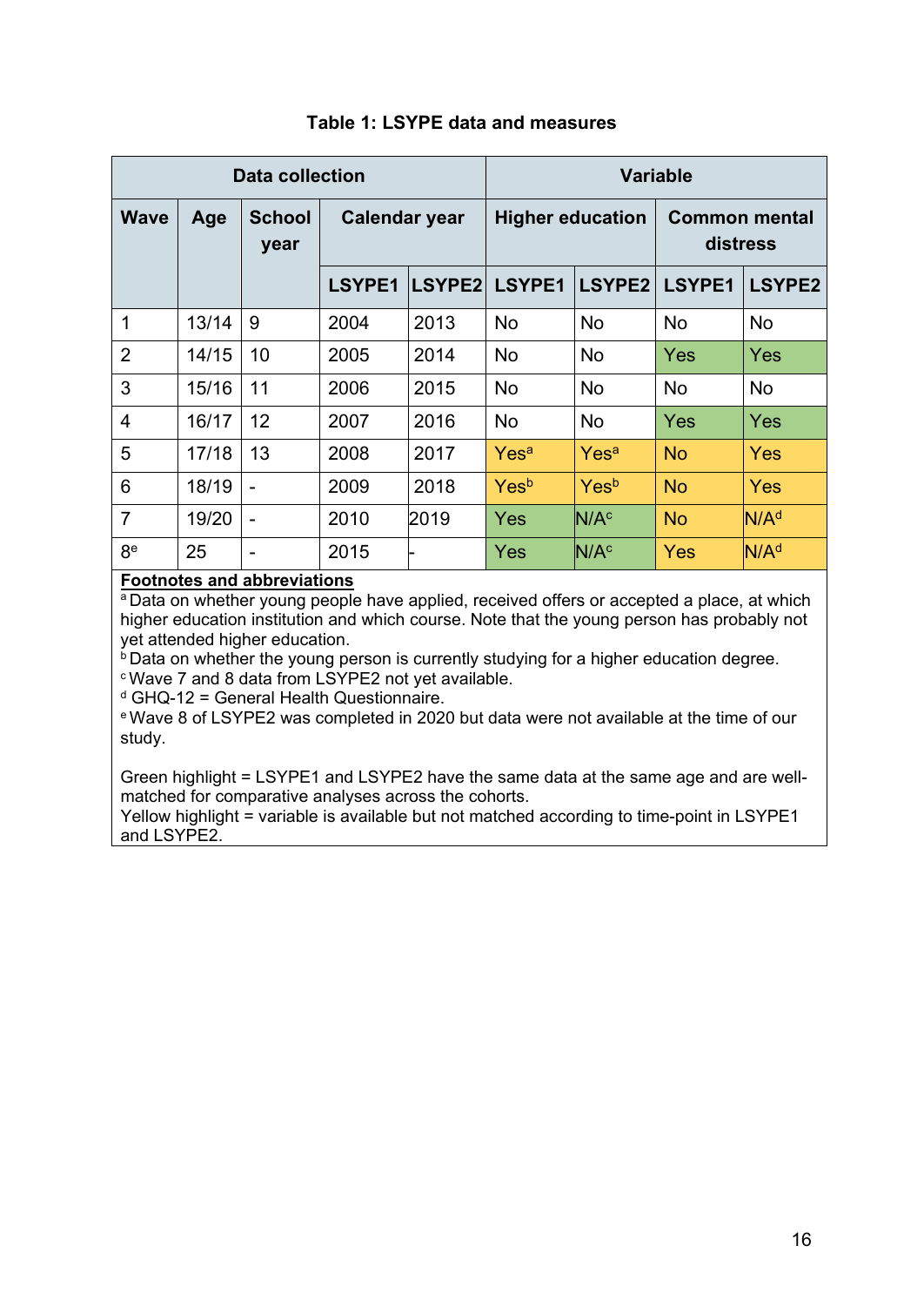**Table 1: LSYPE data and measures**

| Data collection | | | | | Variable | | | |
|---|---|---|---|---|---|---|---|---|
| Wave | Age | School year | Calendar year | | Higher education | | Common mental distress | |
| | | | LSYPE1 | LSYPE2 | LSYPE1 | LSYPE2 | LSYPE1 | LSYPE2 |
| 1 | 13/14 | 9 | 2004 | 2013 | No | No | No | No |
| 2 | 14/15 | 10 | 2005 | 2014 | No | No | Yes | Yes |
| 3 | 15/16 | 11 | 2006 | 2015 | No | No | No | No |
| 4 | 16/17 | 12 | 2007 | 2016 | No | No | Yes | Yes |
| 5 | 17/18 | 13 | 2008 | 2017 | Yes[a] | Yes[a] | No | Yes |
| 6 | 18/19 | - | 2009 | 2018 | Yes[b] | Yes[b] | No | Yes |
| 7 | 19/20 | - | 2010 | 2019 | Yes | N/A[c] | No | N/A[d] |
| 8[e] | 25 | - | 2015 | - | Yes | N/A[c] | Yes | N/A[d] |

**Footnotes and abbreviations**

[a] Data on whether young people have applied, received offers or accepted a place, at which higher education institution and which course. Note that the young person has probably not yet attended higher education.

[b] Data on whether the young person is currently studying for a higher education degree.

[c] Wave 7 and 8 data from LSYPE2 not yet available.

[d] GHQ-12 = General Health Questionnaire.

[e] Wave 8 of LSYPE2 was completed in 2020 but data were not available at the time of our study.

Green highlight = LSYPE1 and LSYPE2 have the same data at the same age and are well-matched for comparative analyses across the cohorts.

Yellow highlight = variable is available but not matched according to time-point in LSYPE1 and LSYPE2.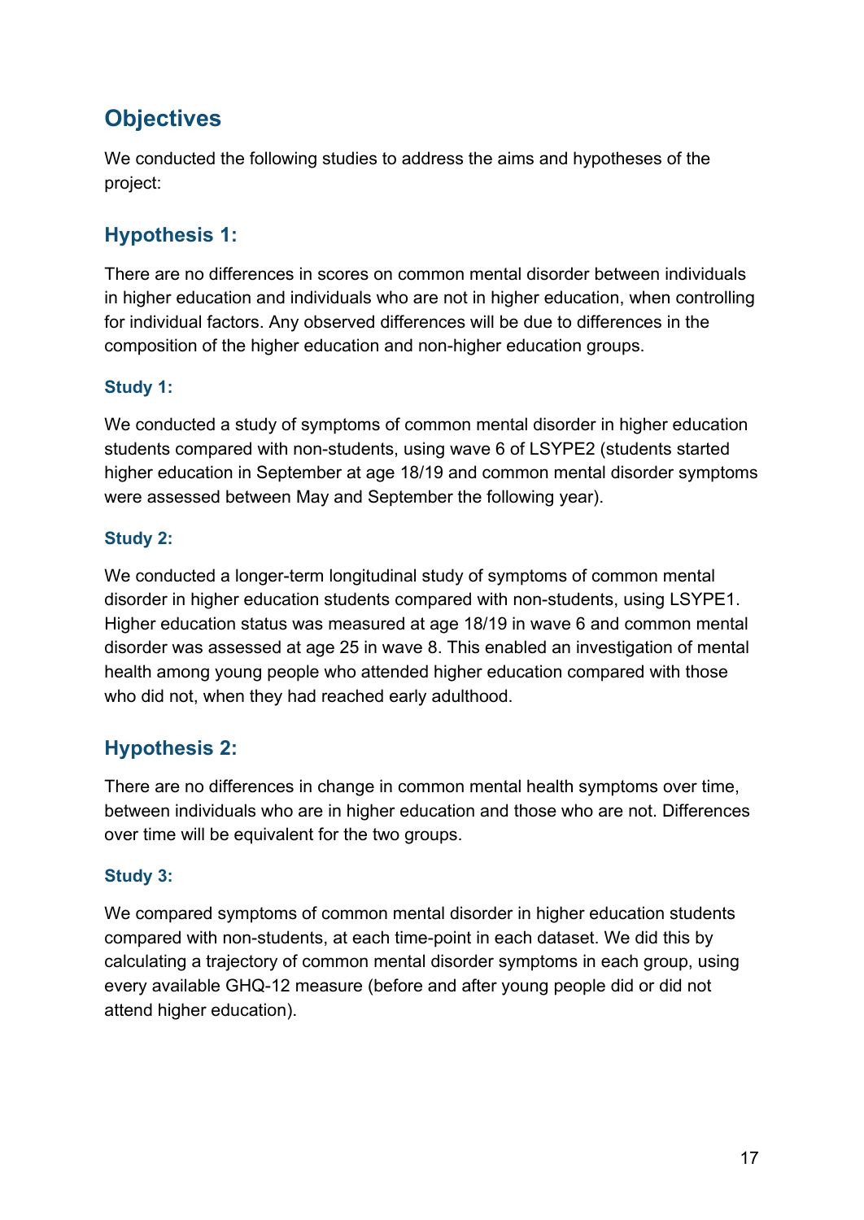## Objectives

We conducted the following studies to address the aims and hypotheses of the project:

### Hypothesis 1:

There are no differences in scores on common mental disorder between individuals in higher education and individuals who are not in higher education, when controlling for individual factors. Any observed differences will be due to differences in the composition of the higher education and non-higher education groups.

#### Study 1:

We conducted a study of symptoms of common mental disorder in higher education students compared with non-students, using wave 6 of LSYPE2 (students started higher education in September at age 18/19 and common mental disorder symptoms were assessed between May and September the following year).

#### Study 2:

We conducted a longer-term longitudinal study of symptoms of common mental disorder in higher education students compared with non-students, using LSYPE1. Higher education status was measured at age 18/19 in wave 6 and common mental disorder was assessed at age 25 in wave 8. This enabled an investigation of mental health among young people who attended higher education compared with those who did not, when they had reached early adulthood.

### Hypothesis 2:

There are no differences in change in common mental health symptoms over time, between individuals who are in higher education and those who are not. Differences over time will be equivalent for the two groups.

#### Study 3:

We compared symptoms of common mental disorder in higher education students compared with non-students, at each time-point in each dataset. We did this by calculating a trajectory of common mental disorder symptoms in each group, using every available GHQ-12 measure (before and after young people did or did not attend higher education).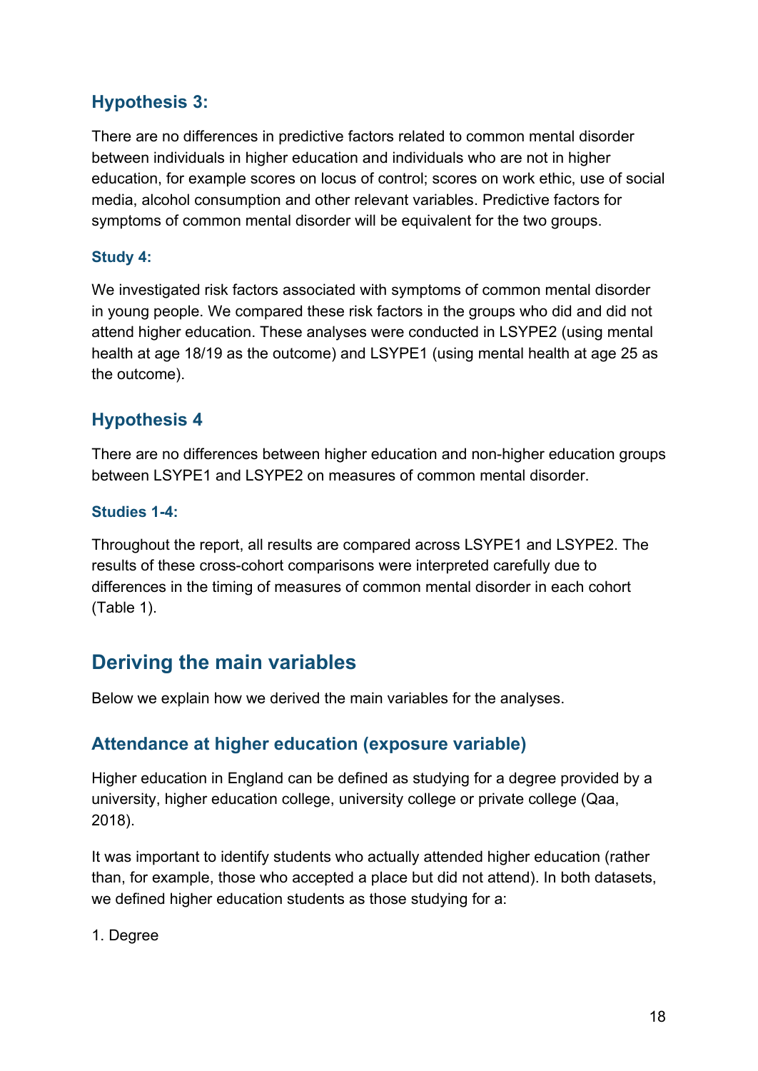### Hypothesis 3:

There are no differences in predictive factors related to common mental disorder between individuals in higher education and individuals who are not in higher education, for example scores on locus of control; scores on work ethic, use of social media, alcohol consumption and other relevant variables. Predictive factors for symptoms of common mental disorder will be equivalent for the two groups.

#### Study 4:

We investigated risk factors associated with symptoms of common mental disorder in young people. We compared these risk factors in the groups who did and did not attend higher education. These analyses were conducted in LSYPE2 (using mental health at age 18/19 as the outcome) and LSYPE1 (using mental health at age 25 as the outcome).

### Hypothesis 4

There are no differences between higher education and non-higher education groups between LSYPE1 and LSYPE2 on measures of common mental disorder.

#### Studies 1-4:

Throughout the report, all results are compared across LSYPE1 and LSYPE2. The results of these cross-cohort comparisons were interpreted carefully due to differences in the timing of measures of common mental disorder in each cohort (Table 1).

## Deriving the main variables

Below we explain how we derived the main variables for the analyses.

### Attendance at higher education (exposure variable)

Higher education in England can be defined as studying for a degree provided by a university, higher education college, university college or private college (Qaa, 2018).

It was important to identify students who actually attended higher education (rather than, for example, those who accepted a place but did not attend). In both datasets, we defined higher education students as those studying for a:

1. Degree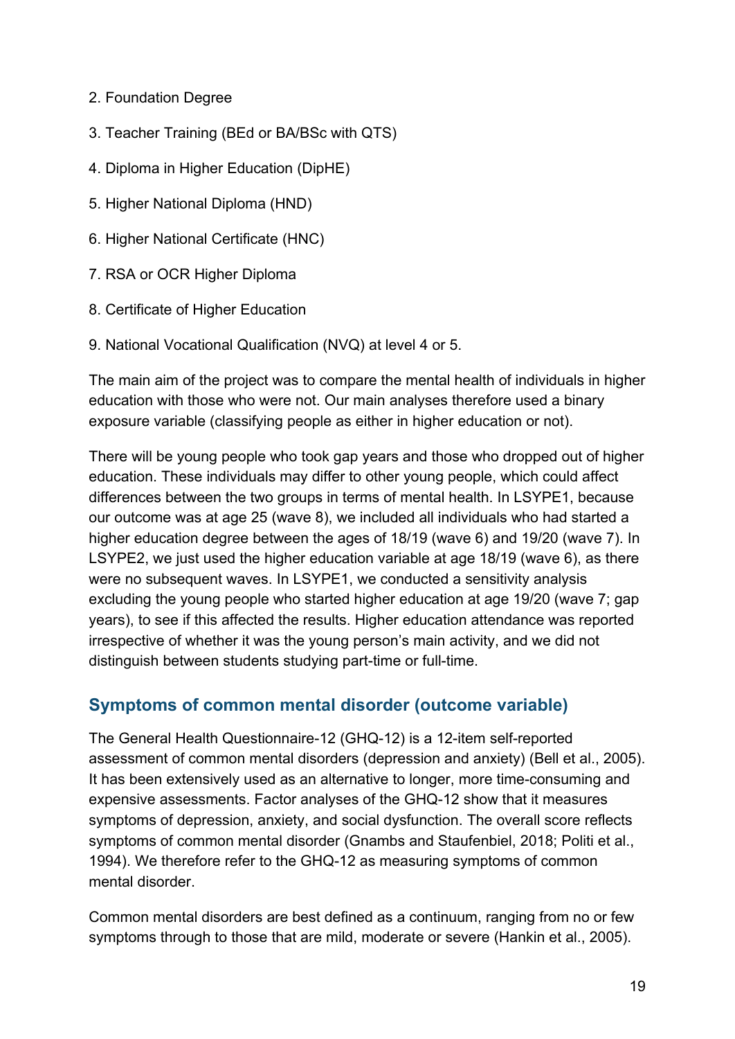2. Foundation Degree
3. Teacher Training (BEd or BA/BSc with QTS)
4. Diploma in Higher Education (DipHE)
5. Higher National Diploma (HND)
6. Higher National Certificate (HNC)
7. RSA or OCR Higher Diploma
8. Certificate of Higher Education
9. National Vocational Qualification (NVQ) at level 4 or 5.

The main aim of the project was to compare the mental health of individuals in higher education with those who were not. Our main analyses therefore used a binary exposure variable (classifying people as either in higher education or not).

There will be young people who took gap years and those who dropped out of higher education. These individuals may differ to other young people, which could affect differences between the two groups in terms of mental health. In LSYPE1, because our outcome was at age 25 (wave 8), we included all individuals who had started a higher education degree between the ages of 18/19 (wave 6) and 19/20 (wave 7). In LSYPE2, we just used the higher education variable at age 18/19 (wave 6), as there were no subsequent waves. In LSYPE1, we conducted a sensitivity analysis excluding the young people who started higher education at age 19/20 (wave 7; gap years), to see if this affected the results. Higher education attendance was reported irrespective of whether it was the young person's main activity, and we did not distinguish between students studying part-time or full-time.

## Symptoms of common mental disorder (outcome variable)

The General Health Questionnaire-12 (GHQ-12) is a 12-item self-reported assessment of common mental disorders (depression and anxiety) (Bell et al., 2005). It has been extensively used as an alternative to longer, more time-consuming and expensive assessments. Factor analyses of the GHQ-12 show that it measures symptoms of depression, anxiety, and social dysfunction. The overall score reflects symptoms of common mental disorder (Gnambs and Staufenbiel, 2018; Politi et al., 1994). We therefore refer to the GHQ-12 as measuring symptoms of common mental disorder.

Common mental disorders are best defined as a continuum, ranging from no or few symptoms through to those that are mild, moderate or severe (Hankin et al., 2005).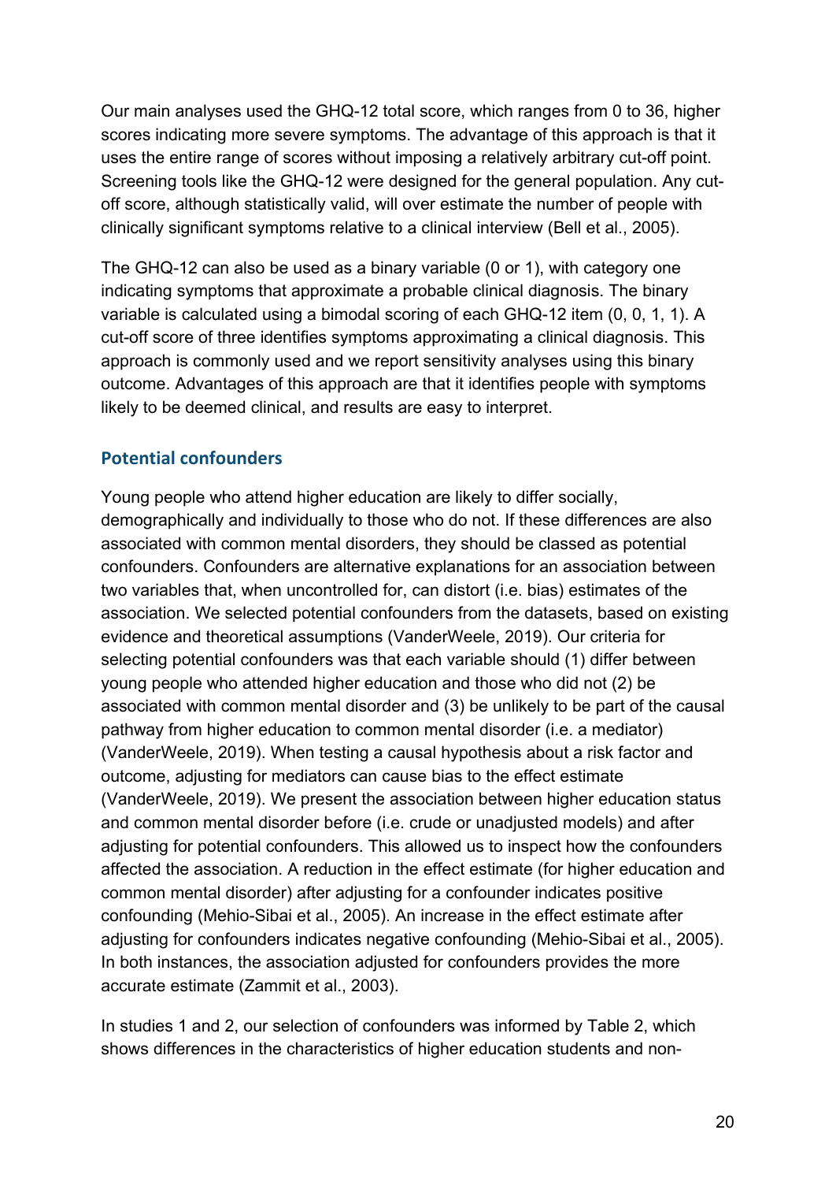Our main analyses used the GHQ-12 total score, which ranges from 0 to 36, higher scores indicating more severe symptoms. The advantage of this approach is that it uses the entire range of scores without imposing a relatively arbitrary cut-off point. Screening tools like the GHQ-12 were designed for the general population. Any cut-off score, although statistically valid, will over estimate the number of people with clinically significant symptoms relative to a clinical interview (Bell et al., 2005).

The GHQ-12 can also be used as a binary variable (0 or 1), with category one indicating symptoms that approximate a probable clinical diagnosis. The binary variable is calculated using a bimodal scoring of each GHQ-12 item (0, 0, 1, 1). A cut-off score of three identifies symptoms approximating a clinical diagnosis. This approach is commonly used and we report sensitivity analyses using this binary outcome. Advantages of this approach are that it identifies people with symptoms likely to be deemed clinical, and results are easy to interpret.

### Potential confounders

Young people who attend higher education are likely to differ socially, demographically and individually to those who do not. If these differences are also associated with common mental disorders, they should be classed as potential confounders. Confounders are alternative explanations for an association between two variables that, when uncontrolled for, can distort (i.e. bias) estimates of the association. We selected potential confounders from the datasets, based on existing evidence and theoretical assumptions (VanderWeele, 2019). Our criteria for selecting potential confounders was that each variable should (1) differ between young people who attended higher education and those who did not (2) be associated with common mental disorder and (3) be unlikely to be part of the causal pathway from higher education to common mental disorder (i.e. a mediator) (VanderWeele, 2019). When testing a causal hypothesis about a risk factor and outcome, adjusting for mediators can cause bias to the effect estimate (VanderWeele, 2019). We present the association between higher education status and common mental disorder before (i.e. crude or unadjusted models) and after adjusting for potential confounders. This allowed us to inspect how the confounders affected the association. A reduction in the effect estimate (for higher education and common mental disorder) after adjusting for a confounder indicates positive confounding (Mehio-Sibai et al., 2005). An increase in the effect estimate after adjusting for confounders indicates negative confounding (Mehio-Sibai et al., 2005). In both instances, the association adjusted for confounders provides the more accurate estimate (Zammit et al., 2003).

In studies 1 and 2, our selection of confounders was informed by Table 2, which shows differences in the characteristics of higher education students and non-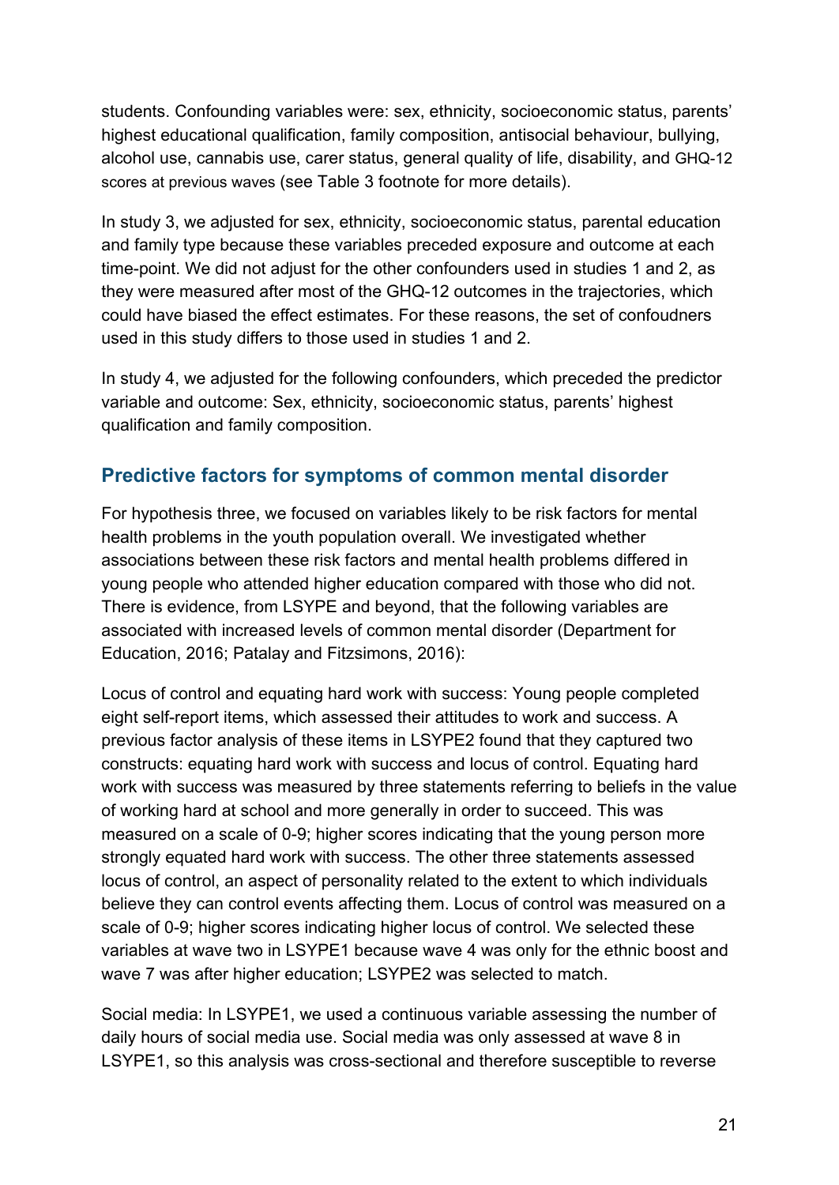students. Confounding variables were: sex, ethnicity, socioeconomic status, parents' highest educational qualification, family composition, antisocial behaviour, bullying, alcohol use, cannabis use, carer status, general quality of life, disability, and GHQ-12 scores at previous waves (see Table 3 footnote for more details).

In study 3, we adjusted for sex, ethnicity, socioeconomic status, parental education and family type because these variables preceded exposure and outcome at each time-point. We did not adjust for the other confounders used in studies 1 and 2, as they were measured after most of the GHQ-12 outcomes in the trajectories, which could have biased the effect estimates. For these reasons, the set of confoudners used in this study differs to those used in studies 1 and 2.

In study 4, we adjusted for the following confounders, which preceded the predictor variable and outcome: Sex, ethnicity, socioeconomic status, parents' highest qualification and family composition.

## Predictive factors for symptoms of common mental disorder

For hypothesis three, we focused on variables likely to be risk factors for mental health problems in the youth population overall. We investigated whether associations between these risk factors and mental health problems differed in young people who attended higher education compared with those who did not. There is evidence, from LSYPE and beyond, that the following variables are associated with increased levels of common mental disorder (Department for Education, 2016; Patalay and Fitzsimons, 2016):

Locus of control and equating hard work with success: Young people completed eight self-report items, which assessed their attitudes to work and success. A previous factor analysis of these items in LSYPE2 found that they captured two constructs: equating hard work with success and locus of control. Equating hard work with success was measured by three statements referring to beliefs in the value of working hard at school and more generally in order to succeed. This was measured on a scale of 0-9; higher scores indicating that the young person more strongly equated hard work with success. The other three statements assessed locus of control, an aspect of personality related to the extent to which individuals believe they can control events affecting them. Locus of control was measured on a scale of 0-9; higher scores indicating higher locus of control. We selected these variables at wave two in LSYPE1 because wave 4 was only for the ethnic boost and wave 7 was after higher education; LSYPE2 was selected to match.

Social media: In LSYPE1, we used a continuous variable assessing the number of daily hours of social media use. Social media was only assessed at wave 8 in LSYPE1, so this analysis was cross-sectional and therefore susceptible to reverse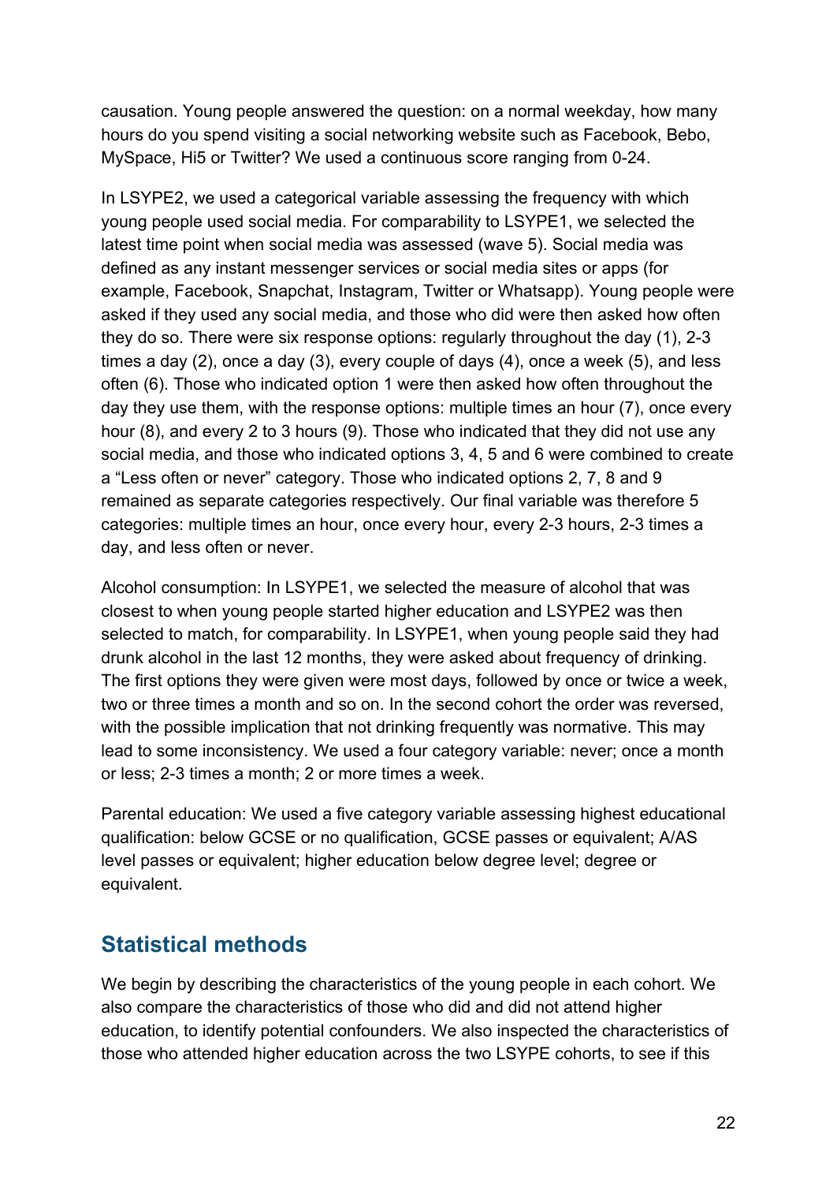causation. Young people answered the question: on a normal weekday, how many hours do you spend visiting a social networking website such as Facebook, Bebo, MySpace, Hi5 or Twitter? We used a continuous score ranging from 0-24.

In LSYPE2, we used a categorical variable assessing the frequency with which young people used social media. For comparability to LSYPE1, we selected the latest time point when social media was assessed (wave 5). Social media was defined as any instant messenger services or social media sites or apps (for example, Facebook, Snapchat, Instagram, Twitter or Whatsapp). Young people were asked if they used any social media, and those who did were then asked how often they do so. There were six response options: regularly throughout the day (1), 2-3 times a day (2), once a day (3), every couple of days (4), once a week (5), and less often (6). Those who indicated option 1 were then asked how often throughout the day they use them, with the response options: multiple times an hour (7), once every hour (8), and every 2 to 3 hours (9). Those who indicated that they did not use any social media, and those who indicated options 3, 4, 5 and 6 were combined to create a "Less often or never" category. Those who indicated options 2, 7, 8 and 9 remained as separate categories respectively. Our final variable was therefore 5 categories: multiple times an hour, once every hour, every 2-3 hours, 2-3 times a day, and less often or never.

Alcohol consumption: In LSYPE1, we selected the measure of alcohol that was closest to when young people started higher education and LSYPE2 was then selected to match, for comparability. In LSYPE1, when young people said they had drunk alcohol in the last 12 months, they were asked about frequency of drinking. The first options they were given were most days, followed by once or twice a week, two or three times a month and so on. In the second cohort the order was reversed, with the possible implication that not drinking frequently was normative. This may lead to some inconsistency. We used a four category variable: never; once a month or less; 2-3 times a month; 2 or more times a week.

Parental education: We used a five category variable assessing highest educational qualification: below GCSE or no qualification, GCSE passes or equivalent; A/AS level passes or equivalent; higher education below degree level; degree or equivalent.

## Statistical methods

We begin by describing the characteristics of the young people in each cohort. We also compare the characteristics of those who did and did not attend higher education, to identify potential confounders. We also inspected the characteristics of those who attended higher education across the two LSYPE cohorts, to see if this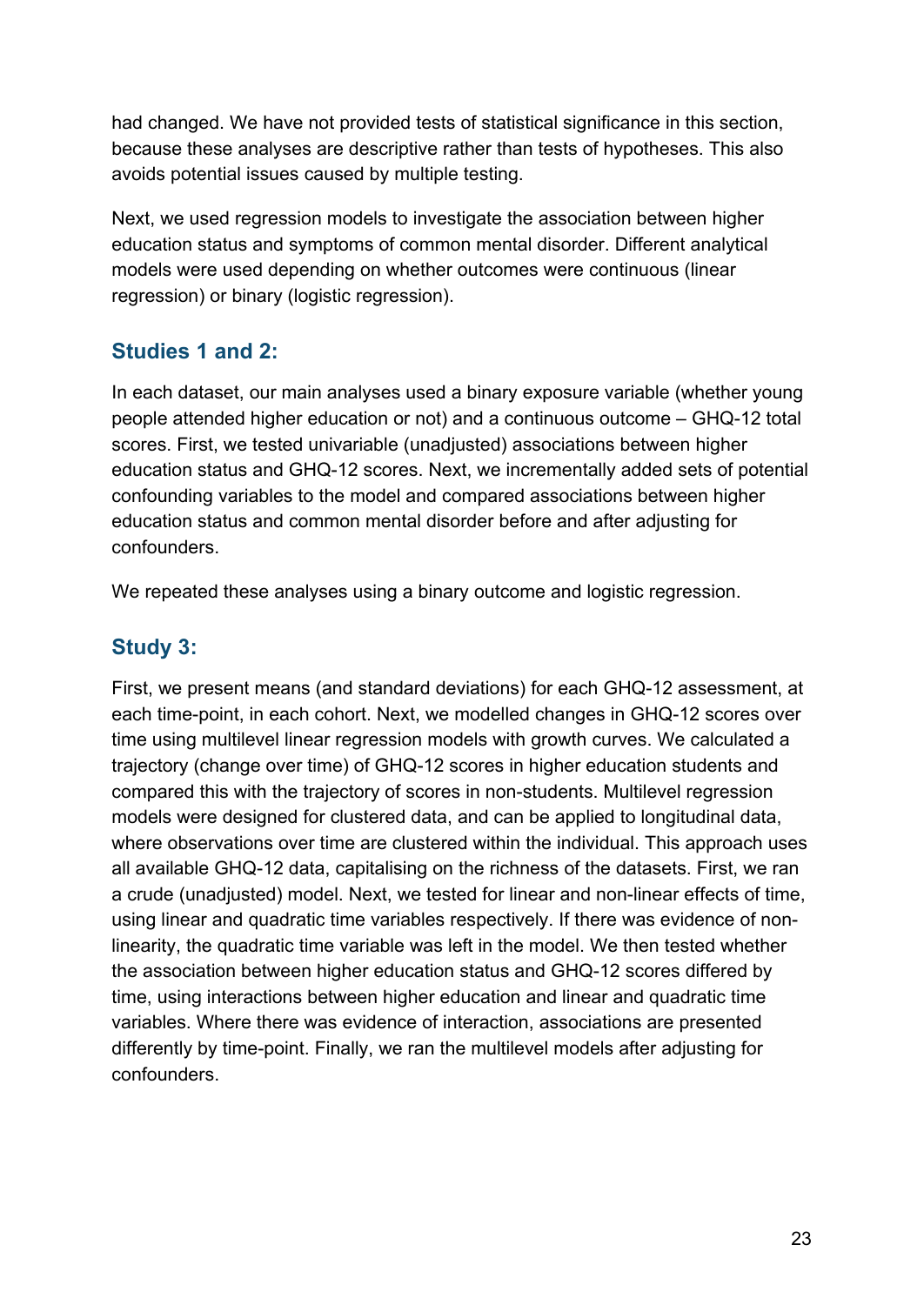had changed. We have not provided tests of statistical significance in this section, because these analyses are descriptive rather than tests of hypotheses. This also avoids potential issues caused by multiple testing.

Next, we used regression models to investigate the association between higher education status and symptoms of common mental disorder. Different analytical models were used depending on whether outcomes were continuous (linear regression) or binary (logistic regression).

### Studies 1 and 2:

In each dataset, our main analyses used a binary exposure variable (whether young people attended higher education or not) and a continuous outcome – GHQ-12 total scores. First, we tested univariable (unadjusted) associations between higher education status and GHQ-12 scores. Next, we incrementally added sets of potential confounding variables to the model and compared associations between higher education status and common mental disorder before and after adjusting for confounders.

We repeated these analyses using a binary outcome and logistic regression.

### Study 3:

First, we present means (and standard deviations) for each GHQ-12 assessment, at each time-point, in each cohort. Next, we modelled changes in GHQ-12 scores over time using multilevel linear regression models with growth curves. We calculated a trajectory (change over time) of GHQ-12 scores in higher education students and compared this with the trajectory of scores in non-students. Multilevel regression models were designed for clustered data, and can be applied to longitudinal data, where observations over time are clustered within the individual. This approach uses all available GHQ-12 data, capitalising on the richness of the datasets. First, we ran a crude (unadjusted) model. Next, we tested for linear and non-linear effects of time, using linear and quadratic time variables respectively. If there was evidence of non-linearity, the quadratic time variable was left in the model. We then tested whether the association between higher education status and GHQ-12 scores differed by time, using interactions between higher education and linear and quadratic time variables. Where there was evidence of interaction, associations are presented differently by time-point. Finally, we ran the multilevel models after adjusting for confounders.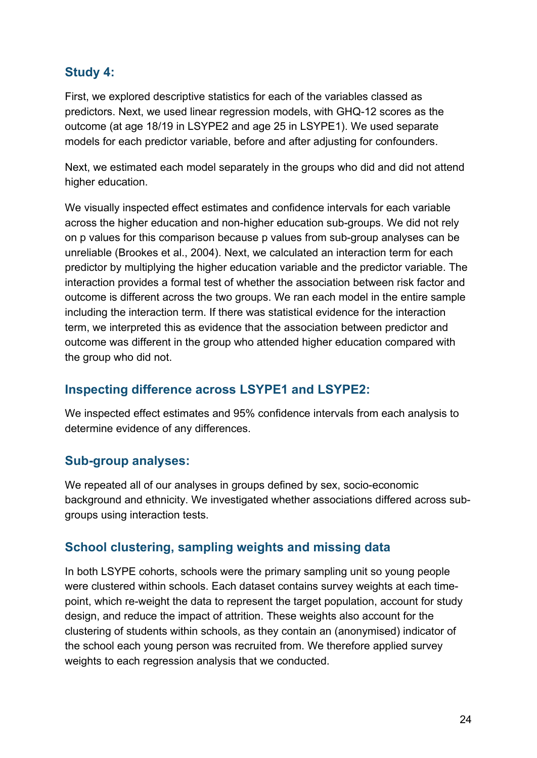### Study 4:

First, we explored descriptive statistics for each of the variables classed as predictors. Next, we used linear regression models, with GHQ-12 scores as the outcome (at age 18/19 in LSYPE2 and age 25 in LSYPE1). We used separate models for each predictor variable, before and after adjusting for confounders.

Next, we estimated each model separately in the groups who did and did not attend higher education.

We visually inspected effect estimates and confidence intervals for each variable across the higher education and non-higher education sub-groups. We did not rely on p values for this comparison because p values from sub-group analyses can be unreliable (Brookes et al., 2004). Next, we calculated an interaction term for each predictor by multiplying the higher education variable and the predictor variable. The interaction provides a formal test of whether the association between risk factor and outcome is different across the two groups. We ran each model in the entire sample including the interaction term. If there was statistical evidence for the interaction term, we interpreted this as evidence that the association between predictor and outcome was different in the group who attended higher education compared with the group who did not.

### Inspecting difference across LSYPE1 and LSYPE2:

We inspected effect estimates and 95% confidence intervals from each analysis to determine evidence of any differences.

### Sub-group analyses:

We repeated all of our analyses in groups defined by sex, socio-economic background and ethnicity. We investigated whether associations differed across sub-groups using interaction tests.

### School clustering, sampling weights and missing data

In both LSYPE cohorts, schools were the primary sampling unit so young people were clustered within schools. Each dataset contains survey weights at each time-point, which re-weight the data to represent the target population, account for study design, and reduce the impact of attrition. These weights also account for the clustering of students within schools, as they contain an (anonymised) indicator of the school each young person was recruited from. We therefore applied survey weights to each regression analysis that we conducted.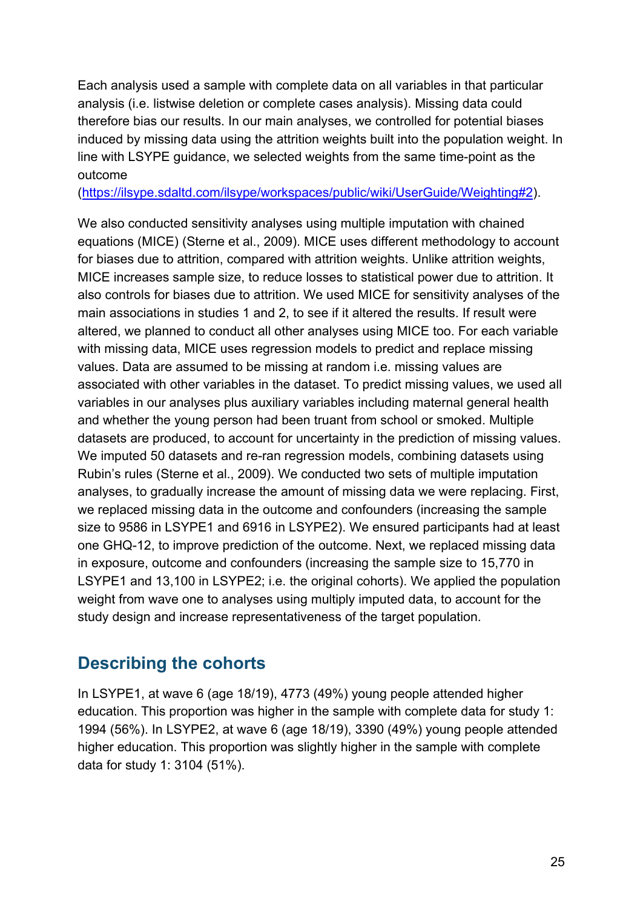Each analysis used a sample with complete data on all variables in that particular analysis (i.e. listwise deletion or complete cases analysis). Missing data could therefore bias our results. In our main analyses, we controlled for potential biases induced by missing data using the attrition weights built into the population weight. In line with LSYPE guidance, we selected weights from the same time-point as the outcome (https://ilsype.sdaltd.com/ilsype/workspaces/public/wiki/UserGuide/Weighting#2).

We also conducted sensitivity analyses using multiple imputation with chained equations (MICE) (Sterne et al., 2009). MICE uses different methodology to account for biases due to attrition, compared with attrition weights. Unlike attrition weights, MICE increases sample size, to reduce losses to statistical power due to attrition. It also controls for biases due to attrition. We used MICE for sensitivity analyses of the main associations in studies 1 and 2, to see if it altered the results. If result were altered, we planned to conduct all other analyses using MICE too. For each variable with missing data, MICE uses regression models to predict and replace missing values. Data are assumed to be missing at random i.e. missing values are associated with other variables in the dataset. To predict missing values, we used all variables in our analyses plus auxiliary variables including maternal general health and whether the young person had been truant from school or smoked. Multiple datasets are produced, to account for uncertainty in the prediction of missing values. We imputed 50 datasets and re-ran regression models, combining datasets using Rubin's rules (Sterne et al., 2009). We conducted two sets of multiple imputation analyses, to gradually increase the amount of missing data we were replacing. First, we replaced missing data in the outcome and confounders (increasing the sample size to 9586 in LSYPE1 and 6916 in LSYPE2). We ensured participants had at least one GHQ-12, to improve prediction of the outcome. Next, we replaced missing data in exposure, outcome and confounders (increasing the sample size to 15,770 in LSYPE1 and 13,100 in LSYPE2; i.e. the original cohorts). We applied the population weight from wave one to analyses using multiply imputed data, to account for the study design and increase representativeness of the target population.

## Describing the cohorts

In LSYPE1, at wave 6 (age 18/19), 4773 (49%) young people attended higher education. This proportion was higher in the sample with complete data for study 1: 1994 (56%). In LSYPE2, at wave 6 (age 18/19), 3390 (49%) young people attended higher education. This proportion was slightly higher in the sample with complete data for study 1: 3104 (51%).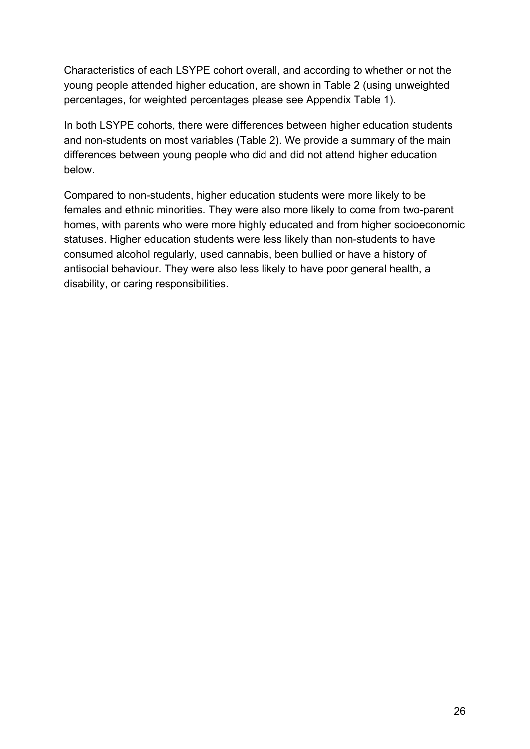Characteristics of each LSYPE cohort overall, and according to whether or not the young people attended higher education, are shown in Table 2 (using unweighted percentages, for weighted percentages please see Appendix Table 1).

In both LSYPE cohorts, there were differences between higher education students and non-students on most variables (Table 2). We provide a summary of the main differences between young people who did and did not attend higher education below.

Compared to non-students, higher education students were more likely to be females and ethnic minorities. They were also more likely to come from two-parent homes, with parents who were more highly educated and from higher socioeconomic statuses. Higher education students were less likely than non-students to have consumed alcohol regularly, used cannabis, been bullied or have a history of antisocial behaviour. They were also less likely to have poor general health, a disability, or caring responsibilities.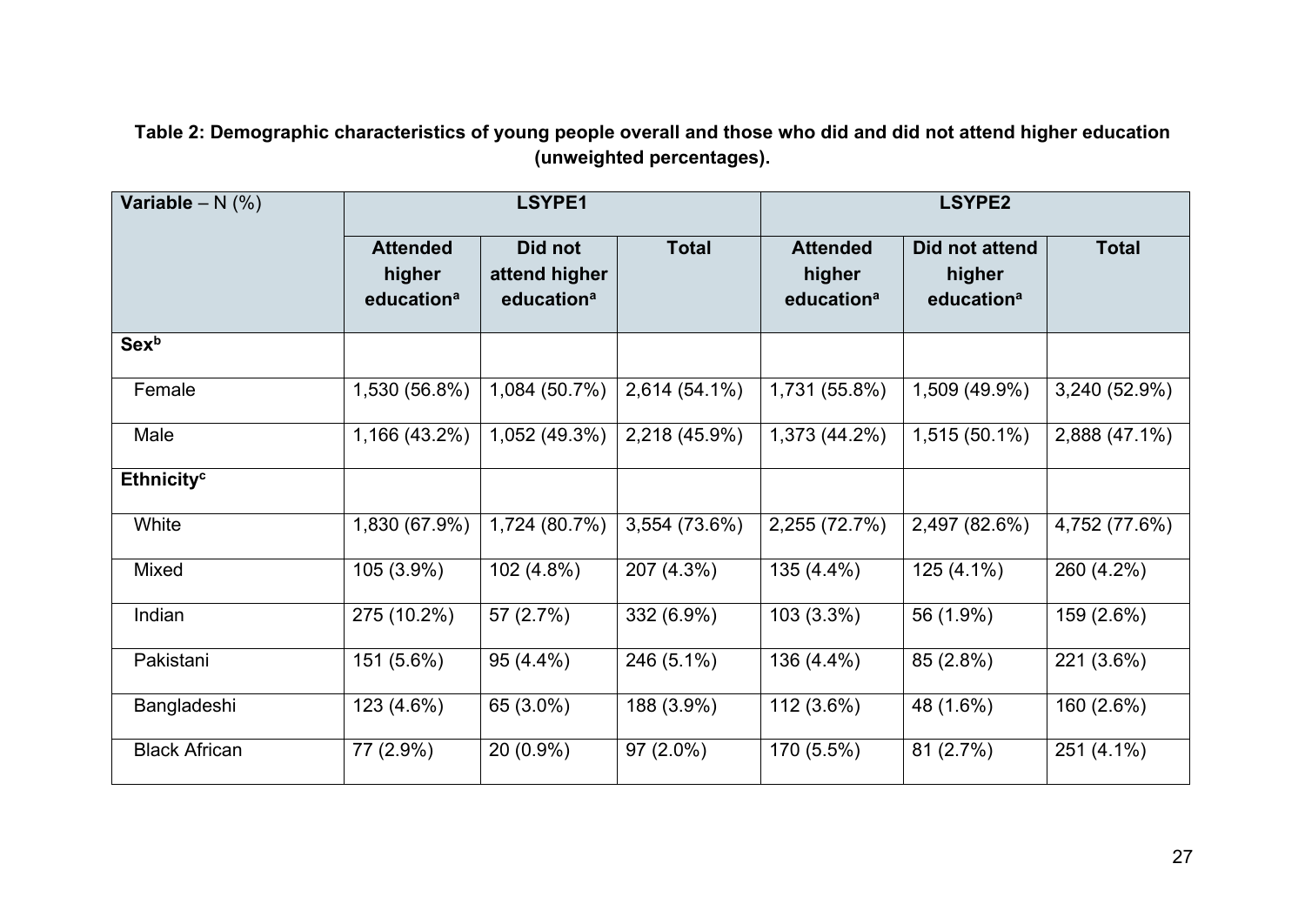**Table 2: Demographic characteristics of young people overall and those who did and did not attend higher education (unweighted percentages).**

| **Variable** – N (%) | **LSYPE1** | | | **LSYPE2** | | |
|---|---|---|---|---|---|---|
| | **Attended higher education[a]** | **Did not attend higher education[a]** | **Total** | **Attended higher education[a]** | **Did not attend higher education[a]** | **Total** |
| **Sex[b]** | | | | | | |
| Female | 1,530 (56.8%) | 1,084 (50.7%) | 2,614 (54.1%) | 1,731 (55.8%) | 1,509 (49.9%) | 3,240 (52.9%) |
| Male | 1,166 (43.2%) | 1,052 (49.3%) | 2,218 (45.9%) | 1,373 (44.2%) | 1,515 (50.1%) | 2,888 (47.1%) |
| **Ethnicity[c]** | | | | | | |
| White | 1,830 (67.9%) | 1,724 (80.7%) | 3,554 (73.6%) | 2,255 (72.7%) | 2,497 (82.6%) | 4,752 (77.6%) |
| Mixed | 105 (3.9%) | 102 (4.8%) | 207 (4.3%) | 135 (4.4%) | 125 (4.1%) | 260 (4.2%) |
| Indian | 275 (10.2%) | 57 (2.7%) | 332 (6.9%) | 103 (3.3%) | 56 (1.9%) | 159 (2.6%) |
| Pakistani | 151 (5.6%) | 95 (4.4%) | 246 (5.1%) | 136 (4.4%) | 85 (2.8%) | 221 (3.6%) |
| Bangladeshi | 123 (4.6%) | 65 (3.0%) | 188 (3.9%) | 112 (3.6%) | 48 (1.6%) | 160 (2.6%) |
| Black African | 77 (2.9%) | 20 (0.9%) | 97 (2.0%) | 170 (5.5%) | 81 (2.7%) | 251 (4.1%) |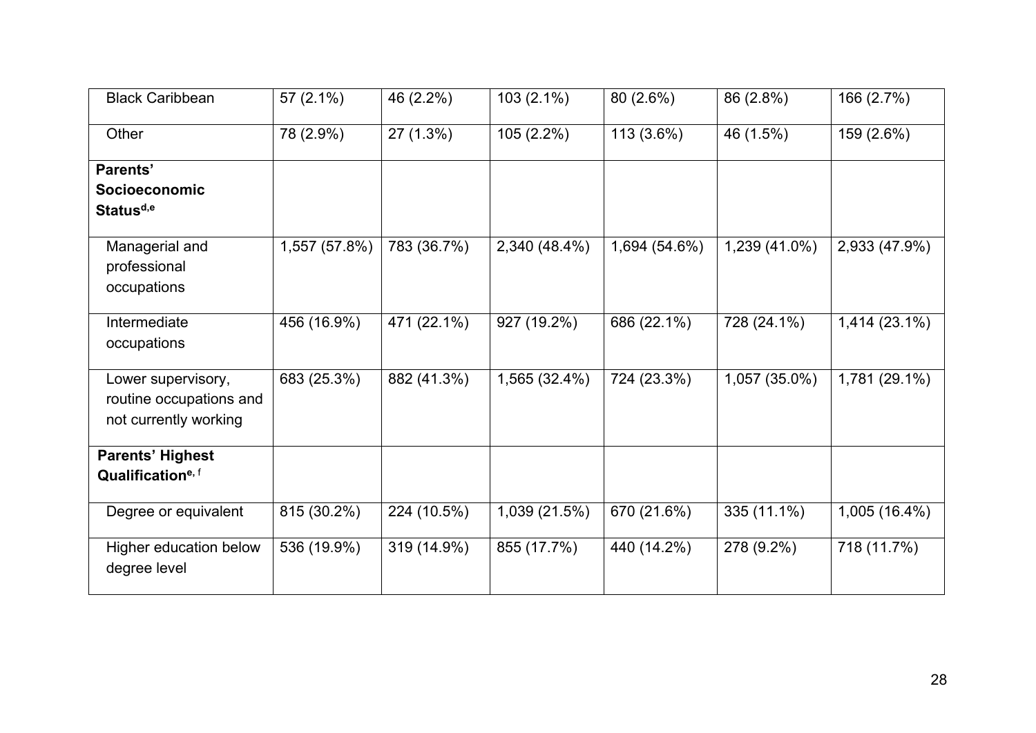| | | | | | | |
|---|---|---|---|---|---|---|
| Black Caribbean | 57 (2.1%) | 46 (2.2%) | 103 (2.1%) | 80 (2.6%) | 86 (2.8%) | 166 (2.7%) |
| Other | 78 (2.9%) | 27 (1.3%) | 105 (2.2%) | 113 (3.6%) | 46 (1.5%) | 159 (2.6%) |
| **Parents' Socioeconomic Status[d,e]** | | | | | | |
| Managerial and professional occupations | 1,557 (57.8%) | 783 (36.7%) | 2,340 (48.4%) | 1,694 (54.6%) | 1,239 (41.0%) | 2,933 (47.9%) |
| Intermediate occupations | 456 (16.9%) | 471 (22.1%) | 927 (19.2%) | 686 (22.1%) | 728 (24.1%) | 1,414 (23.1%) |
| Lower supervisory, routine occupations and not currently working | 683 (25.3%) | 882 (41.3%) | 1,565 (32.4%) | 724 (23.3%) | 1,057 (35.0%) | 1,781 (29.1%) |
| **Parents' Highest Qualification[e, f]** | | | | | | |
| Degree or equivalent | 815 (30.2%) | 224 (10.5%) | 1,039 (21.5%) | 670 (21.6%) | 335 (11.1%) | 1,005 (16.4%) |
| Higher education below degree level | 536 (19.9%) | 319 (14.9%) | 855 (17.7%) | 440 (14.2%) | 278 (9.2%) | 718 (11.7%) |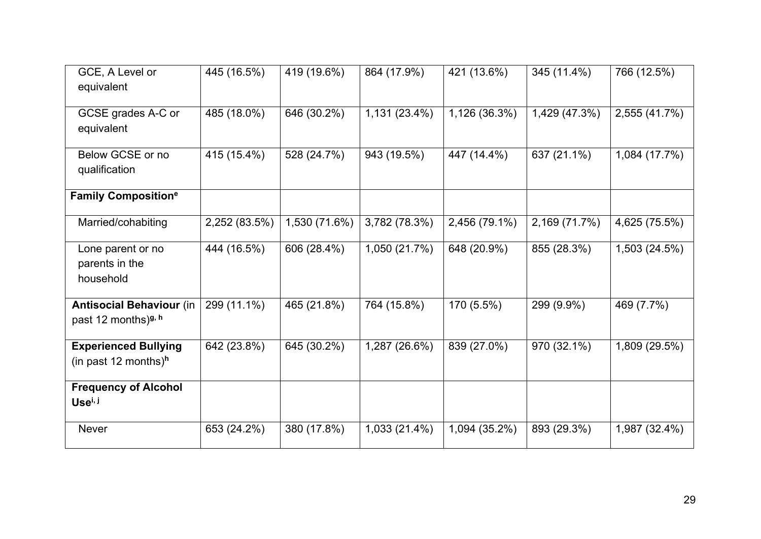| | | | | | | |
|---|---|---|---|---|---|---|
| GCE, A Level or equivalent | 445 (16.5%) | 419 (19.6%) | 864 (17.9%) | 421 (13.6%) | 345 (11.4%) | 766 (12.5%) |
| GCSE grades A-C or equivalent | 485 (18.0%) | 646 (30.2%) | 1,131 (23.4%) | 1,126 (36.3%) | 1,429 (47.3%) | 2,555 (41.7%) |
| Below GCSE or no qualification | 415 (15.4%) | 528 (24.7%) | 943 (19.5%) | 447 (14.4%) | 637 (21.1%) | 1,084 (17.7%) |
| **Family Composition**[e] | | | | | | |
| Married/cohabiting | 2,252 (83.5%) | 1,530 (71.6%) | 3,782 (78.3%) | 2,456 (79.1%) | 2,169 (71.7%) | 4,625 (75.5%) |
| Lone parent or no parents in the household | 444 (16.5%) | 606 (28.4%) | 1,050 (21.7%) | 648 (20.9%) | 855 (28.3%) | 1,503 (24.5%) |
| **Antisocial Behaviour** (in past 12 months)[g, h] | 299 (11.1%) | 465 (21.8%) | 764 (15.8%) | 170 (5.5%) | 299 (9.9%) | 469 (7.7%) |
| **Experienced Bullying** (in past 12 months)[h] | 642 (23.8%) | 645 (30.2%) | 1,287 (26.6%) | 839 (27.0%) | 970 (32.1%) | 1,809 (29.5%) |
| **Frequency of Alcohol Use**[i, j] | | | | | | |
| Never | 653 (24.2%) | 380 (17.8%) | 1,033 (21.4%) | 1,094 (35.2%) | 893 (29.3%) | 1,987 (32.4%) |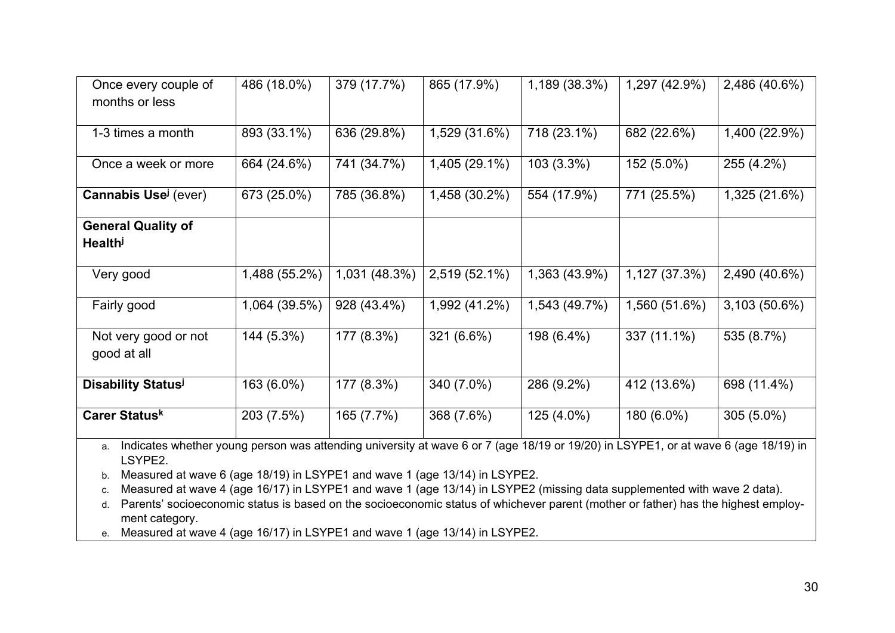| | | | | | | |
|---|---|---|---|---|---|---|
| Once every couple of months or less | 486 (18.0%) | 379 (17.7%) | 865 (17.9%) | 1,189 (38.3%) | 1,297 (42.9%) | 2,486 (40.6%) |
| 1-3 times a month | 893 (33.1%) | 636 (29.8%) | 1,529 (31.6%) | 718 (23.1%) | 682 (22.6%) | 1,400 (22.9%) |
| Once a week or more | 664 (24.6%) | 741 (34.7%) | 1,405 (29.1%) | 103 (3.3%) | 152 (5.0%) | 255 (4.2%) |
| **Cannabis Use**[j] (ever) | 673 (25.0%) | 785 (36.8%) | 1,458 (30.2%) | 554 (17.9%) | 771 (25.5%) | 1,325 (21.6%) |
| **General Quality of Health**[j] | | | | | | |
| Very good | 1,488 (55.2%) | 1,031 (48.3%) | 2,519 (52.1%) | 1,363 (43.9%) | 1,127 (37.3%) | 2,490 (40.6%) |
| Fairly good | 1,064 (39.5%) | 928 (43.4%) | 1,992 (41.2%) | 1,543 (49.7%) | 1,560 (51.6%) | 3,103 (50.6%) |
| Not very good or not good at all | 144 (5.3%) | 177 (8.3%) | 321 (6.6%) | 198 (6.4%) | 337 (11.1%) | 535 (8.7%) |
| **Disability Status**[j] | 163 (6.0%) | 177 (8.3%) | 340 (7.0%) | 286 (9.2%) | 412 (13.6%) | 698 (11.4%) |
| **Carer Status**[k] | 203 (7.5%) | 165 (7.7%) | 368 (7.6%) | 125 (4.0%) | 180 (6.0%) | 305 (5.0%) |

a. Indicates whether young person was attending university at wave 6 or 7 (age 18/19 or 19/20) in LSYPE1, or at wave 6 (age 18/19) in LSYPE2.
b. Measured at wave 6 (age 18/19) in LSYPE1 and wave 1 (age 13/14) in LSYPE2.
c. Measured at wave 4 (age 16/17) in LSYPE1 and wave 1 (age 13/14) in LSYPE2 (missing data supplemented with wave 2 data).
d. Parents' socioeconomic status is based on the socioeconomic status of whichever parent (mother or father) has the highest employment category.
e. Measured at wave 4 (age 16/17) in LSYPE1 and wave 1 (age 13/14) in LSYPE2.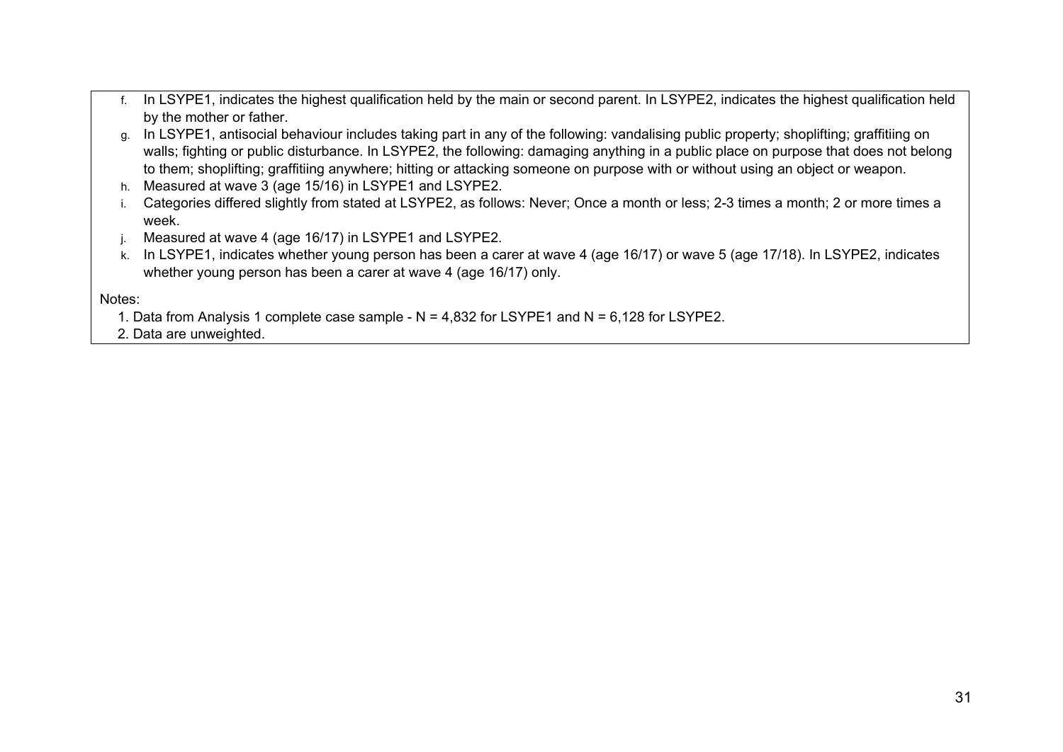f. In LSYPE1, indicates the highest qualification held by the main or second parent. In LSYPE2, indicates the highest qualification held by the mother or father.
g. In LSYPE1, antisocial behaviour includes taking part in any of the following: vandalising public property; shoplifting; graffitiing on walls; fighting or public disturbance. In LSYPE2, the following: damaging anything in a public place on purpose that does not belong to them; shoplifting; graffitiing anywhere; hitting or attacking someone on purpose with or without using an object or weapon.
h. Measured at wave 3 (age 15/16) in LSYPE1 and LSYPE2.
i. Categories differed slightly from stated at LSYPE2, as follows: Never; Once a month or less; 2-3 times a month; 2 or more times a week.
j. Measured at wave 4 (age 16/17) in LSYPE1 and LSYPE2.
k. In LSYPE1, indicates whether young person has been a carer at wave 4 (age 16/17) or wave 5 (age 17/18). In LSYPE2, indicates whether young person has been a carer at wave 4 (age 16/17) only.

Notes:

1. Data from Analysis 1 complete case sample - N = 4,832 for LSYPE1 and N = 6,128 for LSYPE2.
2. Data are unweighted.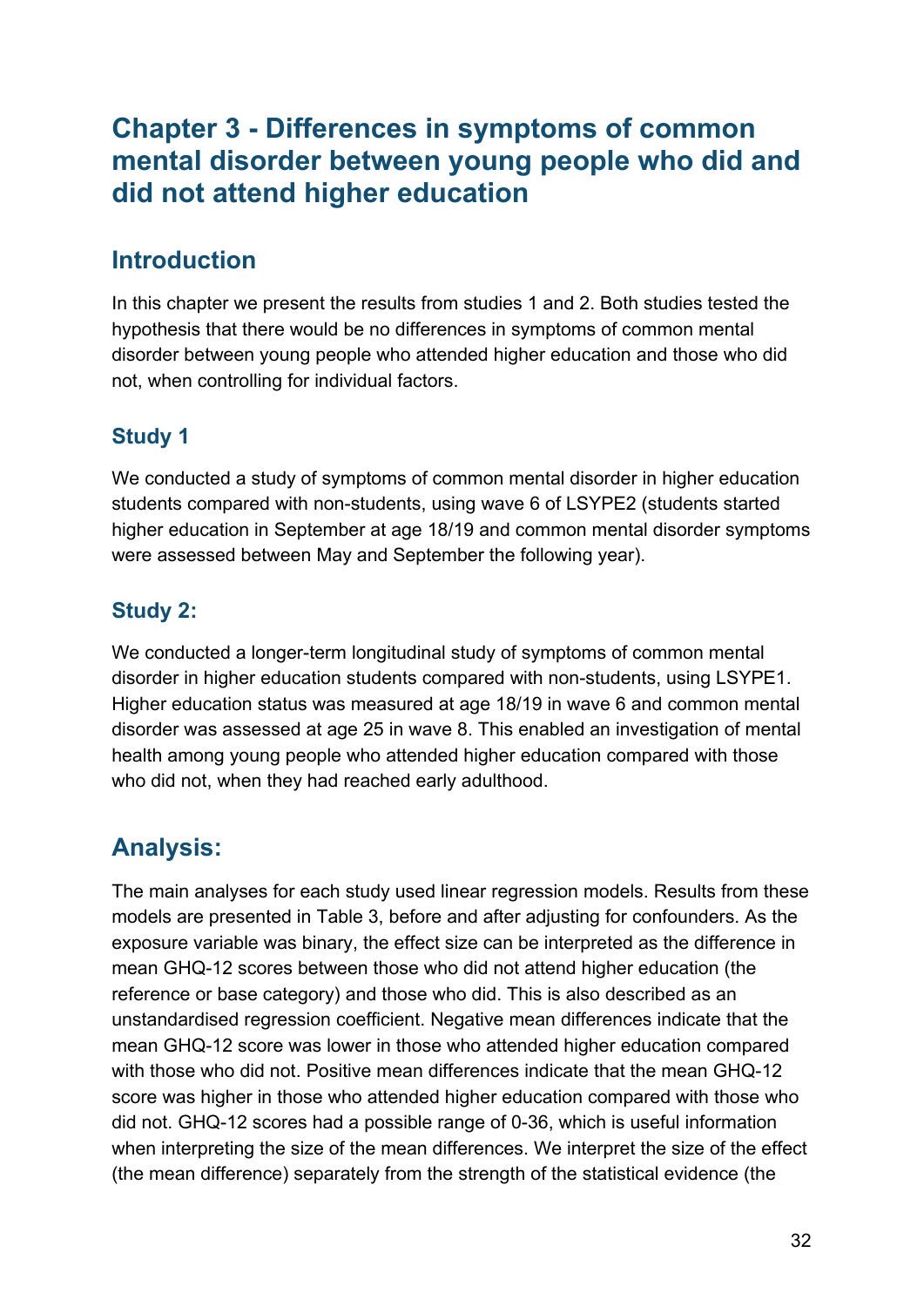# Chapter 3 - Differences in symptoms of common mental disorder between young people who did and did not attend higher education

## Introduction

In this chapter we present the results from studies 1 and 2. Both studies tested the hypothesis that there would be no differences in symptoms of common mental disorder between young people who attended higher education and those who did not, when controlling for individual factors.

### Study 1

We conducted a study of symptoms of common mental disorder in higher education students compared with non-students, using wave 6 of LSYPE2 (students started higher education in September at age 18/19 and common mental disorder symptoms were assessed between May and September the following year).

### Study 2:

We conducted a longer-term longitudinal study of symptoms of common mental disorder in higher education students compared with non-students, using LSYPE1. Higher education status was measured at age 18/19 in wave 6 and common mental disorder was assessed at age 25 in wave 8. This enabled an investigation of mental health among young people who attended higher education compared with those who did not, when they had reached early adulthood.

## Analysis:

The main analyses for each study used linear regression models. Results from these models are presented in Table 3, before and after adjusting for confounders. As the exposure variable was binary, the effect size can be interpreted as the difference in mean GHQ-12 scores between those who did not attend higher education (the reference or base category) and those who did. This is also described as an unstandardised regression coefficient. Negative mean differences indicate that the mean GHQ-12 score was lower in those who attended higher education compared with those who did not. Positive mean differences indicate that the mean GHQ-12 score was higher in those who attended higher education compared with those who did not. GHQ-12 scores had a possible range of 0-36, which is useful information when interpreting the size of the mean differences. We interpret the size of the effect (the mean difference) separately from the strength of the statistical evidence (the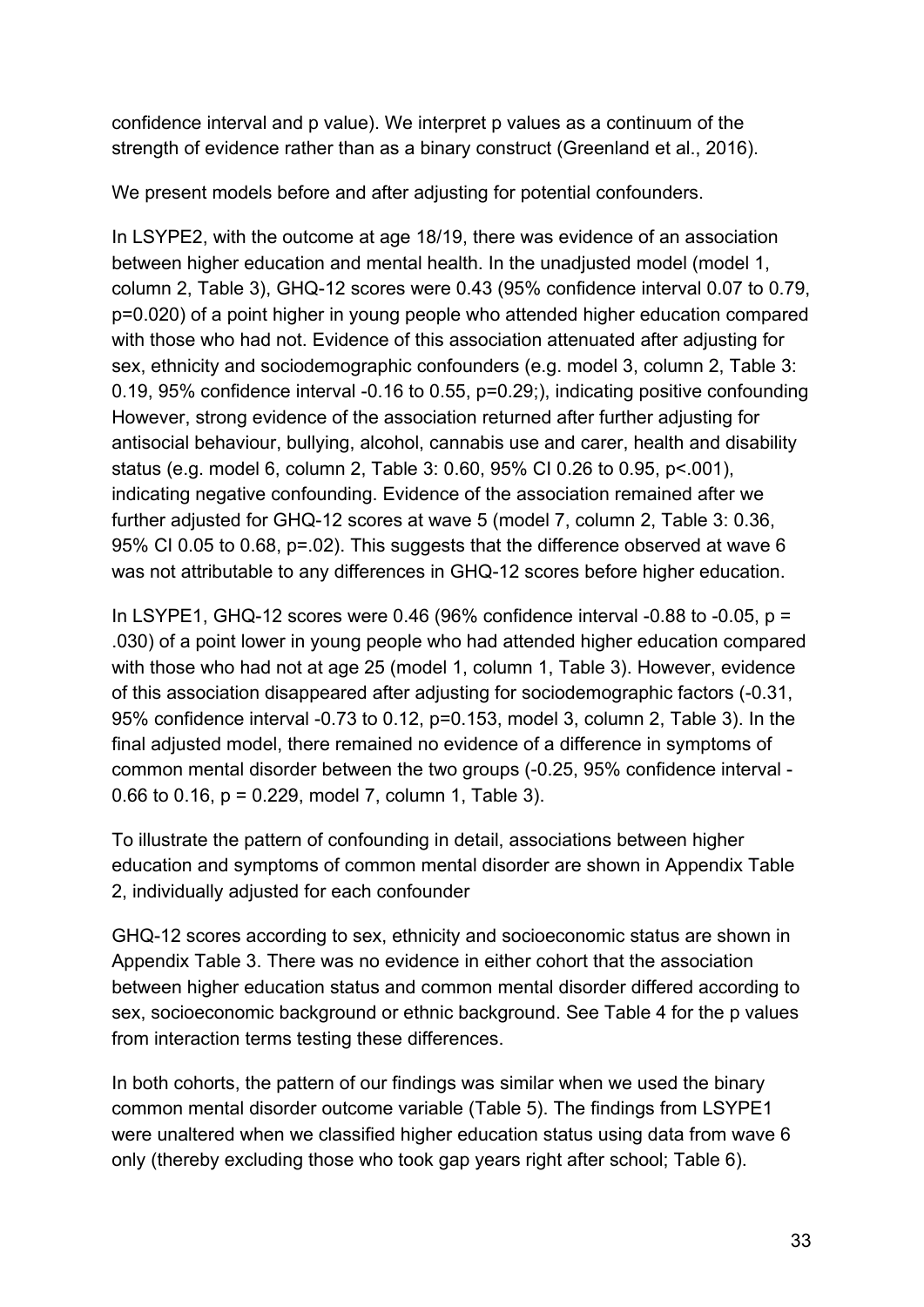confidence interval and p value). We interpret p values as a continuum of the strength of evidence rather than as a binary construct (Greenland et al., 2016).

We present models before and after adjusting for potential confounders.

In LSYPE2, with the outcome at age 18/19, there was evidence of an association between higher education and mental health. In the unadjusted model (model 1, column 2, Table 3), GHQ-12 scores were 0.43 (95% confidence interval 0.07 to 0.79, p=0.020) of a point higher in young people who attended higher education compared with those who had not. Evidence of this association attenuated after adjusting for sex, ethnicity and sociodemographic confounders (e.g. model 3, column 2, Table 3: 0.19, 95% confidence interval -0.16 to 0.55, p=0.29;), indicating positive confounding However, strong evidence of the association returned after further adjusting for antisocial behaviour, bullying, alcohol, cannabis use and carer, health and disability status (e.g. model 6, column 2, Table 3: 0.60, 95% CI 0.26 to 0.95, p<.001), indicating negative confounding. Evidence of the association remained after we further adjusted for GHQ-12 scores at wave 5 (model 7, column 2, Table 3: 0.36, 95% CI 0.05 to 0.68, p=.02). This suggests that the difference observed at wave 6 was not attributable to any differences in GHQ-12 scores before higher education.

In LSYPE1, GHQ-12 scores were 0.46 (96% confidence interval -0.88 to -0.05, p = .030) of a point lower in young people who had attended higher education compared with those who had not at age 25 (model 1, column 1, Table 3). However, evidence of this association disappeared after adjusting for sociodemographic factors (-0.31, 95% confidence interval -0.73 to 0.12, p=0.153, model 3, column 2, Table 3). In the final adjusted model, there remained no evidence of a difference in symptoms of common mental disorder between the two groups (-0.25, 95% confidence interval -0.66 to 0.16, p = 0.229, model 7, column 1, Table 3).

To illustrate the pattern of confounding in detail, associations between higher education and symptoms of common mental disorder are shown in Appendix Table 2, individually adjusted for each confounder

GHQ-12 scores according to sex, ethnicity and socioeconomic status are shown in Appendix Table 3. There was no evidence in either cohort that the association between higher education status and common mental disorder differed according to sex, socioeconomic background or ethnic background. See Table 4 for the p values from interaction terms testing these differences.

In both cohorts, the pattern of our findings was similar when we used the binary common mental disorder outcome variable (Table 5). The findings from LSYPE1 were unaltered when we classified higher education status using data from wave 6 only (thereby excluding those who took gap years right after school; Table 6).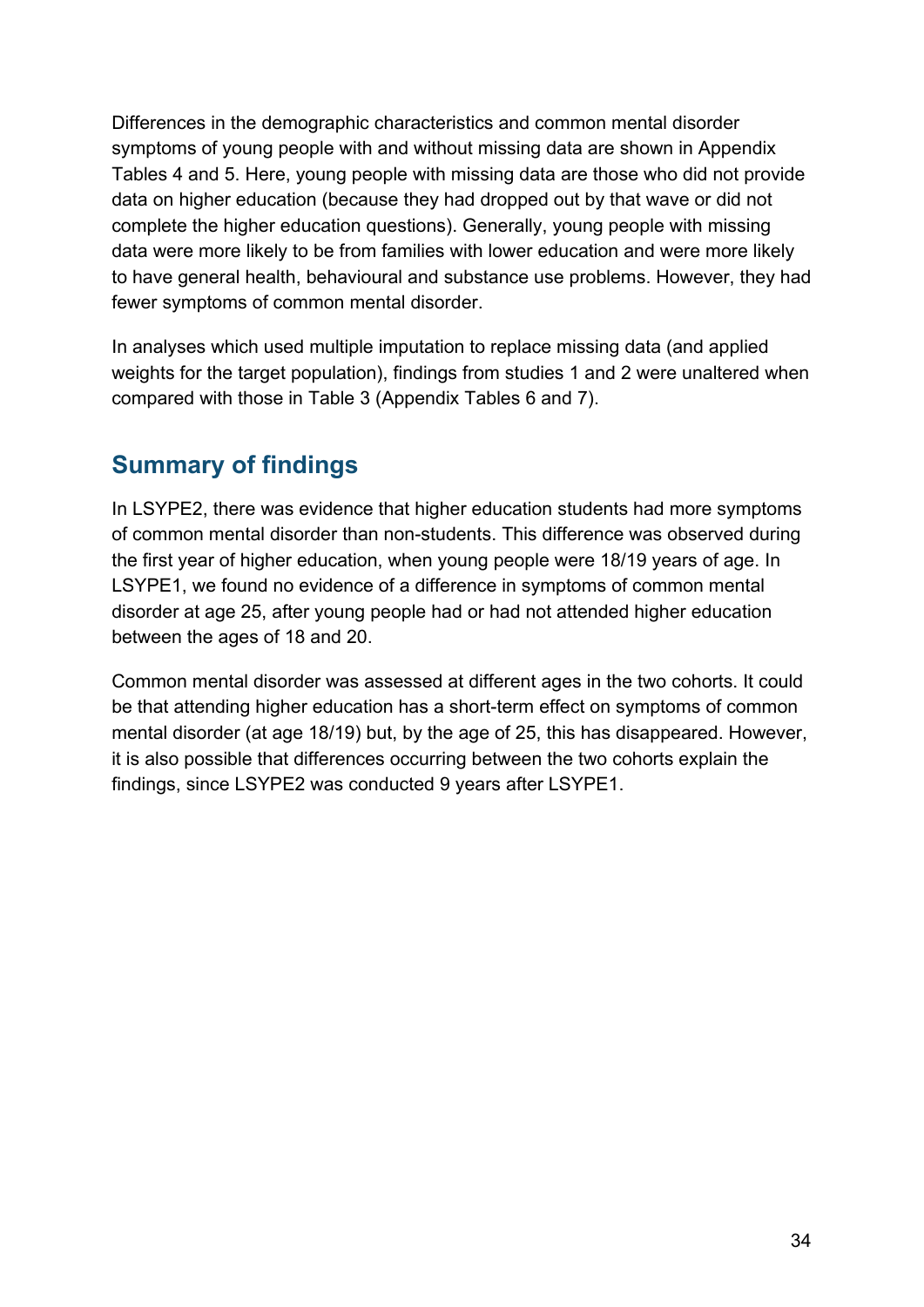Differences in the demographic characteristics and common mental disorder symptoms of young people with and without missing data are shown in Appendix Tables 4 and 5. Here, young people with missing data are those who did not provide data on higher education (because they had dropped out by that wave or did not complete the higher education questions). Generally, young people with missing data were more likely to be from families with lower education and were more likely to have general health, behavioural and substance use problems. However, they had fewer symptoms of common mental disorder.

In analyses which used multiple imputation to replace missing data (and applied weights for the target population), findings from studies 1 and 2 were unaltered when compared with those in Table 3 (Appendix Tables 6 and 7).

## Summary of findings

In LSYPE2, there was evidence that higher education students had more symptoms of common mental disorder than non-students. This difference was observed during the first year of higher education, when young people were 18/19 years of age. In LSYPE1, we found no evidence of a difference in symptoms of common mental disorder at age 25, after young people had or had not attended higher education between the ages of 18 and 20.

Common mental disorder was assessed at different ages in the two cohorts. It could be that attending higher education has a short-term effect on symptoms of common mental disorder (at age 18/19) but, by the age of 25, this has disappeared. However, it is also possible that differences occurring between the two cohorts explain the findings, since LSYPE2 was conducted 9 years after LSYPE1.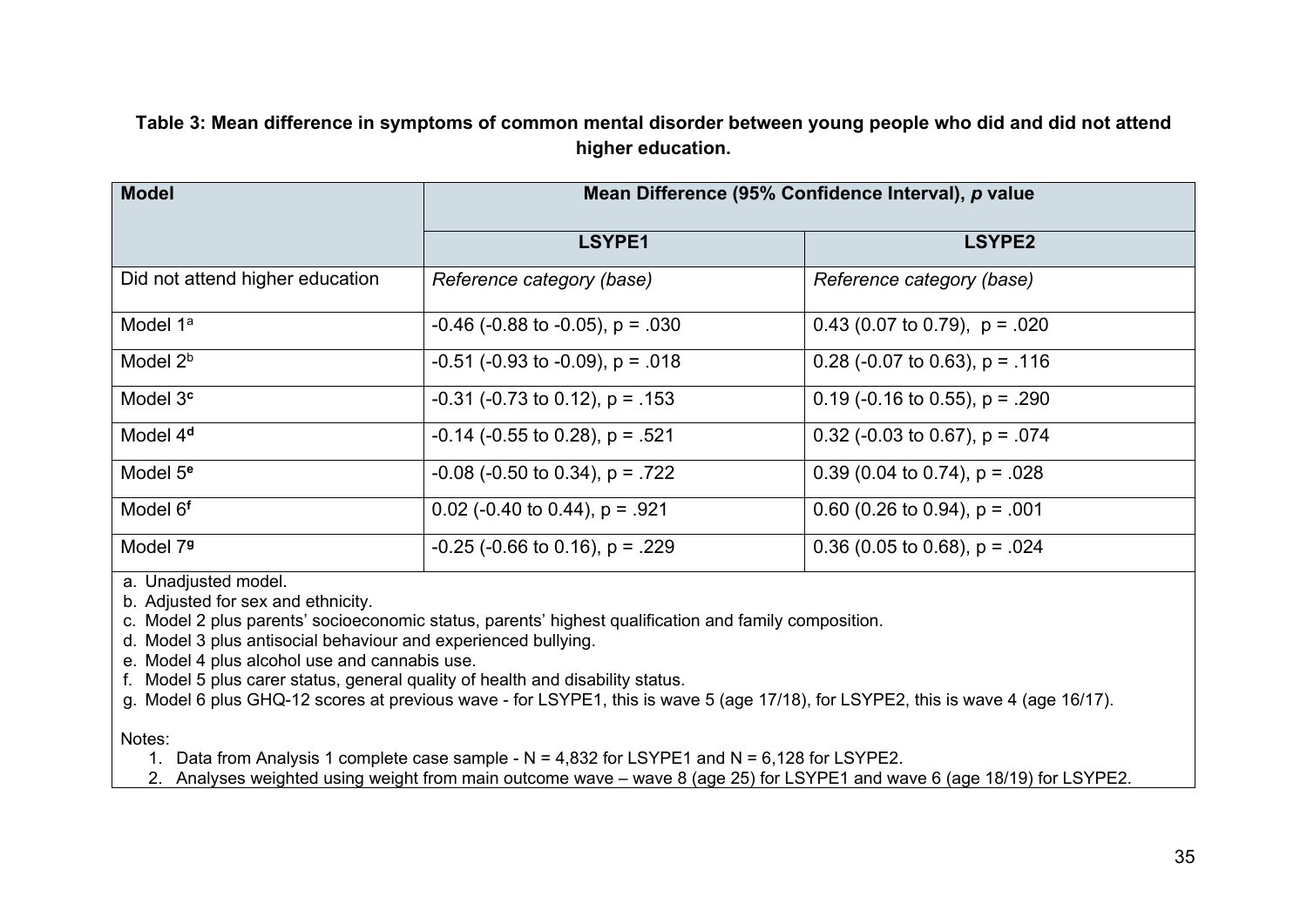**Table 3: Mean difference in symptoms of common mental disorder between young people who did and did not attend higher education.**

| Model | Mean Difference (95% Confidence Interval), *p* value | |
|---|---|---|
| | **LSYPE1** | **LSYPE2** |
| Did not attend higher education | *Reference category (base)* | *Reference category (base)* |
| Model 1[a] | -0.46 (-0.88 to -0.05), p = .030 | 0.43 (0.07 to 0.79), p = .020 |
| Model 2[b] | -0.51 (-0.93 to -0.09), p = .018 | 0.28 (-0.07 to 0.63), p = .116 |
| Model 3[c] | -0.31 (-0.73 to 0.12), p = .153 | 0.19 (-0.16 to 0.55), p = .290 |
| Model 4[d] | -0.14 (-0.55 to 0.28), p = .521 | 0.32 (-0.03 to 0.67), p = .074 |
| Model 5[e] | -0.08 (-0.50 to 0.34), p = .722 | 0.39 (0.04 to 0.74), p = .028 |
| Model 6[f] | 0.02 (-0.40 to 0.44), p = .921 | 0.60 (0.26 to 0.94), p = .001 |
| Model 7[g] | -0.25 (-0.66 to 0.16), p = .229 | 0.36 (0.05 to 0.68), p = .024 |

a. Unadjusted model.
b. Adjusted for sex and ethnicity.
c. Model 2 plus parents' socioeconomic status, parents' highest qualification and family composition.
d. Model 3 plus antisocial behaviour and experienced bullying.
e. Model 4 plus alcohol use and cannabis use.
f. Model 5 plus carer status, general quality of health and disability status.
g. Model 6 plus GHQ-12 scores at previous wave - for LSYPE1, this is wave 5 (age 17/18), for LSYPE2, this is wave 4 (age 16/17).

Notes:

1. Data from Analysis 1 complete case sample - N = 4,832 for LSYPE1 and N = 6,128 for LSYPE2.
2. Analyses weighted using weight from main outcome wave – wave 8 (age 25) for LSYPE1 and wave 6 (age 18/19) for LSYPE2.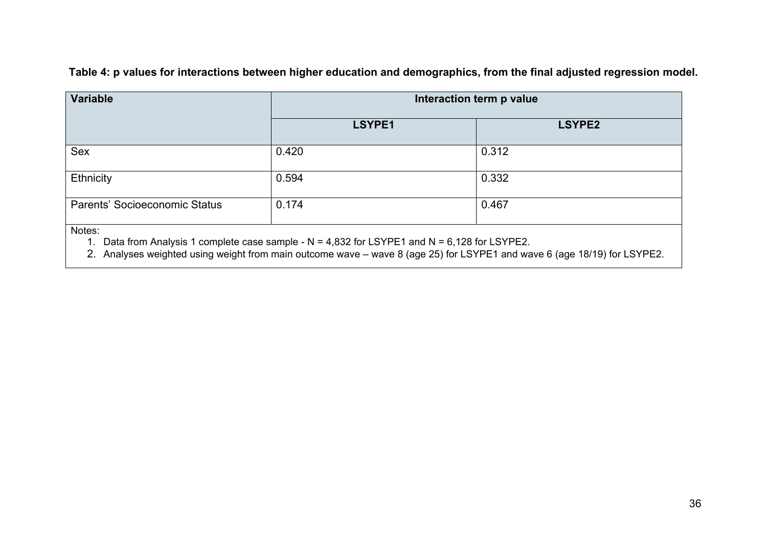**Table 4: p values for interactions between higher education and demographics, from the final adjusted regression model.**

| Variable | Interaction term p value | |
|---|---|---|
| | LSYPE1 | LSYPE2 |
| Sex | 0.420 | 0.312 |
| Ethnicity | 0.594 | 0.332 |
| Parents' Socioeconomic Status | 0.174 | 0.467 |

Notes:

1. Data from Analysis 1 complete case sample - N = 4,832 for LSYPE1 and N = 6,128 for LSYPE2.
2. Analyses weighted using weight from main outcome wave – wave 8 (age 25) for LSYPE1 and wave 6 (age 18/19) for LSYPE2.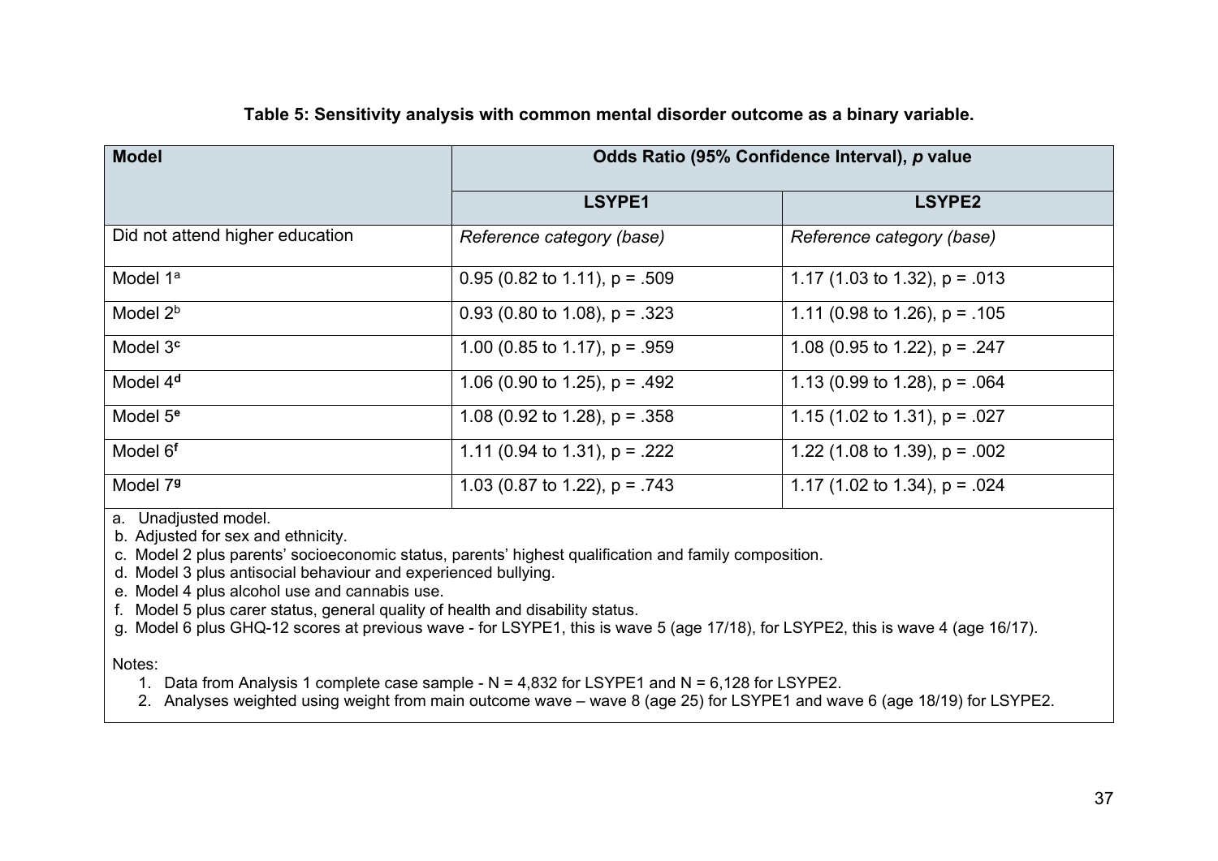**Table 5: Sensitivity analysis with common mental disorder outcome as a binary variable.**

| Model | Odds Ratio (95% Confidence Interval), *p* value | |
|---|---|---|
| | **LSYPE1** | **LSYPE2** |
| Did not attend higher education | *Reference category (base)* | *Reference category (base)* |
| Model 1[a] | 0.95 (0.82 to 1.11), p = .509 | 1.17 (1.03 to 1.32), p = .013 |
| Model 2[b] | 0.93 (0.80 to 1.08), p = .323 | 1.11 (0.98 to 1.26), p = .105 |
| Model 3[c] | 1.00 (0.85 to 1.17), p = .959 | 1.08 (0.95 to 1.22), p = .247 |
| Model 4[d] | 1.06 (0.90 to 1.25), p = .492 | 1.13 (0.99 to 1.28), p = .064 |
| Model 5[e] | 1.08 (0.92 to 1.28), p = .358 | 1.15 (1.02 to 1.31), p = .027 |
| Model 6[f] | 1.11 (0.94 to 1.31), p = .222 | 1.22 (1.08 to 1.39), p = .002 |
| Model 7[g] | 1.03 (0.87 to 1.22), p = .743 | 1.17 (1.02 to 1.34), p = .024 |

a. Unadjusted model.
b. Adjusted for sex and ethnicity.
c. Model 2 plus parents' socioeconomic status, parents' highest qualification and family composition.
d. Model 3 plus antisocial behaviour and experienced bullying.
e. Model 4 plus alcohol use and cannabis use.
f. Model 5 plus carer status, general quality of health and disability status.
g. Model 6 plus GHQ-12 scores at previous wave - for LSYPE1, this is wave 5 (age 17/18), for LSYPE2, this is wave 4 (age 16/17).

Notes:

1. Data from Analysis 1 complete case sample - N = 4,832 for LSYPE1 and N = 6,128 for LSYPE2.
2. Analyses weighted using weight from main outcome wave – wave 8 (age 25) for LSYPE1 and wave 6 (age 18/19) for LSYPE2.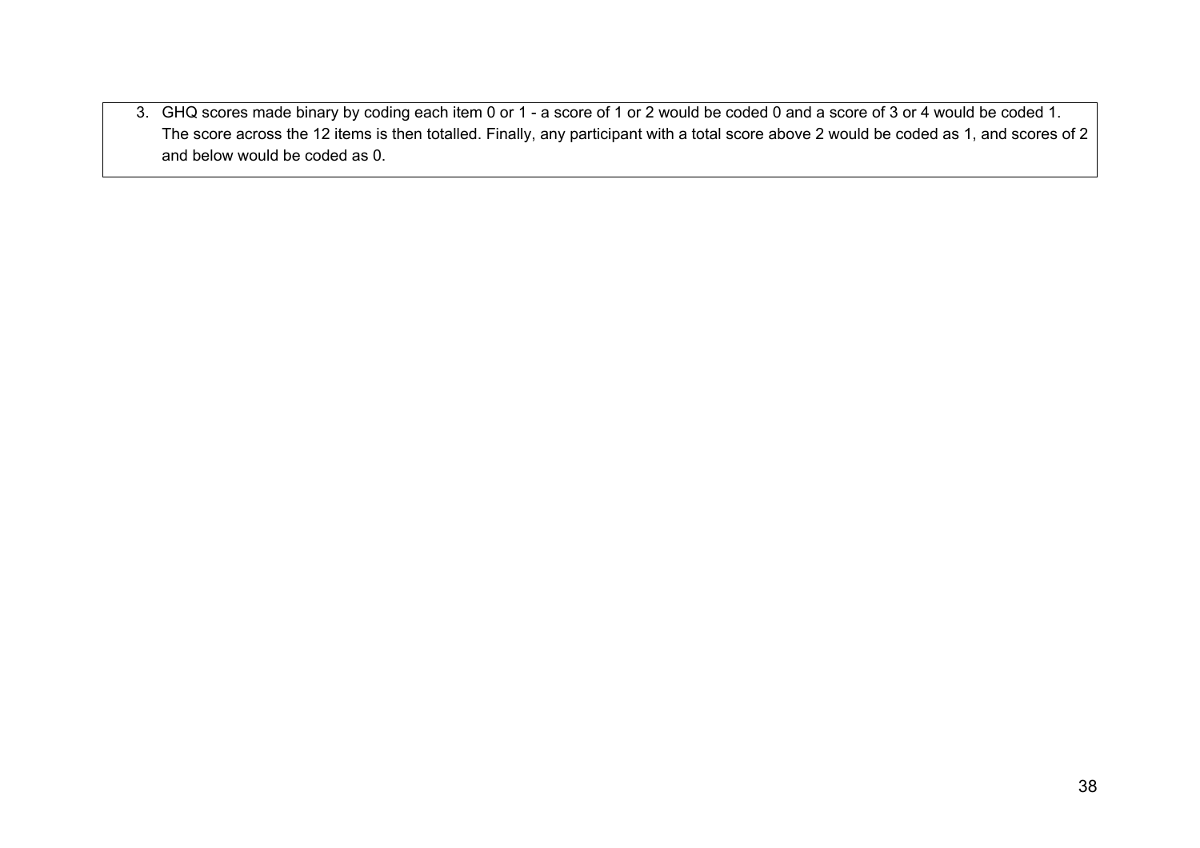3. GHQ scores made binary by coding each item 0 or 1 - a score of 1 or 2 would be coded 0 and a score of 3 or 4 would be coded 1. The score across the 12 items is then totalled. Finally, any participant with a total score above 2 would be coded as 1, and scores of 2 and below would be coded as 0.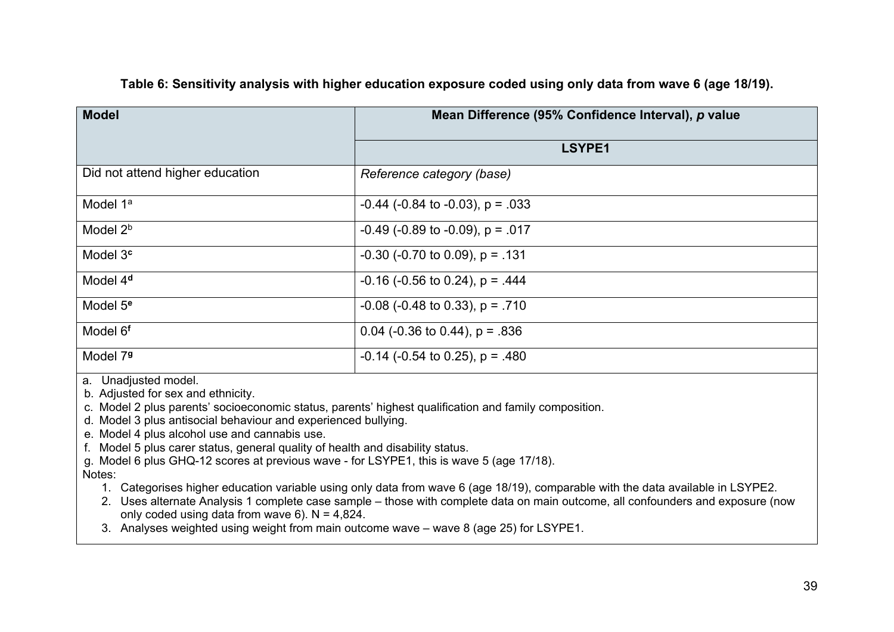**Table 6: Sensitivity analysis with higher education exposure coded using only data from wave 6 (age 18/19).**

| Model | Mean Difference (95% Confidence Interval), *p* value |
|---|---|
| | **LSYPE1** |
| Did not attend higher education | *Reference category (base)* |
| Model 1[a] | -0.44 (-0.84 to -0.03), p = .033 |
| Model 2[b] | -0.49 (-0.89 to -0.09), p = .017 |
| Model 3[c] | -0.30 (-0.70 to 0.09), p = .131 |
| Model 4[d] | -0.16 (-0.56 to 0.24), p = .444 |
| Model 5[e] | -0.08 (-0.48 to 0.33), p = .710 |
| Model 6[f] | 0.04 (-0.36 to 0.44), p = .836 |
| Model 7[g] | -0.14 (-0.54 to 0.25), p = .480 |

a. Unadjusted model.
b. Adjusted for sex and ethnicity.
c. Model 2 plus parents' socioeconomic status, parents' highest qualification and family composition.
d. Model 3 plus antisocial behaviour and experienced bullying.
e. Model 4 plus alcohol use and cannabis use.
f. Model 5 plus carer status, general quality of health and disability status.
g. Model 6 plus GHQ-12 scores at previous wave - for LSYPE1, this is wave 5 (age 17/18).

Notes:

1. Categorises higher education variable using only data from wave 6 (age 18/19), comparable with the data available in LSYPE2.
2. Uses alternate Analysis 1 complete case sample – those with complete data on main outcome, all confounders and exposure (now only coded using data from wave 6). N = 4,824.
3. Analyses weighted using weight from main outcome wave – wave 8 (age 25) for LSYPE1.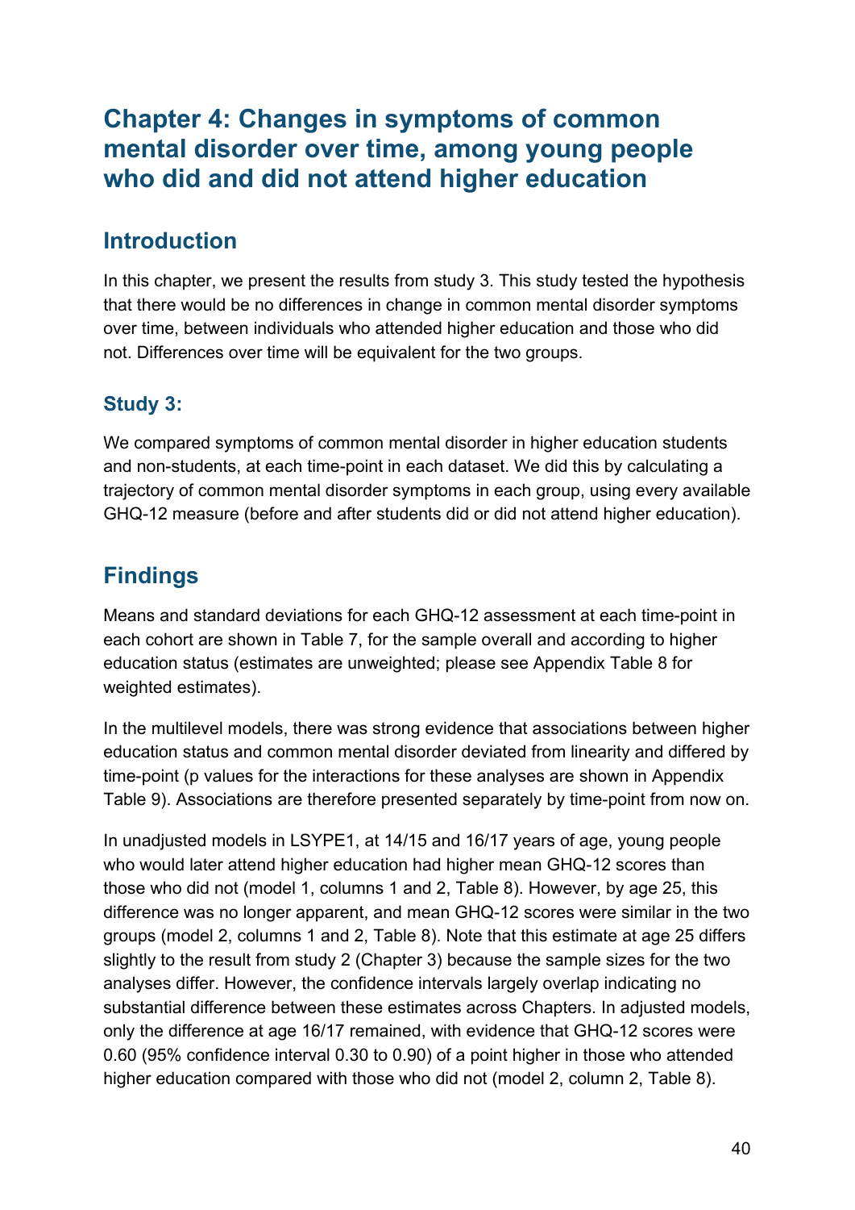# Chapter 4: Changes in symptoms of common mental disorder over time, among young people who did and did not attend higher education

## Introduction

In this chapter, we present the results from study 3. This study tested the hypothesis that there would be no differences in change in common mental disorder symptoms over time, between individuals who attended higher education and those who did not. Differences over time will be equivalent for the two groups.

### Study 3:

We compared symptoms of common mental disorder in higher education students and non-students, at each time-point in each dataset. We did this by calculating a trajectory of common mental disorder symptoms in each group, using every available GHQ-12 measure (before and after students did or did not attend higher education).

## Findings

Means and standard deviations for each GHQ-12 assessment at each time-point in each cohort are shown in Table 7, for the sample overall and according to higher education status (estimates are unweighted; please see Appendix Table 8 for weighted estimates).

In the multilevel models, there was strong evidence that associations between higher education status and common mental disorder deviated from linearity and differed by time-point (p values for the interactions for these analyses are shown in Appendix Table 9). Associations are therefore presented separately by time-point from now on.

In unadjusted models in LSYPE1, at 14/15 and 16/17 years of age, young people who would later attend higher education had higher mean GHQ-12 scores than those who did not (model 1, columns 1 and 2, Table 8). However, by age 25, this difference was no longer apparent, and mean GHQ-12 scores were similar in the two groups (model 2, columns 1 and 2, Table 8). Note that this estimate at age 25 differs slightly to the result from study 2 (Chapter 3) because the sample sizes for the two analyses differ. However, the confidence intervals largely overlap indicating no substantial difference between these estimates across Chapters. In adjusted models, only the difference at age 16/17 remained, with evidence that GHQ-12 scores were 0.60 (95% confidence interval 0.30 to 0.90) of a point higher in those who attended higher education compared with those who did not (model 2, column 2, Table 8).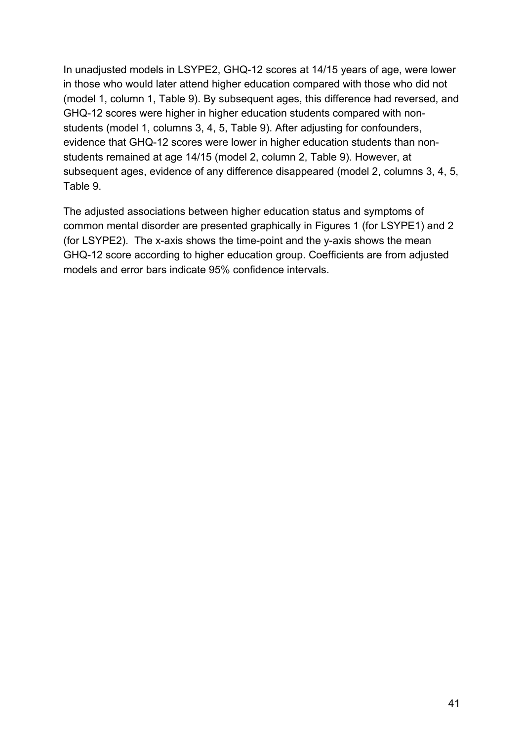In unadjusted models in LSYPE2, GHQ-12 scores at 14/15 years of age, were lower in those who would later attend higher education compared with those who did not (model 1, column 1, Table 9). By subsequent ages, this difference had reversed, and GHQ-12 scores were higher in higher education students compared with non-students (model 1, columns 3, 4, 5, Table 9). After adjusting for confounders, evidence that GHQ-12 scores were lower in higher education students than non-students remained at age 14/15 (model 2, column 2, Table 9). However, at subsequent ages, evidence of any difference disappeared (model 2, columns 3, 4, 5, Table 9.

The adjusted associations between higher education status and symptoms of common mental disorder are presented graphically in Figures 1 (for LSYPE1) and 2 (for LSYPE2). The x-axis shows the time-point and the y-axis shows the mean GHQ-12 score according to higher education group. Coefficients are from adjusted models and error bars indicate 95% confidence intervals.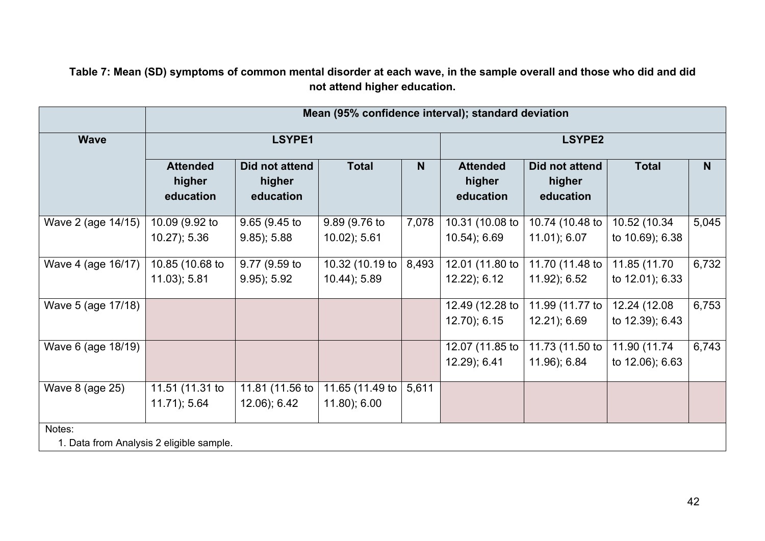**Table 7: Mean (SD) symptoms of common mental disorder at each wave, in the sample overall and those who did and did not attend higher education.**

| | Mean (95% confidence interval); standard deviation | | | | | | | |
|---|---|---|---|---|---|---|---|---|
| **Wave** | **LSYPE1** | | | | **LSYPE2** | | | |
| | **Attended higher education** | **Did not attend higher education** | **Total** | **N** | **Attended higher education** | **Did not attend higher education** | **Total** | **N** |
| Wave 2 (age 14/15) | 10.09 (9.92 to 10.27); 5.36 | 9.65 (9.45 to 9.85); 5.88 | 9.89 (9.76 to 10.02); 5.61 | 7,078 | 10.31 (10.08 to 10.54); 6.69 | 10.74 (10.48 to 11.01); 6.07 | 10.52 (10.34 to 10.69); 6.38 | 5,045 |
| Wave 4 (age 16/17) | 10.85 (10.68 to 11.03); 5.81 | 9.77 (9.59 to 9.95); 5.92 | 10.32 (10.19 to 10.44); 5.89 | 8,493 | 12.01 (11.80 to 12.22); 6.12 | 11.70 (11.48 to 11.92); 6.52 | 11.85 (11.70 to 12.01); 6.33 | 6,732 |
| Wave 5 (age 17/18) | | | | | 12.49 (12.28 to 12.70); 6.15 | 11.99 (11.77 to 12.21); 6.69 | 12.24 (12.08 to 12.39); 6.43 | 6,753 |
| Wave 6 (age 18/19) | | | | | 12.07 (11.85 to 12.29); 6.41 | 11.73 (11.50 to 11.96); 6.84 | 11.90 (11.74 to 12.06); 6.63 | 6,743 |
| Wave 8 (age 25) | 11.51 (11.31 to 11.71); 5.64 | 11.81 (11.56 to 12.06); 6.42 | 11.65 (11.49 to 11.80); 6.00 | 5,611 | | | | |

Notes:

1. Data from Analysis 2 eligible sample.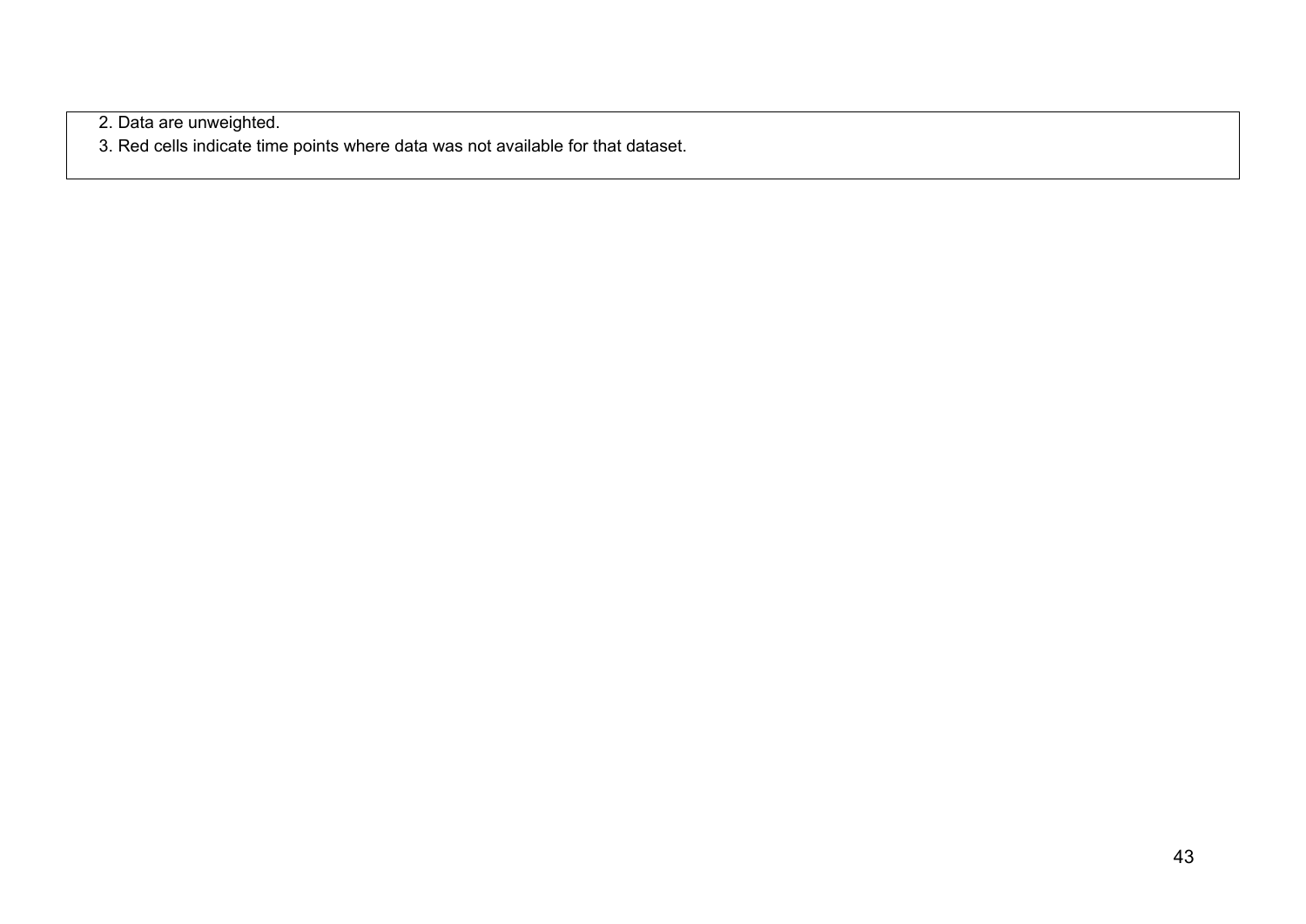2. Data are unweighted.
3. Red cells indicate time points where data was not available for that dataset.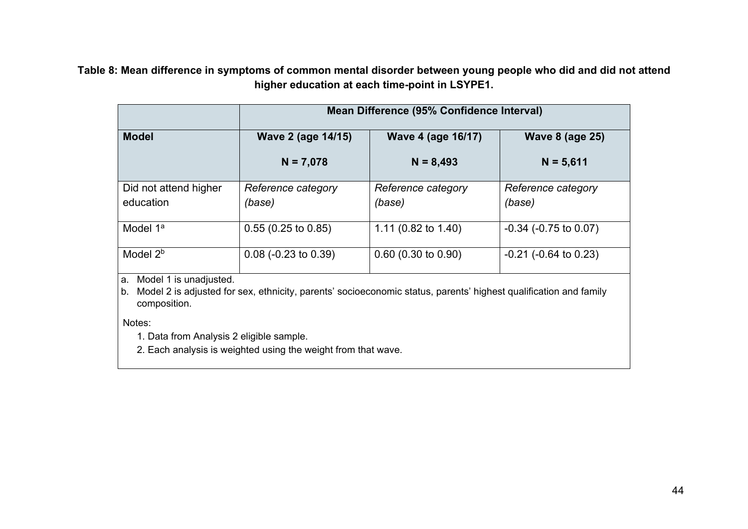**Table 8: Mean difference in symptoms of common mental disorder between young people who did and did not attend higher education at each time-point in LSYPE1.**

| | Mean Difference (95% Confidence Interval) | | |
|---|---|---|---|
| **Model** | **Wave 2 (age 14/15)**<br>**N = 7,078** | **Wave 4 (age 16/17)**<br>**N = 8,493** | **Wave 8 (age 25)**<br>**N = 5,611** |
| Did not attend higher education | *Reference category (base)* | *Reference category (base)* | *Reference category (base)* |
| Model 1[a] | 0.55 (0.25 to 0.85) | 1.11 (0.82 to 1.40) | -0.34 (-0.75 to 0.07) |
| Model 2[b] | 0.08 (-0.23 to 0.39) | 0.60 (0.30 to 0.90) | -0.21 (-0.64 to 0.23) |

a. Model 1 is unadjusted.
b. Model 2 is adjusted for sex, ethnicity, parents' socioeconomic status, parents' highest qualification and family composition.

Notes:

1. Data from Analysis 2 eligible sample.
2. Each analysis is weighted using the weight from that wave.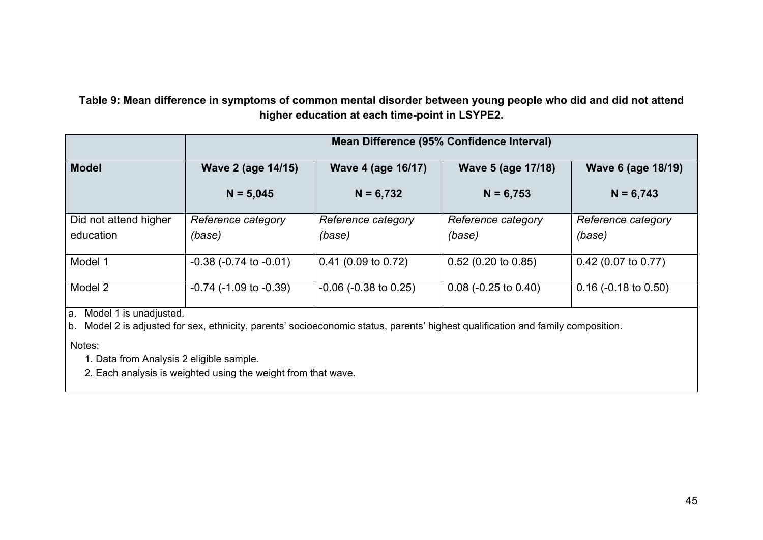**Table 9: Mean difference in symptoms of common mental disorder between young people who did and did not attend higher education at each time-point in LSYPE2.**

| | Mean Difference (95% Confidence Interval) | | | |
|---|---|---|---|---|
| **Model** | **Wave 2 (age 14/15)** **N = 5,045** | **Wave 4 (age 16/17)** **N = 6,732** | **Wave 5 (age 17/18)** **N = 6,753** | **Wave 6 (age 18/19)** **N = 6,743** |
| Did not attend higher education | *Reference category (base)* | *Reference category (base)* | *Reference category (base)* | *Reference category (base)* |
| Model 1 | -0.38 (-0.74 to -0.01) | 0.41 (0.09 to 0.72) | 0.52 (0.20 to 0.85) | 0.42 (0.07 to 0.77) |
| Model 2 | -0.74 (-1.09 to -0.39) | -0.06 (-0.38 to 0.25) | 0.08 (-0.25 to 0.40) | 0.16 (-0.18 to 0.50) |

a. Model 1 is unadjusted.

b. Model 2 is adjusted for sex, ethnicity, parents' socioeconomic status, parents' highest qualification and family composition.

Notes:

1. Data from Analysis 2 eligible sample.
2. Each analysis is weighted using the weight from that wave.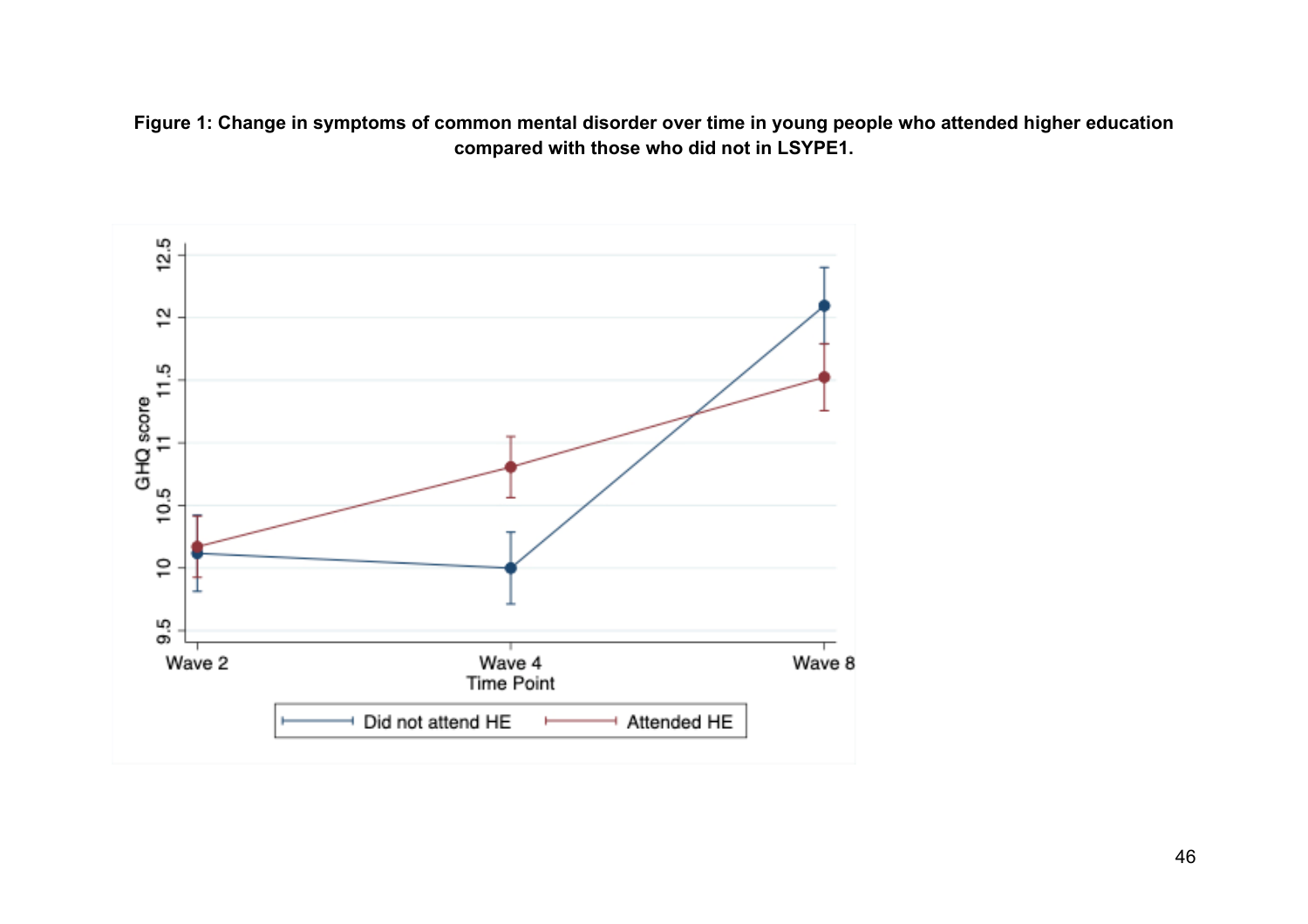**Figure 1: Change in symptoms of common mental disorder over time in young people who attended higher education compared with those who did not in LSYPE1.**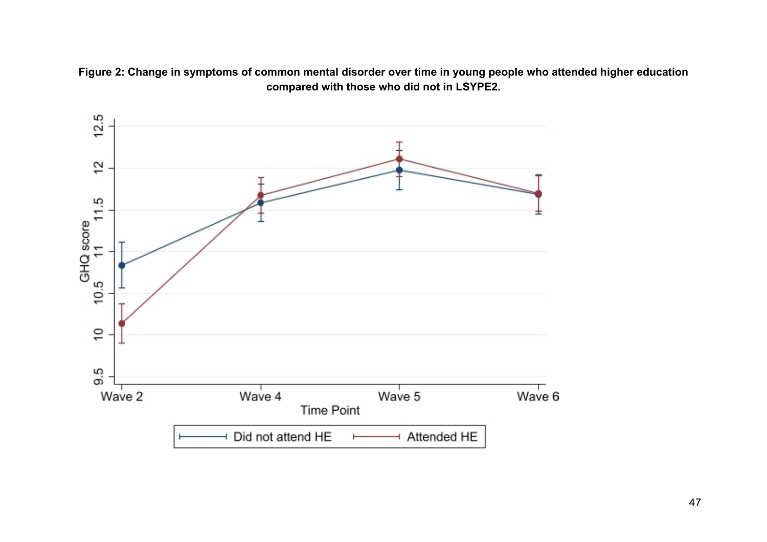**Figure 2: Change in symptoms of common mental disorder over time in young people who attended higher education compared with those who did not in LSYPE2.**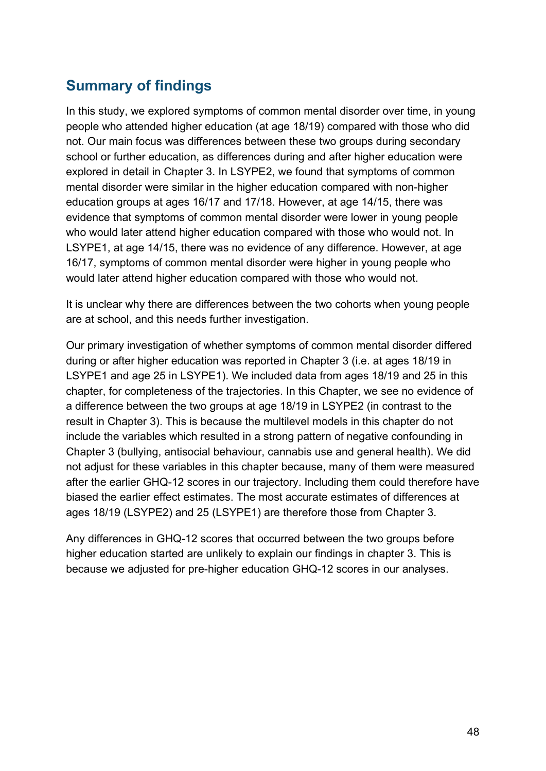## Summary of findings

In this study, we explored symptoms of common mental disorder over time, in young people who attended higher education (at age 18/19) compared with those who did not. Our main focus was differences between these two groups during secondary school or further education, as differences during and after higher education were explored in detail in Chapter 3. In LSYPE2, we found that symptoms of common mental disorder were similar in the higher education compared with non-higher education groups at ages 16/17 and 17/18. However, at age 14/15, there was evidence that symptoms of common mental disorder were lower in young people who would later attend higher education compared with those who would not. In LSYPE1, at age 14/15, there was no evidence of any difference. However, at age 16/17, symptoms of common mental disorder were higher in young people who would later attend higher education compared with those who would not.

It is unclear why there are differences between the two cohorts when young people are at school, and this needs further investigation.

Our primary investigation of whether symptoms of common mental disorder differed during or after higher education was reported in Chapter 3 (i.e. at ages 18/19 in LSYPE1 and age 25 in LSYPE1). We included data from ages 18/19 and 25 in this chapter, for completeness of the trajectories. In this Chapter, we see no evidence of a difference between the two groups at age 18/19 in LSYPE2 (in contrast to the result in Chapter 3). This is because the multilevel models in this chapter do not include the variables which resulted in a strong pattern of negative confounding in Chapter 3 (bullying, antisocial behaviour, cannabis use and general health). We did not adjust for these variables in this chapter because, many of them were measured after the earlier GHQ-12 scores in our trajectory. Including them could therefore have biased the earlier effect estimates. The most accurate estimates of differences at ages 18/19 (LSYPE2) and 25 (LSYPE1) are therefore those from Chapter 3.

Any differences in GHQ-12 scores that occurred between the two groups before higher education started are unlikely to explain our findings in chapter 3. This is because we adjusted for pre-higher education GHQ-12 scores in our analyses.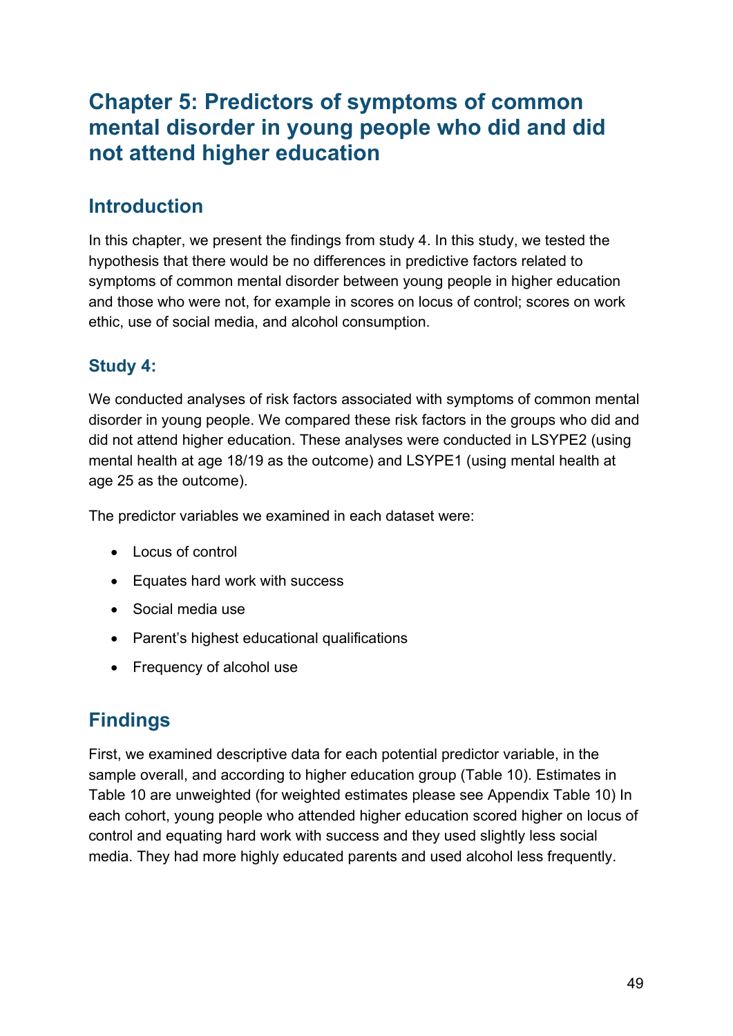# Chapter 5: Predictors of symptoms of common mental disorder in young people who did and did not attend higher education

## Introduction

In this chapter, we present the findings from study 4. In this study, we tested the hypothesis that there would be no differences in predictive factors related to symptoms of common mental disorder between young people in higher education and those who were not, for example in scores on locus of control; scores on work ethic, use of social media, and alcohol consumption.

### Study 4:

We conducted analyses of risk factors associated with symptoms of common mental disorder in young people. We compared these risk factors in the groups who did and did not attend higher education. These analyses were conducted in LSYPE2 (using mental health at age 18/19 as the outcome) and LSYPE1 (using mental health at age 25 as the outcome).

The predictor variables we examined in each dataset were:

- Locus of control
- Equates hard work with success
- Social media use
- Parent's highest educational qualifications
- Frequency of alcohol use

## Findings

First, we examined descriptive data for each potential predictor variable, in the sample overall, and according to higher education group (Table 10). Estimates in Table 10 are unweighted (for weighted estimates please see Appendix Table 10) In each cohort, young people who attended higher education scored higher on locus of control and equating hard work with success and they used slightly less social media. They had more highly educated parents and used alcohol less frequently.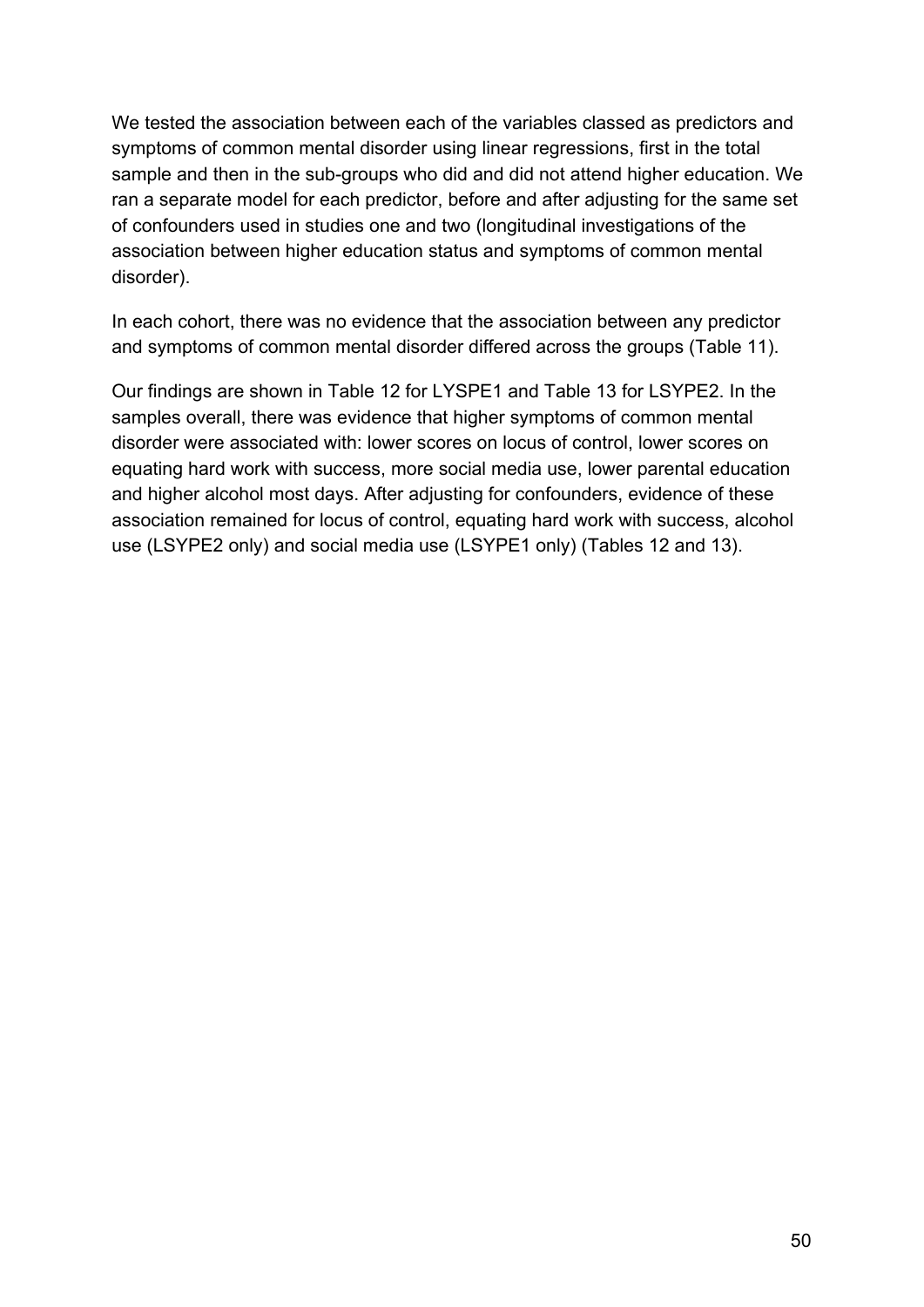We tested the association between each of the variables classed as predictors and symptoms of common mental disorder using linear regressions, first in the total sample and then in the sub-groups who did and did not attend higher education. We ran a separate model for each predictor, before and after adjusting for the same set of confounders used in studies one and two (longitudinal investigations of the association between higher education status and symptoms of common mental disorder).

In each cohort, there was no evidence that the association between any predictor and symptoms of common mental disorder differed across the groups (Table 11).

Our findings are shown in Table 12 for LYSPE1 and Table 13 for LSYPE2. In the samples overall, there was evidence that higher symptoms of common mental disorder were associated with: lower scores on locus of control, lower scores on equating hard work with success, more social media use, lower parental education and higher alcohol most days. After adjusting for confounders, evidence of these association remained for locus of control, equating hard work with success, alcohol use (LSYPE2 only) and social media use (LSYPE1 only) (Tables 12 and 13).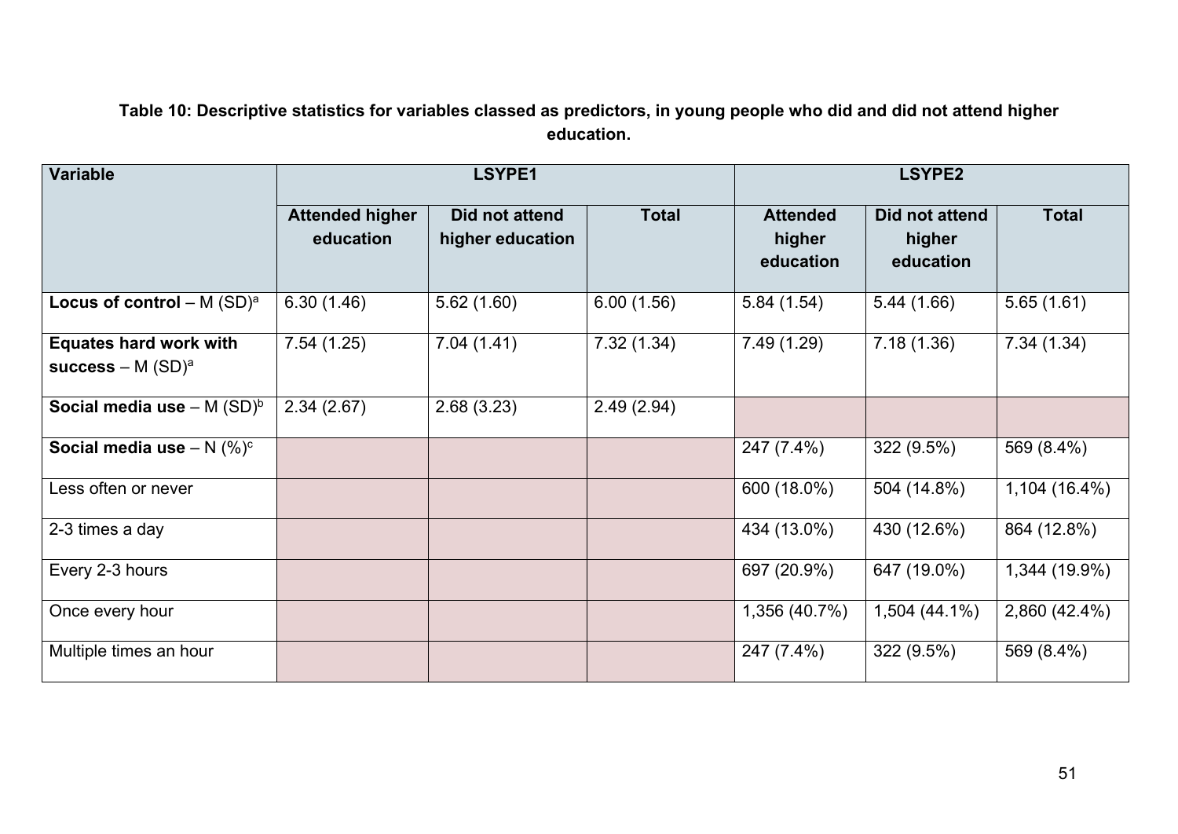**Table 10: Descriptive statistics for variables classed as predictors, in young people who did and did not attend higher education.**

| Variable | LSYPE1 | | | LSYPE2 | | |
|---|---|---|---|---|---|---|
| | Attended higher education | Did not attend higher education | Total | Attended higher education | Did not attend higher education | Total |
| **Locus of control** – M (SD)[a] | 6.30 (1.46) | 5.62 (1.60) | 6.00 (1.56) | 5.84 (1.54) | 5.44 (1.66) | 5.65 (1.61) |
| **Equates hard work with success** – M (SD)[a] | 7.54 (1.25) | 7.04 (1.41) | 7.32 (1.34) | 7.49 (1.29) | 7.18 (1.36) | 7.34 (1.34) |
| **Social media use** – M (SD)[b] | 2.34 (2.67) | 2.68 (3.23) | 2.49 (2.94) | | | |
| **Social media use** – N (%)[c] | | | | 247 (7.4%) | 322 (9.5%) | 569 (8.4%) |
| Less often or never | | | | 600 (18.0%) | 504 (14.8%) | 1,104 (16.4%) |
| 2-3 times a day | | | | 434 (13.0%) | 430 (12.6%) | 864 (12.8%) |
| Every 2-3 hours | | | | 697 (20.9%) | 647 (19.0%) | 1,344 (19.9%) |
| Once every hour | | | | 1,356 (40.7%) | 1,504 (44.1%) | 2,860 (42.4%) |
| Multiple times an hour | | | | 247 (7.4%) | 322 (9.5%) | 569 (8.4%) |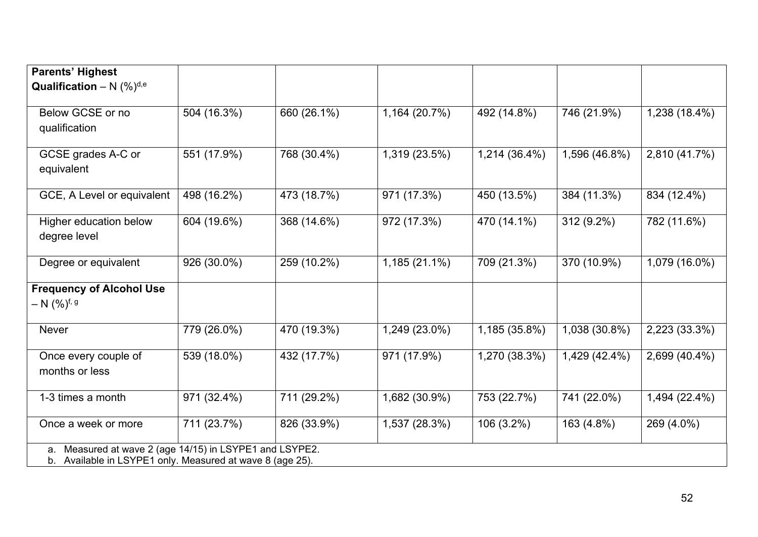| | | | | | | |
|---|---|---|---|---|---|---|
| **Parents' Highest Qualification** – N (%)[d,e] | | | | | | |
| Below GCSE or no qualification | 504 (16.3%) | 660 (26.1%) | 1,164 (20.7%) | 492 (14.8%) | 746 (21.9%) | 1,238 (18.4%) |
| GCSE grades A-C or equivalent | 551 (17.9%) | 768 (30.4%) | 1,319 (23.5%) | 1,214 (36.4%) | 1,596 (46.8%) | 2,810 (41.7%) |
| GCE, A Level or equivalent | 498 (16.2%) | 473 (18.7%) | 971 (17.3%) | 450 (13.5%) | 384 (11.3%) | 834 (12.4%) |
| Higher education below degree level | 604 (19.6%) | 368 (14.6%) | 972 (17.3%) | 470 (14.1%) | 312 (9.2%) | 782 (11.6%) |
| Degree or equivalent | 926 (30.0%) | 259 (10.2%) | 1,185 (21.1%) | 709 (21.3%) | 370 (10.9%) | 1,079 (16.0%) |
| **Frequency of Alcohol Use** – N (%)[f, g] | | | | | | |
| Never | 779 (26.0%) | 470 (19.3%) | 1,249 (23.0%) | 1,185 (35.8%) | 1,038 (30.8%) | 2,223 (33.3%) |
| Once every couple of months or less | 539 (18.0%) | 432 (17.7%) | 971 (17.9%) | 1,270 (38.3%) | 1,429 (42.4%) | 2,699 (40.4%) |
| 1-3 times a month | 971 (32.4%) | 711 (29.2%) | 1,682 (30.9%) | 753 (22.7%) | 741 (22.0%) | 1,494 (22.4%) |
| Once a week or more | 711 (23.7%) | 826 (33.9%) | 1,537 (28.3%) | 106 (3.2%) | 163 (4.8%) | 269 (4.0%) |

a. Measured at wave 2 (age 14/15) in LSYPE1 and LSYPE2.
b. Available in LSYPE1 only. Measured at wave 8 (age 25).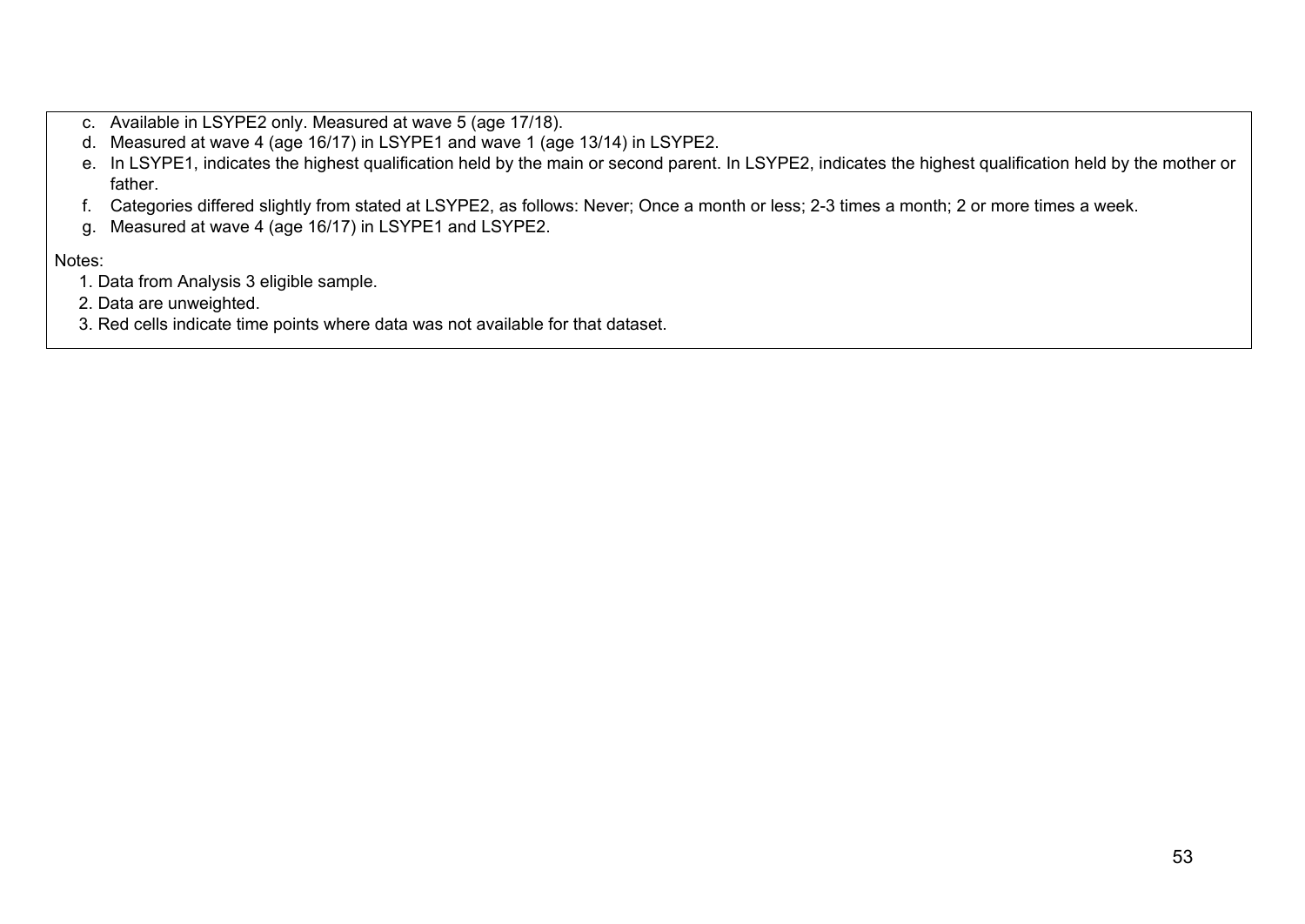c. Available in LSYPE2 only. Measured at wave 5 (age 17/18).
d. Measured at wave 4 (age 16/17) in LSYPE1 and wave 1 (age 13/14) in LSYPE2.
e. In LSYPE1, indicates the highest qualification held by the main or second parent. In LSYPE2, indicates the highest qualification held by the mother or father.
f. Categories differed slightly from stated at LSYPE2, as follows: Never; Once a month or less; 2-3 times a month; 2 or more times a week.
g. Measured at wave 4 (age 16/17) in LSYPE1 and LSYPE2.

Notes:

1. Data from Analysis 3 eligible sample.
2. Data are unweighted.
3. Red cells indicate time points where data was not available for that dataset.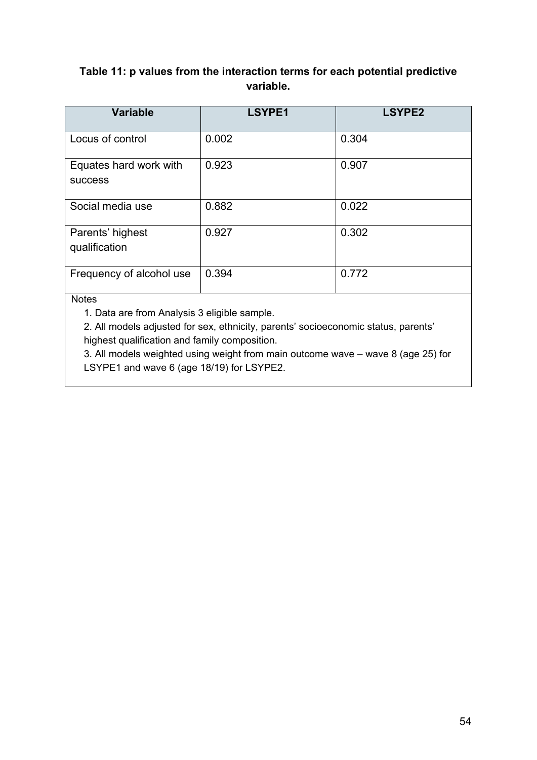**Table 11: p values from the interaction terms for each potential predictive variable.**

| Variable | LSYPE1 | LSYPE2 |
|---|---|---|
| Locus of control | 0.002 | 0.304 |
| Equates hard work with success | 0.923 | 0.907 |
| Social media use | 0.882 | 0.022 |
| Parents' highest qualification | 0.927 | 0.302 |
| Frequency of alcohol use | 0.394 | 0.772 |

Notes

1. Data are from Analysis 3 eligible sample.
2. All models adjusted for sex, ethnicity, parents' socioeconomic status, parents' highest qualification and family composition.
3. All models weighted using weight from main outcome wave – wave 8 (age 25) for LSYPE1 and wave 6 (age 18/19) for LSYPE2.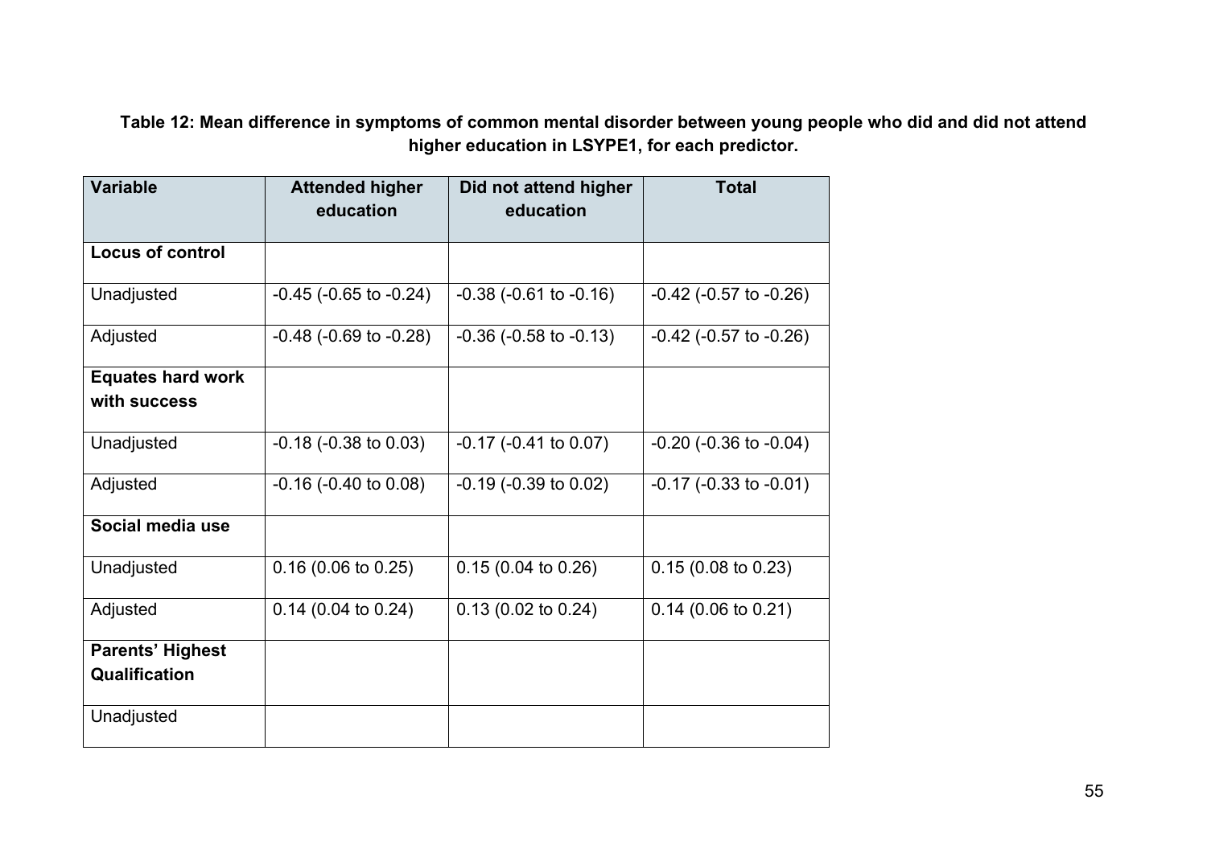**Table 12: Mean difference in symptoms of common mental disorder between young people who did and did not attend higher education in LSYPE1, for each predictor.**

| Variable | Attended higher education | Did not attend higher education | Total |
|---|---|---|---|
| **Locus of control** | | | |
| Unadjusted | -0.45 (-0.65 to -0.24) | -0.38 (-0.61 to -0.16) | -0.42 (-0.57 to -0.26) |
| Adjusted | -0.48 (-0.69 to -0.28) | -0.36 (-0.58 to -0.13) | -0.42 (-0.57 to -0.26) |
| **Equates hard work with success** | | | |
| Unadjusted | -0.18 (-0.38 to 0.03) | -0.17 (-0.41 to 0.07) | -0.20 (-0.36 to -0.04) |
| Adjusted | -0.16 (-0.40 to 0.08) | -0.19 (-0.39 to 0.02) | -0.17 (-0.33 to -0.01) |
| **Social media use** | | | |
| Unadjusted | 0.16 (0.06 to 0.25) | 0.15 (0.04 to 0.26) | 0.15 (0.08 to 0.23) |
| Adjusted | 0.14 (0.04 to 0.24) | 0.13 (0.02 to 0.24) | 0.14 (0.06 to 0.21) |
| **Parents' Highest Qualification** | | | |
| Unadjusted | | | |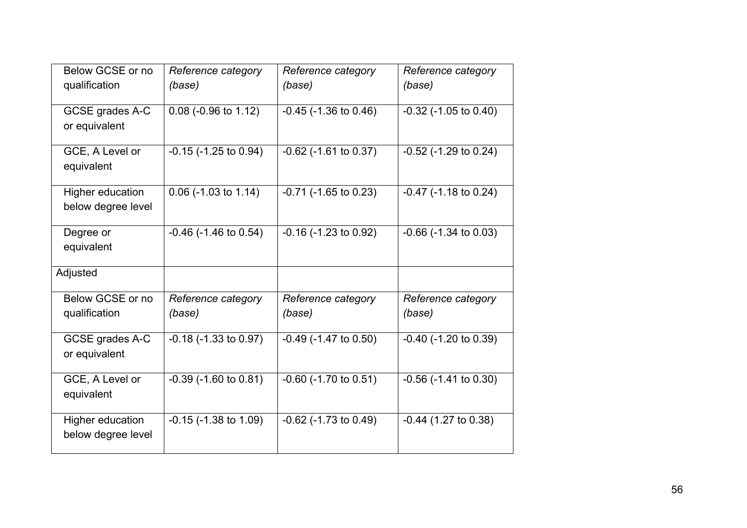| | | | |
|---|---|---|---|
| Below GCSE or no qualification | *Reference category (base)* | *Reference category (base)* | *Reference category (base)* |
| GCSE grades A-C or equivalent | 0.08 (-0.96 to 1.12) | -0.45 (-1.36 to 0.46) | -0.32 (-1.05 to 0.40) |
| GCE, A Level or equivalent | -0.15 (-1.25 to 0.94) | -0.62 (-1.61 to 0.37) | -0.52 (-1.29 to 0.24) |
| Higher education below degree level | 0.06 (-1.03 to 1.14) | -0.71 (-1.65 to 0.23) | -0.47 (-1.18 to 0.24) |
| Degree or equivalent | -0.46 (-1.46 to 0.54) | -0.16 (-1.23 to 0.92) | -0.66 (-1.34 to 0.03) |
| Adjusted | | | |
| Below GCSE or no qualification | *Reference category (base)* | *Reference category (base)* | *Reference category (base)* |
| GCSE grades A-C or equivalent | -0.18 (-1.33 to 0.97) | -0.49 (-1.47 to 0.50) | -0.40 (-1.20 to 0.39) |
| GCE, A Level or equivalent | -0.39 (-1.60 to 0.81) | -0.60 (-1.70 to 0.51) | -0.56 (-1.41 to 0.30) |
| Higher education below degree level | -0.15 (-1.38 to 1.09) | -0.62 (-1.73 to 0.49) | -0.44 (1.27 to 0.38) |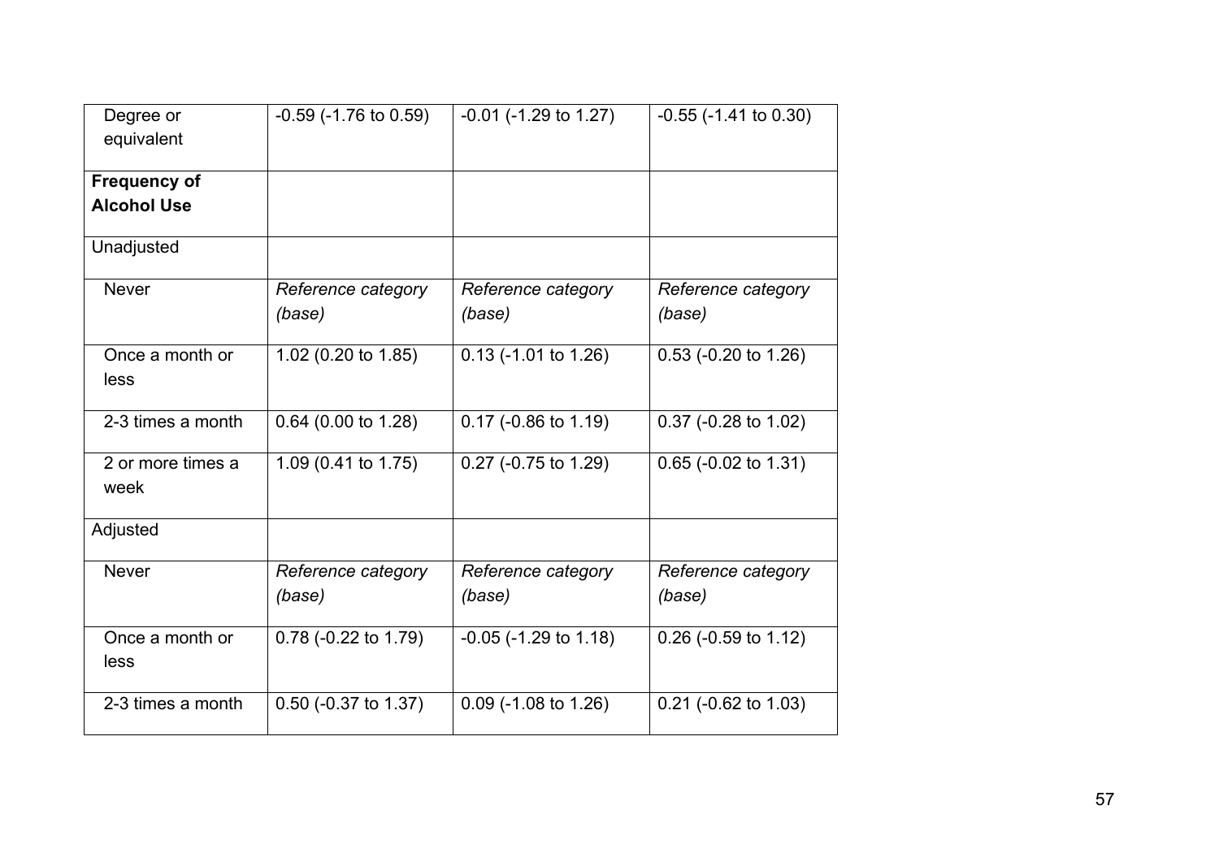| | | | |
|---|---|---|---|
| Degree or equivalent | -0.59 (-1.76 to 0.59) | -0.01 (-1.29 to 1.27) | -0.55 (-1.41 to 0.30) |
| **Frequency of Alcohol Use** | | | |
| Unadjusted | | | |
| Never | *Reference category (base)* | *Reference category (base)* | *Reference category (base)* |
| Once a month or less | 1.02 (0.20 to 1.85) | 0.13 (-1.01 to 1.26) | 0.53 (-0.20 to 1.26) |
| 2-3 times a month | 0.64 (0.00 to 1.28) | 0.17 (-0.86 to 1.19) | 0.37 (-0.28 to 1.02) |
| 2 or more times a week | 1.09 (0.41 to 1.75) | 0.27 (-0.75 to 1.29) | 0.65 (-0.02 to 1.31) |
| Adjusted | | | |
| Never | *Reference category (base)* | *Reference category (base)* | *Reference category (base)* |
| Once a month or less | 0.78 (-0.22 to 1.79) | -0.05 (-1.29 to 1.18) | 0.26 (-0.59 to 1.12) |
| 2-3 times a month | 0.50 (-0.37 to 1.37) | 0.09 (-1.08 to 1.26) | 0.21 (-0.62 to 1.03) |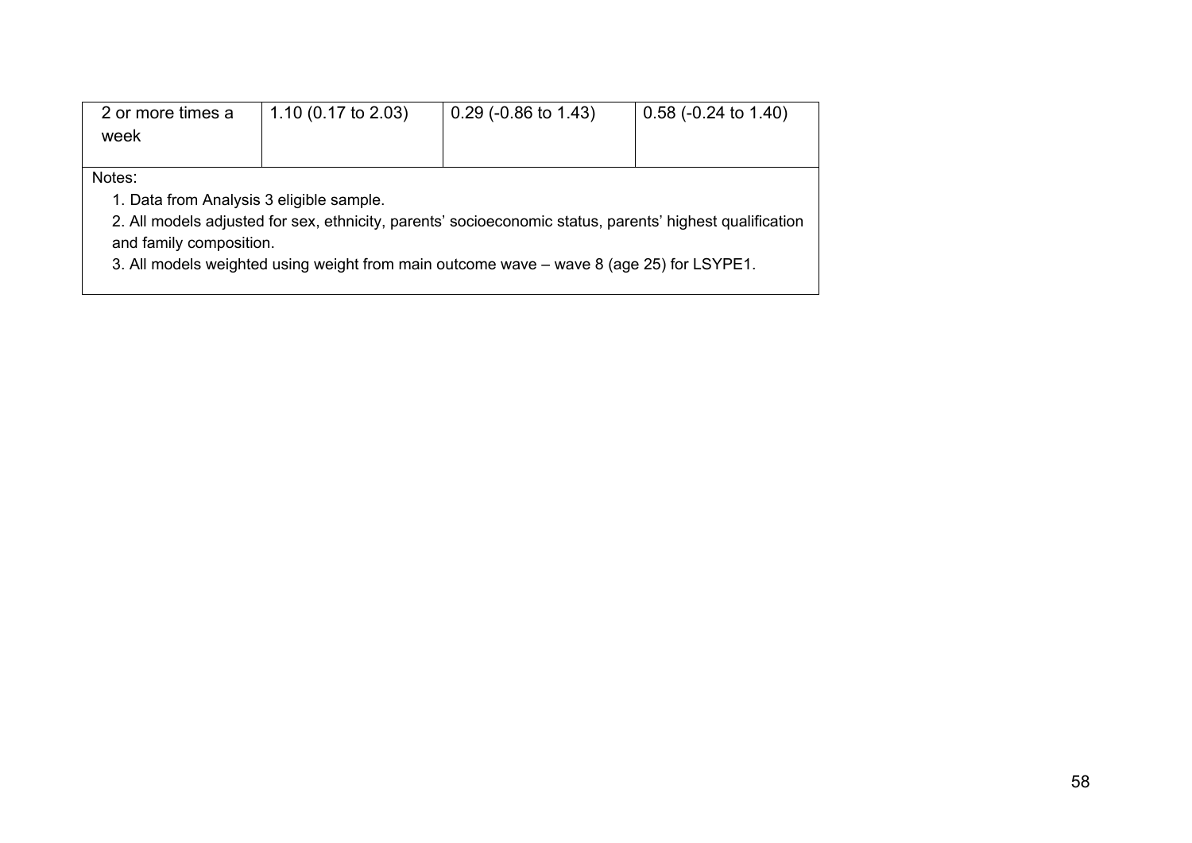| | | | |
|---|---|---|---|
| 2 or more times a week | 1.10 (0.17 to 2.03) | 0.29 (-0.86 to 1.43) | 0.58 (-0.24 to 1.40) |

Notes:

1. Data from Analysis 3 eligible sample.
2. All models adjusted for sex, ethnicity, parents' socioeconomic status, parents' highest qualification and family composition.
3. All models weighted using weight from main outcome wave – wave 8 (age 25) for LSYPE1.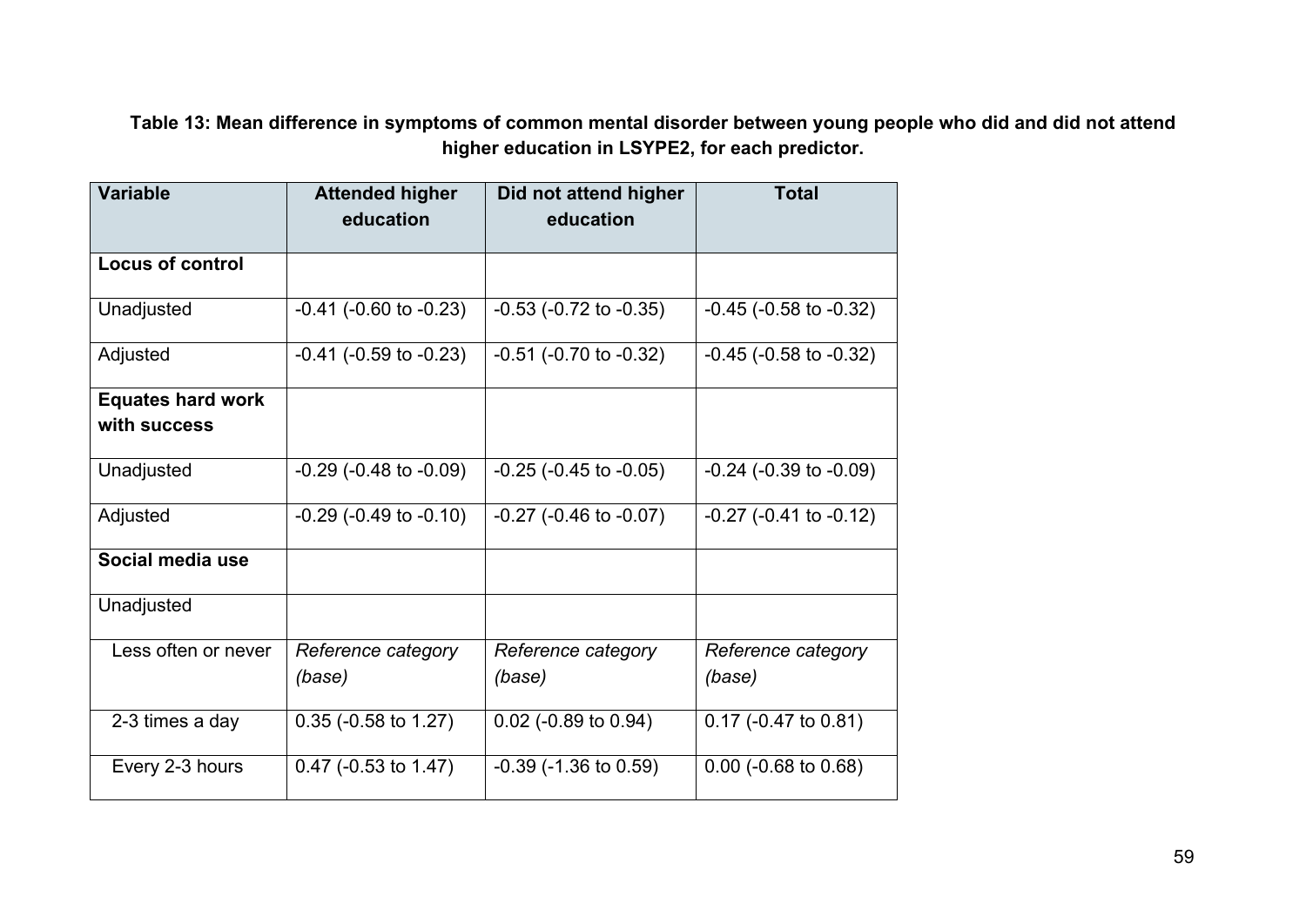**Table 13: Mean difference in symptoms of common mental disorder between young people who did and did not attend higher education in LSYPE2, for each predictor.**

| Variable | Attended higher education | Did not attend higher education | Total |
|---|---|---|---|
| **Locus of control** | | | |
| Unadjusted | -0.41 (-0.60 to -0.23) | -0.53 (-0.72 to -0.35) | -0.45 (-0.58 to -0.32) |
| Adjusted | -0.41 (-0.59 to -0.23) | -0.51 (-0.70 to -0.32) | -0.45 (-0.58 to -0.32) |
| **Equates hard work with success** | | | |
| Unadjusted | -0.29 (-0.48 to -0.09) | -0.25 (-0.45 to -0.05) | -0.24 (-0.39 to -0.09) |
| Adjusted | -0.29 (-0.49 to -0.10) | -0.27 (-0.46 to -0.07) | -0.27 (-0.41 to -0.12) |
| **Social media use** | | | |
| Unadjusted | | | |
| Less often or never | *Reference category (base)* | *Reference category (base)* | *Reference category (base)* |
| 2-3 times a day | 0.35 (-0.58 to 1.27) | 0.02 (-0.89 to 0.94) | 0.17 (-0.47 to 0.81) |
| Every 2-3 hours | 0.47 (-0.53 to 1.47) | -0.39 (-1.36 to 0.59) | 0.00 (-0.68 to 0.68) |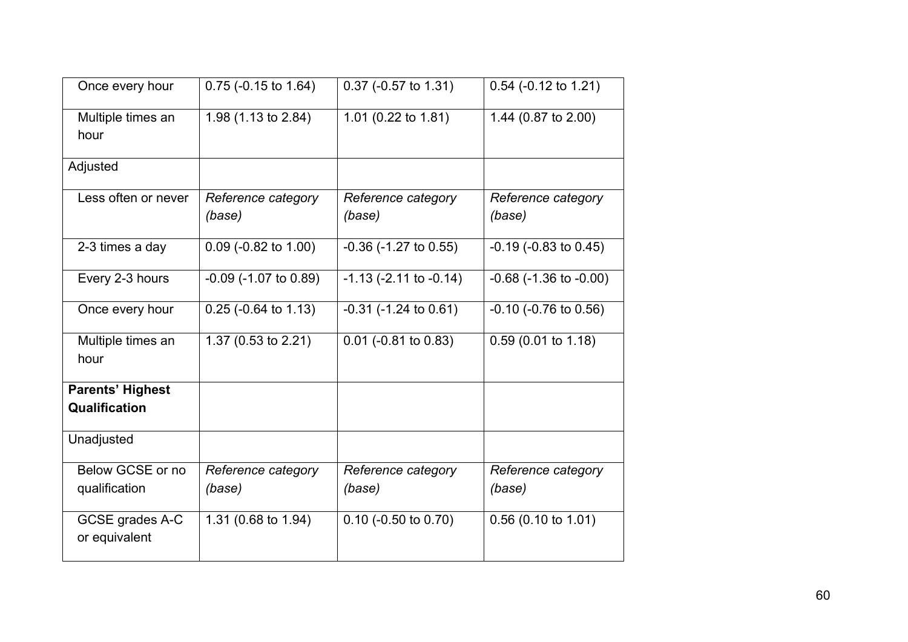| | | | |
|---|---|---|---|
| Once every hour | 0.75 (-0.15 to 1.64) | 0.37 (-0.57 to 1.31) | 0.54 (-0.12 to 1.21) |
| Multiple times an hour | 1.98 (1.13 to 2.84) | 1.01 (0.22 to 1.81) | 1.44 (0.87 to 2.00) |
| Adjusted | | | |
| Less often or never | *Reference category (base)* | *Reference category (base)* | *Reference category (base)* |
| 2-3 times a day | 0.09 (-0.82 to 1.00) | -0.36 (-1.27 to 0.55) | -0.19 (-0.83 to 0.45) |
| Every 2-3 hours | -0.09 (-1.07 to 0.89) | -1.13 (-2.11 to -0.14) | -0.68 (-1.36 to -0.00) |
| Once every hour | 0.25 (-0.64 to 1.13) | -0.31 (-1.24 to 0.61) | -0.10 (-0.76 to 0.56) |
| Multiple times an hour | 1.37 (0.53 to 2.21) | 0.01 (-0.81 to 0.83) | 0.59 (0.01 to 1.18) |
| **Parents' Highest Qualification** | | | |
| Unadjusted | | | |
| Below GCSE or no qualification | *Reference category (base)* | *Reference category (base)* | *Reference category (base)* |
| GCSE grades A-C or equivalent | 1.31 (0.68 to 1.94) | 0.10 (-0.50 to 0.70) | 0.56 (0.10 to 1.01) |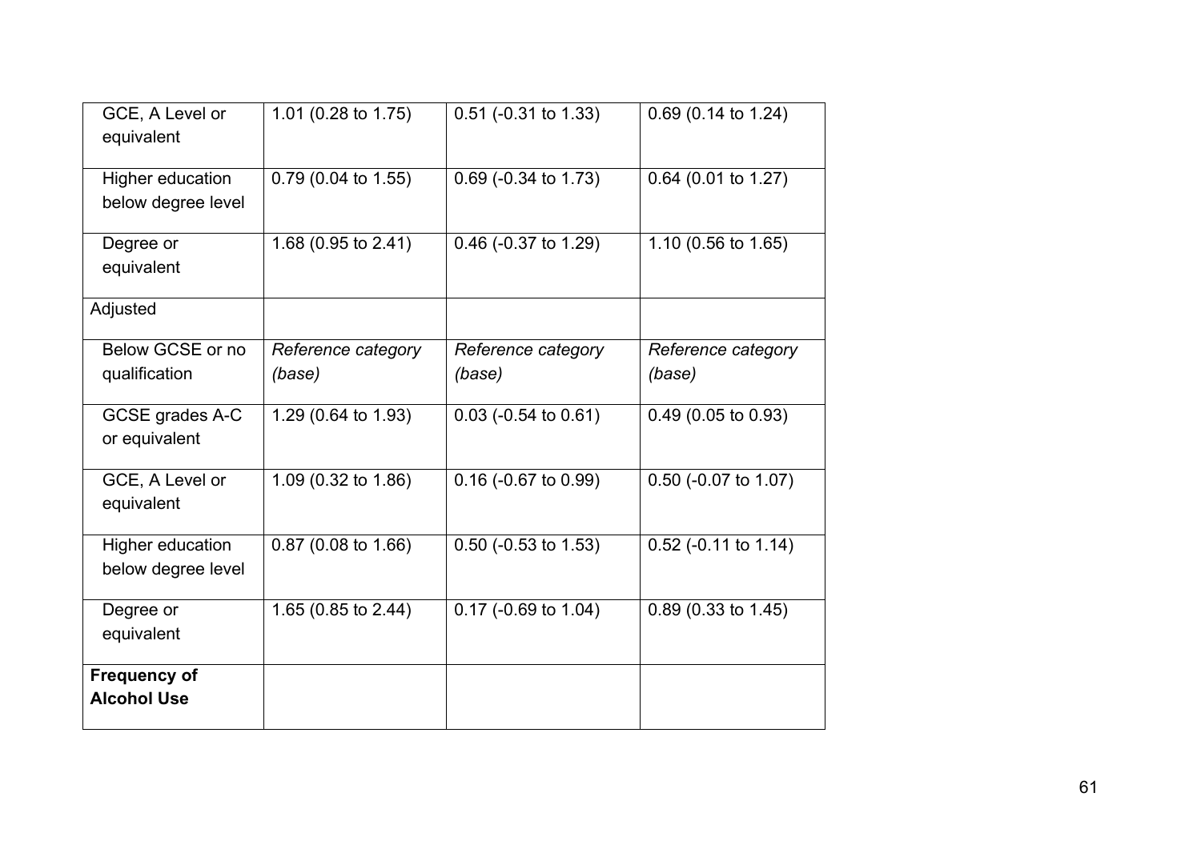| | | | |
|---|---|---|---|
| GCE, A Level or equivalent | 1.01 (0.28 to 1.75) | 0.51 (-0.31 to 1.33) | 0.69 (0.14 to 1.24) |
| Higher education below degree level | 0.79 (0.04 to 1.55) | 0.69 (-0.34 to 1.73) | 0.64 (0.01 to 1.27) |
| Degree or equivalent | 1.68 (0.95 to 2.41) | 0.46 (-0.37 to 1.29) | 1.10 (0.56 to 1.65) |
| Adjusted | | | |
| Below GCSE or no qualification | *Reference category (base)* | *Reference category (base)* | *Reference category (base)* |
| GCSE grades A-C or equivalent | 1.29 (0.64 to 1.93) | 0.03 (-0.54 to 0.61) | 0.49 (0.05 to 0.93) |
| GCE, A Level or equivalent | 1.09 (0.32 to 1.86) | 0.16 (-0.67 to 0.99) | 0.50 (-0.07 to 1.07) |
| Higher education below degree level | 0.87 (0.08 to 1.66) | 0.50 (-0.53 to 1.53) | 0.52 (-0.11 to 1.14) |
| Degree or equivalent | 1.65 (0.85 to 2.44) | 0.17 (-0.69 to 1.04) | 0.89 (0.33 to 1.45) |
| **Frequency of Alcohol Use** | | | |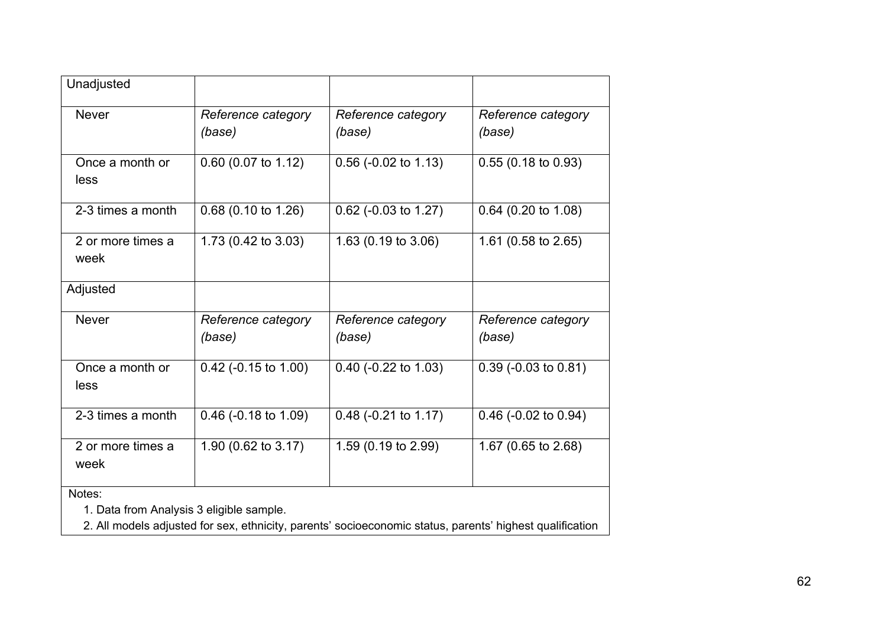| Unadjusted | | | |
|---|---|---|---|
| Never | *Reference category (base)* | *Reference category (base)* | *Reference category (base)* |
| Once a month or less | 0.60 (0.07 to 1.12) | 0.56 (-0.02 to 1.13) | 0.55 (0.18 to 0.93) |
| 2-3 times a month | 0.68 (0.10 to 1.26) | 0.62 (-0.03 to 1.27) | 0.64 (0.20 to 1.08) |
| 2 or more times a week | 1.73 (0.42 to 3.03) | 1.63 (0.19 to 3.06) | 1.61 (0.58 to 2.65) |
| Adjusted | | | |
| Never | *Reference category (base)* | *Reference category (base)* | *Reference category (base)* |
| Once a month or less | 0.42 (-0.15 to 1.00) | 0.40 (-0.22 to 1.03) | 0.39 (-0.03 to 0.81) |
| 2-3 times a month | 0.46 (-0.18 to 1.09) | 0.48 (-0.21 to 1.17) | 0.46 (-0.02 to 0.94) |
| 2 or more times a week | 1.90 (0.62 to 3.17) | 1.59 (0.19 to 2.99) | 1.67 (0.65 to 2.68) |

Notes:

1. Data from Analysis 3 eligible sample.
2. All models adjusted for sex, ethnicity, parents' socioeconomic status, parents' highest qualification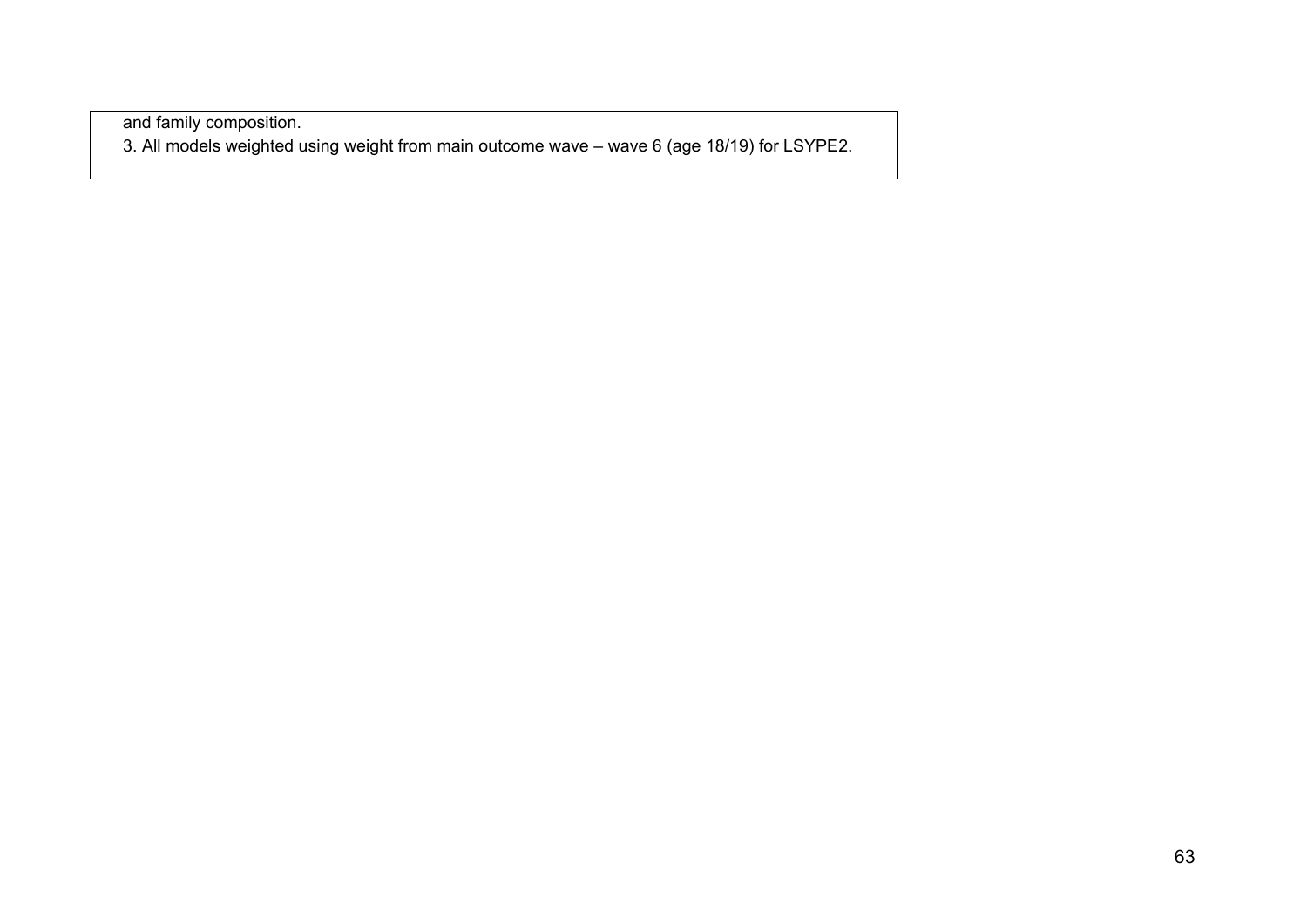and family composition.

3. All models weighted using weight from main outcome wave – wave 6 (age 18/19) for LSYPE2.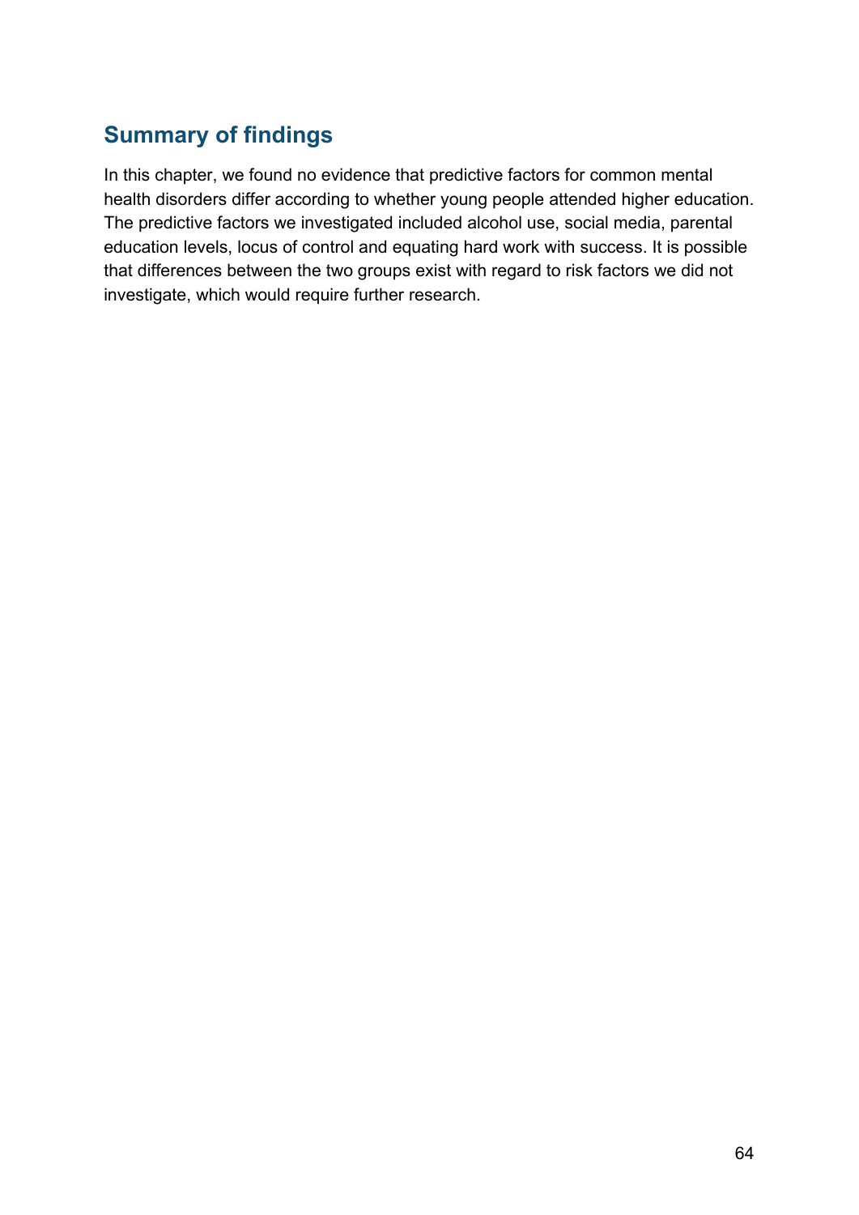## Summary of findings

In this chapter, we found no evidence that predictive factors for common mental health disorders differ according to whether young people attended higher education. The predictive factors we investigated included alcohol use, social media, parental education levels, locus of control and equating hard work with success. It is possible that differences between the two groups exist with regard to risk factors we did not investigate, which would require further research.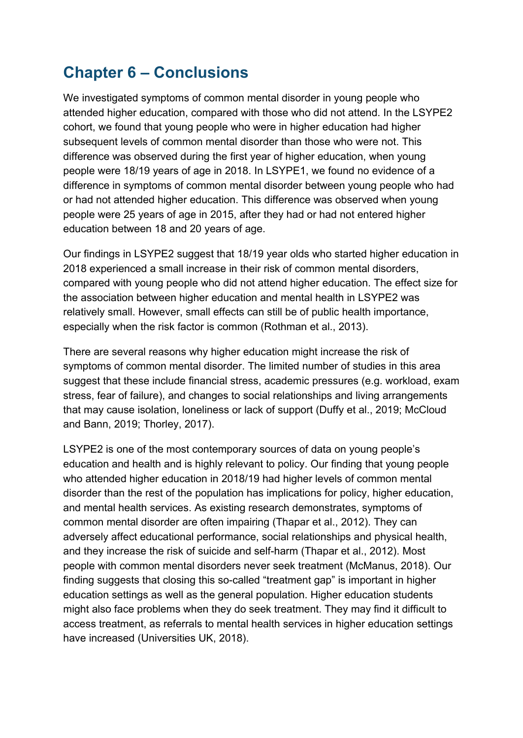## Chapter 6 – Conclusions

We investigated symptoms of common mental disorder in young people who attended higher education, compared with those who did not attend. In the LSYPE2 cohort, we found that young people who were in higher education had higher subsequent levels of common mental disorder than those who were not. This difference was observed during the first year of higher education, when young people were 18/19 years of age in 2018. In LSYPE1, we found no evidence of a difference in symptoms of common mental disorder between young people who had or had not attended higher education. This difference was observed when young people were 25 years of age in 2015, after they had or had not entered higher education between 18 and 20 years of age.

Our findings in LSYPE2 suggest that 18/19 year olds who started higher education in 2018 experienced a small increase in their risk of common mental disorders, compared with young people who did not attend higher education. The effect size for the association between higher education and mental health in LSYPE2 was relatively small. However, small effects can still be of public health importance, especially when the risk factor is common (Rothman et al., 2013).

There are several reasons why higher education might increase the risk of symptoms of common mental disorder. The limited number of studies in this area suggest that these include financial stress, academic pressures (e.g. workload, exam stress, fear of failure), and changes to social relationships and living arrangements that may cause isolation, loneliness or lack of support (Duffy et al., 2019; McCloud and Bann, 2019; Thorley, 2017).

LSYPE2 is one of the most contemporary sources of data on young people's education and health and is highly relevant to policy. Our finding that young people who attended higher education in 2018/19 had higher levels of common mental disorder than the rest of the population has implications for policy, higher education, and mental health services. As existing research demonstrates, symptoms of common mental disorder are often impairing (Thapar et al., 2012). They can adversely affect educational performance, social relationships and physical health, and they increase the risk of suicide and self-harm (Thapar et al., 2012). Most people with common mental disorders never seek treatment (McManus, 2018). Our finding suggests that closing this so-called "treatment gap" is important in higher education settings as well as the general population. Higher education students might also face problems when they do seek treatment. They may find it difficult to access treatment, as referrals to mental health services in higher education settings have increased (Universities UK, 2018).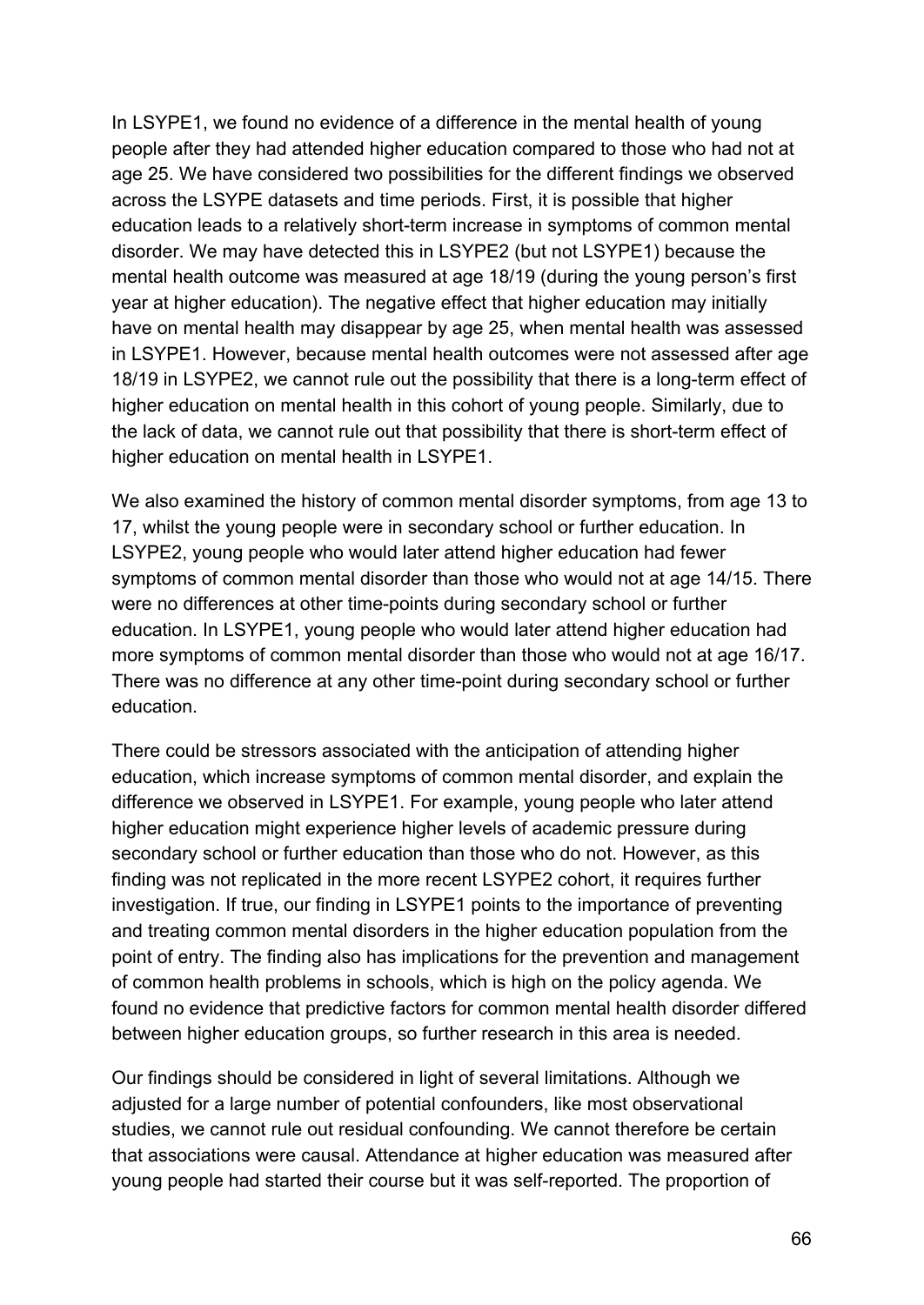In LSYPE1, we found no evidence of a difference in the mental health of young people after they had attended higher education compared to those who had not at age 25. We have considered two possibilities for the different findings we observed across the LSYPE datasets and time periods. First, it is possible that higher education leads to a relatively short-term increase in symptoms of common mental disorder. We may have detected this in LSYPE2 (but not LSYPE1) because the mental health outcome was measured at age 18/19 (during the young person's first year at higher education). The negative effect that higher education may initially have on mental health may disappear by age 25, when mental health was assessed in LSYPE1. However, because mental health outcomes were not assessed after age 18/19 in LSYPE2, we cannot rule out the possibility that there is a long-term effect of higher education on mental health in this cohort of young people. Similarly, due to the lack of data, we cannot rule out that possibility that there is short-term effect of higher education on mental health in LSYPE1.

We also examined the history of common mental disorder symptoms, from age 13 to 17, whilst the young people were in secondary school or further education. In LSYPE2, young people who would later attend higher education had fewer symptoms of common mental disorder than those who would not at age 14/15. There were no differences at other time-points during secondary school or further education. In LSYPE1, young people who would later attend higher education had more symptoms of common mental disorder than those who would not at age 16/17. There was no difference at any other time-point during secondary school or further education.

There could be stressors associated with the anticipation of attending higher education, which increase symptoms of common mental disorder, and explain the difference we observed in LSYPE1. For example, young people who later attend higher education might experience higher levels of academic pressure during secondary school or further education than those who do not. However, as this finding was not replicated in the more recent LSYPE2 cohort, it requires further investigation. If true, our finding in LSYPE1 points to the importance of preventing and treating common mental disorders in the higher education population from the point of entry. The finding also has implications for the prevention and management of common health problems in schools, which is high on the policy agenda. We found no evidence that predictive factors for common mental health disorder differed between higher education groups, so further research in this area is needed.

Our findings should be considered in light of several limitations. Although we adjusted for a large number of potential confounders, like most observational studies, we cannot rule out residual confounding. We cannot therefore be certain that associations were causal. Attendance at higher education was measured after young people had started their course but it was self-reported. The proportion of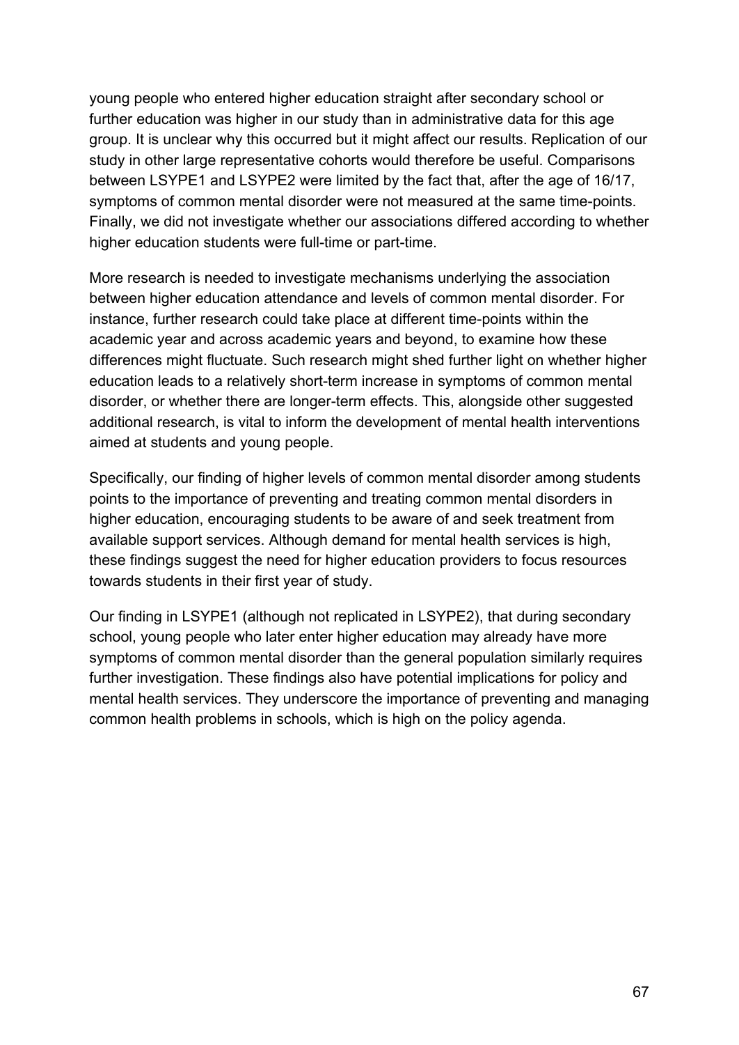young people who entered higher education straight after secondary school or further education was higher in our study than in administrative data for this age group. It is unclear why this occurred but it might affect our results. Replication of our study in other large representative cohorts would therefore be useful. Comparisons between LSYPE1 and LSYPE2 were limited by the fact that, after the age of 16/17, symptoms of common mental disorder were not measured at the same time-points. Finally, we did not investigate whether our associations differed according to whether higher education students were full-time or part-time.

More research is needed to investigate mechanisms underlying the association between higher education attendance and levels of common mental disorder. For instance, further research could take place at different time-points within the academic year and across academic years and beyond, to examine how these differences might fluctuate. Such research might shed further light on whether higher education leads to a relatively short-term increase in symptoms of common mental disorder, or whether there are longer-term effects. This, alongside other suggested additional research, is vital to inform the development of mental health interventions aimed at students and young people.

Specifically, our finding of higher levels of common mental disorder among students points to the importance of preventing and treating common mental disorders in higher education, encouraging students to be aware of and seek treatment from available support services. Although demand for mental health services is high, these findings suggest the need for higher education providers to focus resources towards students in their first year of study.

Our finding in LSYPE1 (although not replicated in LSYPE2), that during secondary school, young people who later enter higher education may already have more symptoms of common mental disorder than the general population similarly requires further investigation. These findings also have potential implications for policy and mental health services. They underscore the importance of preventing and managing common health problems in schools, which is high on the policy agenda.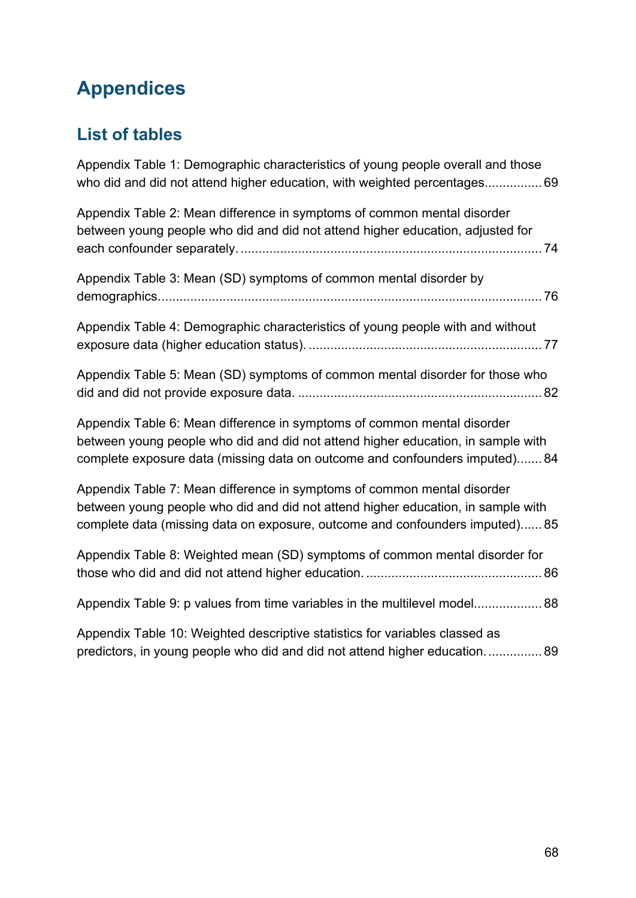# Appendices

## List of tables

Appendix Table 1: Demographic characteristics of young people overall and those who did and did not attend higher education, with weighted percentages................ 69

Appendix Table 2: Mean difference in symptoms of common mental disorder between young people who did and did not attend higher education, adjusted for each confounder separately. .................................................................................... 74

Appendix Table 3: Mean (SD) symptoms of common mental disorder by demographics.......................................................................................................... 76

Appendix Table 4: Demographic characteristics of young people with and without exposure data (higher education status). ................................................................. 77

Appendix Table 5: Mean (SD) symptoms of common mental disorder for those who did and did not provide exposure data. .................................................................... 82

Appendix Table 6: Mean difference in symptoms of common mental disorder between young people who did and did not attend higher education, in sample with complete exposure data (missing data on outcome and confounders imputed)....... 84

Appendix Table 7: Mean difference in symptoms of common mental disorder between young people who did and did not attend higher education, in sample with complete data (missing data on exposure, outcome and confounders imputed)...... 85

Appendix Table 8: Weighted mean (SD) symptoms of common mental disorder for those who did and did not attend higher education. ................................................. 86

Appendix Table 9: p values from time variables in the multilevel model................... 88

Appendix Table 10: Weighted descriptive statistics for variables classed as predictors, in young people who did and did not attend higher education. ............... 89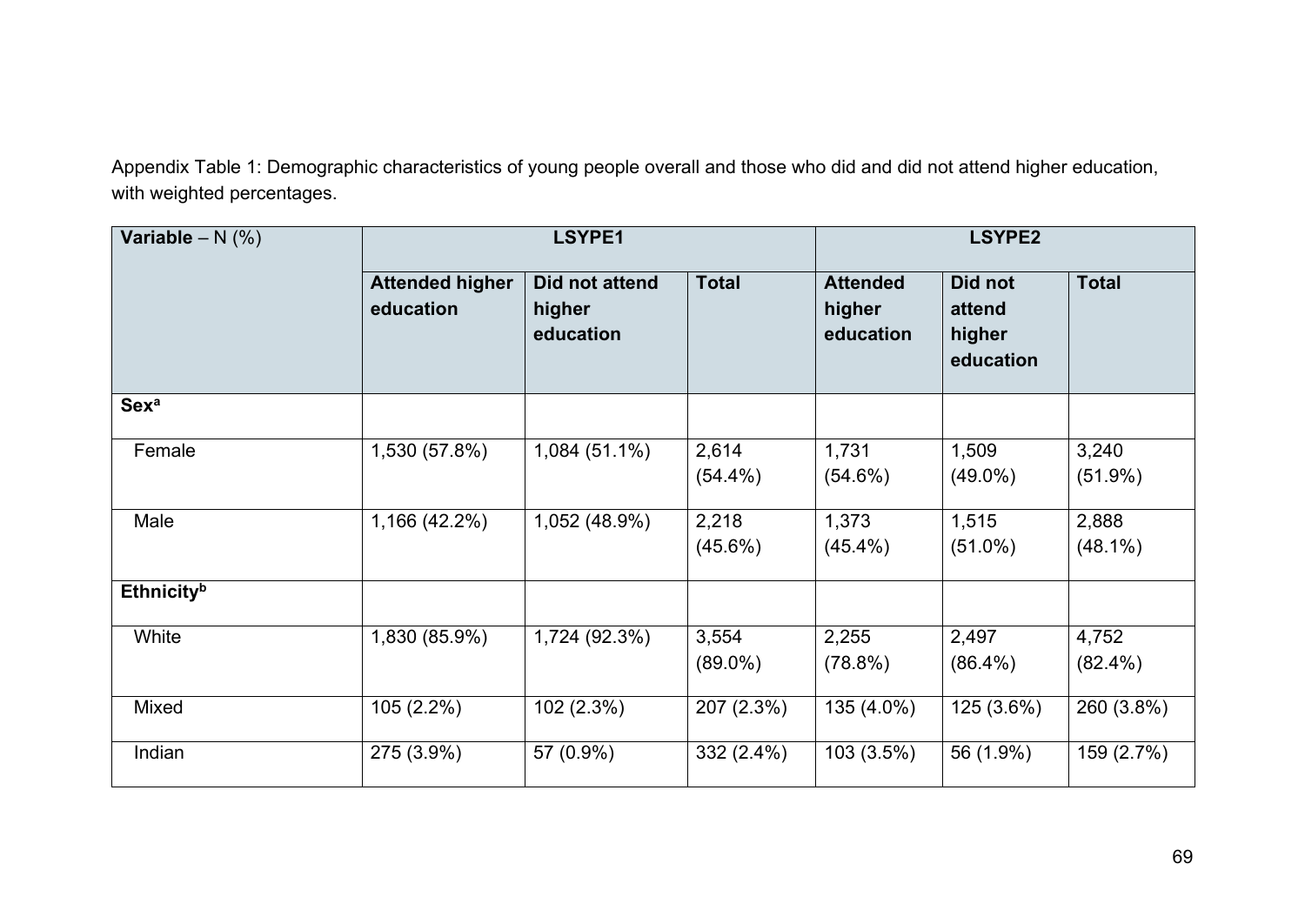Appendix Table 1: Demographic characteristics of young people overall and those who did and did not attend higher education, with weighted percentages.

| Variable – N (%) | LSYPE1 | | | LSYPE2 | | |
|---|---|---|---|---|---|---|
| | Attended higher education | Did not attend higher education | Total | Attended higher education | Did not attend higher education | Total |
| **Sex**[a] | | | | | | |
| Female | 1,530 (57.8%) | 1,084 (51.1%) | 2,614 (54.4%) | 1,731 (54.6%) | 1,509 (49.0%) | 3,240 (51.9%) |
| Male | 1,166 (42.2%) | 1,052 (48.9%) | 2,218 (45.6%) | 1,373 (45.4%) | 1,515 (51.0%) | 2,888 (48.1%) |
| **Ethnicity**[b] | | | | | | |
| White | 1,830 (85.9%) | 1,724 (92.3%) | 3,554 (89.0%) | 2,255 (78.8%) | 2,497 (86.4%) | 4,752 (82.4%) |
| Mixed | 105 (2.2%) | 102 (2.3%) | 207 (2.3%) | 135 (4.0%) | 125 (3.6%) | 260 (3.8%) |
| Indian | 275 (3.9%) | 57 (0.9%) | 332 (2.4%) | 103 (3.5%) | 56 (1.9%) | 159 (2.7%) |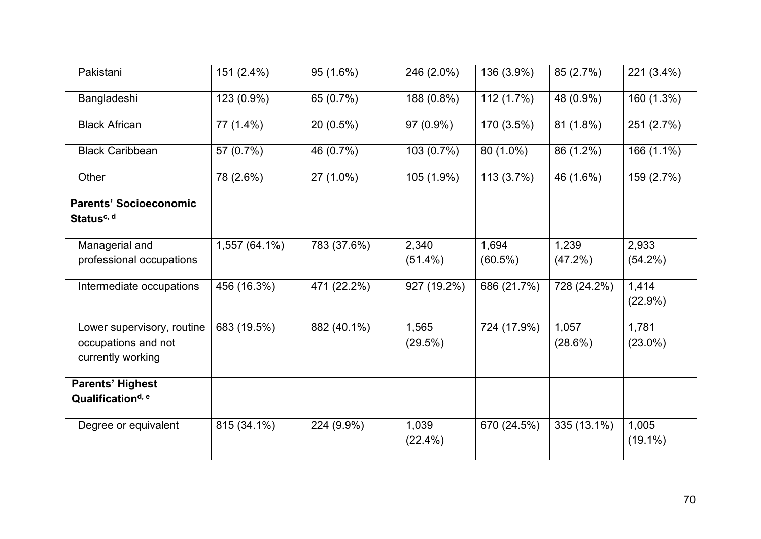| | | | | | | |
|---|---|---|---|---|---|---|
| Pakistani | 151 (2.4%) | 95 (1.6%) | 246 (2.0%) | 136 (3.9%) | 85 (2.7%) | 221 (3.4%) |
| Bangladeshi | 123 (0.9%) | 65 (0.7%) | 188 (0.8%) | 112 (1.7%) | 48 (0.9%) | 160 (1.3%) |
| Black African | 77 (1.4%) | 20 (0.5%) | 97 (0.9%) | 170 (3.5%) | 81 (1.8%) | 251 (2.7%) |
| Black Caribbean | 57 (0.7%) | 46 (0.7%) | 103 (0.7%) | 80 (1.0%) | 86 (1.2%) | 166 (1.1%) |
| Other | 78 (2.6%) | 27 (1.0%) | 105 (1.9%) | 113 (3.7%) | 46 (1.6%) | 159 (2.7%) |
| **Parents' Socioeconomic Status[c, d]** | | | | | | |
| Managerial and professional occupations | 1,557 (64.1%) | 783 (37.6%) | 2,340 (51.4%) | 1,694 (60.5%) | 1,239 (47.2%) | 2,933 (54.2%) |
| Intermediate occupations | 456 (16.3%) | 471 (22.2%) | 927 (19.2%) | 686 (21.7%) | 728 (24.2%) | 1,414 (22.9%) |
| Lower supervisory, routine occupations and not currently working | 683 (19.5%) | 882 (40.1%) | 1,565 (29.5%) | 724 (17.9%) | 1,057 (28.6%) | 1,781 (23.0%) |
| **Parents' Highest Qualification[d, e]** | | | | | | |
| Degree or equivalent | 815 (34.1%) | 224 (9.9%) | 1,039 (22.4%) | 670 (24.5%) | 335 (13.1%) | 1,005 (19.1%) |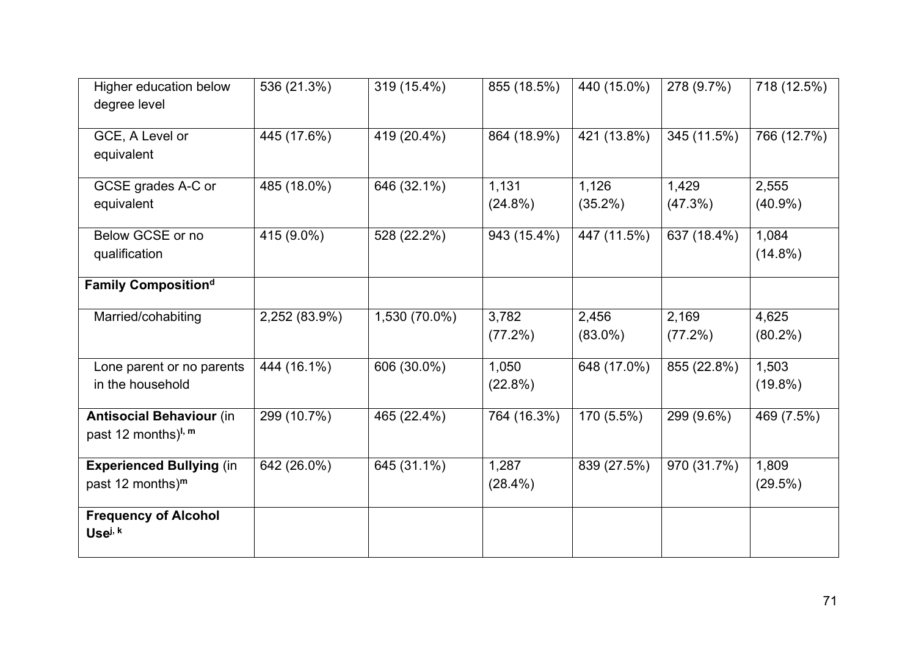| | | | | | | |
|---|---|---|---|---|---|---|
| Higher education below degree level | 536 (21.3%) | 319 (15.4%) | 855 (18.5%) | 440 (15.0%) | 278 (9.7%) | 718 (12.5%) |
| GCE, A Level or equivalent | 445 (17.6%) | 419 (20.4%) | 864 (18.9%) | 421 (13.8%) | 345 (11.5%) | 766 (12.7%) |
| GCSE grades A-C or equivalent | 485 (18.0%) | 646 (32.1%) | 1,131 (24.8%) | 1,126 (35.2%) | 1,429 (47.3%) | 2,555 (40.9%) |
| Below GCSE or no qualification | 415 (9.0%) | 528 (22.2%) | 943 (15.4%) | 447 (11.5%) | 637 (18.4%) | 1,084 (14.8%) |
| **Family Composition**[d] | | | | | | |
| Married/cohabiting | 2,252 (83.9%) | 1,530 (70.0%) | 3,782 (77.2%) | 2,456 (83.0%) | 2,169 (77.2%) | 4,625 (80.2%) |
| Lone parent or no parents in the household | 444 (16.1%) | 606 (30.0%) | 1,050 (22.8%) | 648 (17.0%) | 855 (22.8%) | 1,503 (19.8%) |
| **Antisocial Behaviour** (in past 12 months)[l, m] | 299 (10.7%) | 465 (22.4%) | 764 (16.3%) | 170 (5.5%) | 299 (9.6%) | 469 (7.5%) |
| **Experienced Bullying** (in past 12 months)[m] | 642 (26.0%) | 645 (31.1%) | 1,287 (28.4%) | 839 (27.5%) | 970 (31.7%) | 1,809 (29.5%) |
| **Frequency of Alcohol Use**[j, k] | | | | | | |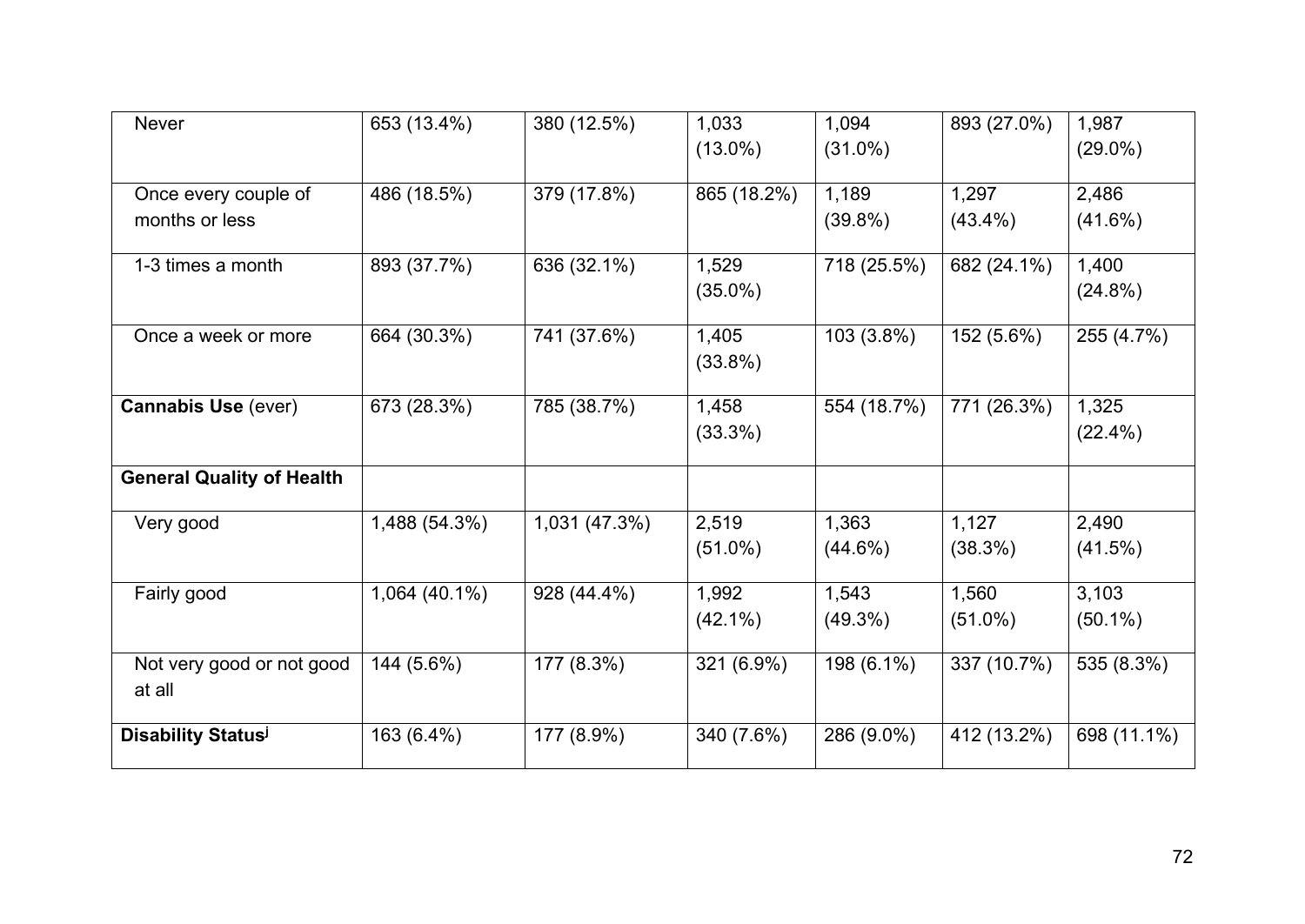| | | | | | | |
|---|---|---|---|---|---|---|
| Never | 653 (13.4%) | 380 (12.5%) | 1,033 (13.0%) | 1,094 (31.0%) | 893 (27.0%) | 1,987 (29.0%) |
| Once every couple of months or less | 486 (18.5%) | 379 (17.8%) | 865 (18.2%) | 1,189 (39.8%) | 1,297 (43.4%) | 2,486 (41.6%) |
| 1-3 times a month | 893 (37.7%) | 636 (32.1%) | 1,529 (35.0%) | 718 (25.5%) | 682 (24.1%) | 1,400 (24.8%) |
| Once a week or more | 664 (30.3%) | 741 (37.6%) | 1,405 (33.8%) | 103 (3.8%) | 152 (5.6%) | 255 (4.7%) |
| **Cannabis Use** (ever) | 673 (28.3%) | 785 (38.7%) | 1,458 (33.3%) | 554 (18.7%) | 771 (26.3%) | 1,325 (22.4%) |
| **General Quality of Health** | | | | | | |
| Very good | 1,488 (54.3%) | 1,031 (47.3%) | 2,519 (51.0%) | 1,363 (44.6%) | 1,127 (38.3%) | 2,490 (41.5%) |
| Fairly good | 1,064 (40.1%) | 928 (44.4%) | 1,992 (42.1%) | 1,543 (49.3%) | 1,560 (51.0%) | 3,103 (50.1%) |
| Not very good or not good at all | 144 (5.6%) | 177 (8.3%) | 321 (6.9%) | 198 (6.1%) | 337 (10.7%) | 535 (8.3%) |
| **Disability Status**[j] | 163 (6.4%) | 177 (8.9%) | 340 (7.6%) | 286 (9.0%) | 412 (13.2%) | 698 (11.1%) |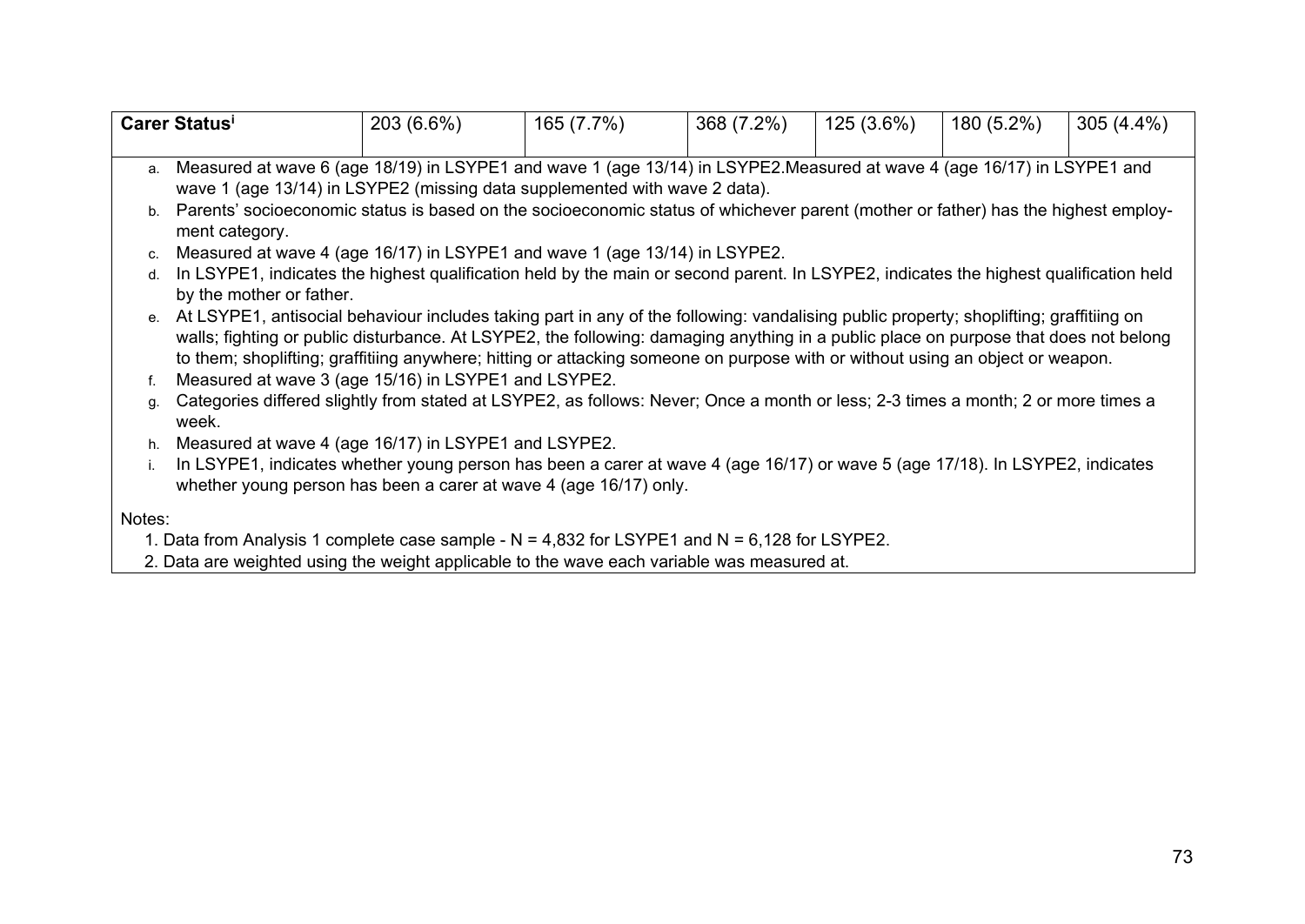| Carer Status[i] | 203 (6.6%) | 165 (7.7%) | 368 (7.2%) | 125 (3.6%) | 180 (5.2%) | 305 (4.4%) |
|---|---|---|---|---|---|---|

a. Measured at wave 6 (age 18/19) in LSYPE1 and wave 1 (age 13/14) in LSYPE2.Measured at wave 4 (age 16/17) in LSYPE1 and wave 1 (age 13/14) in LSYPE2 (missing data supplemented with wave 2 data).
b. Parents' socioeconomic status is based on the socioeconomic status of whichever parent (mother or father) has the highest employment category.
c. Measured at wave 4 (age 16/17) in LSYPE1 and wave 1 (age 13/14) in LSYPE2.
d. In LSYPE1, indicates the highest qualification held by the main or second parent. In LSYPE2, indicates the highest qualification held by the mother or father.
e. At LSYPE1, antisocial behaviour includes taking part in any of the following: vandalising public property; shoplifting; graffitiing on walls; fighting or public disturbance. At LSYPE2, the following: damaging anything in a public place on purpose that does not belong to them; shoplifting; graffitiing anywhere; hitting or attacking someone on purpose with or without using an object or weapon.
f. Measured at wave 3 (age 15/16) in LSYPE1 and LSYPE2.
g. Categories differed slightly from stated at LSYPE2, as follows: Never; Once a month or less; 2-3 times a month; 2 or more times a week.
h. Measured at wave 4 (age 16/17) in LSYPE1 and LSYPE2.
i. In LSYPE1, indicates whether young person has been a carer at wave 4 (age 16/17) or wave 5 (age 17/18). In LSYPE2, indicates whether young person has been a carer at wave 4 (age 16/17) only.

Notes:

1. Data from Analysis 1 complete case sample - N = 4,832 for LSYPE1 and N = 6,128 for LSYPE2.
2. Data are weighted using the weight applicable to the wave each variable was measured at.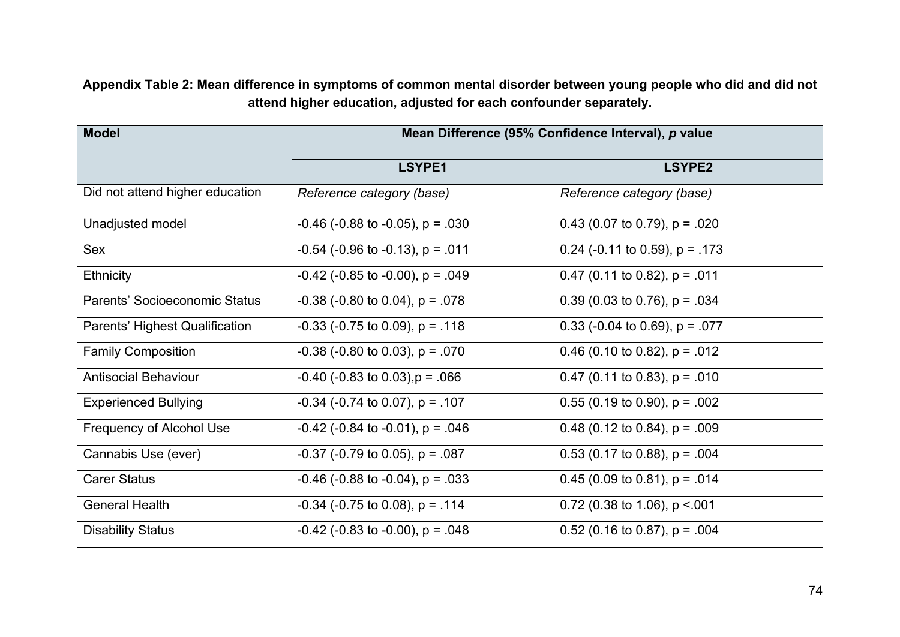**Appendix Table 2: Mean difference in symptoms of common mental disorder between young people who did and did not attend higher education, adjusted for each confounder separately.**

| Model | Mean Difference (95% Confidence Interval), *p* value | |
|---|---|---|
| | LSYPE1 | LSYPE2 |
| Did not attend higher education | *Reference category (base)* | *Reference category (base)* |
| Unadjusted model | -0.46 (-0.88 to -0.05), p = .030 | 0.43 (0.07 to 0.79), p = .020 |
| Sex | -0.54 (-0.96 to -0.13), p = .011 | 0.24 (-0.11 to 0.59), p = .173 |
| Ethnicity | -0.42 (-0.85 to -0.00), p = .049 | 0.47 (0.11 to 0.82), p = .011 |
| Parents' Socioeconomic Status | -0.38 (-0.80 to 0.04), p = .078 | 0.39 (0.03 to 0.76), p = .034 |
| Parents' Highest Qualification | -0.33 (-0.75 to 0.09), p = .118 | 0.33 (-0.04 to 0.69), p = .077 |
| Family Composition | -0.38 (-0.80 to 0.03), p = .070 | 0.46 (0.10 to 0.82), p = .012 |
| Antisocial Behaviour | -0.40 (-0.83 to 0.03),p = .066 | 0.47 (0.11 to 0.83), p = .010 |
| Experienced Bullying | -0.34 (-0.74 to 0.07), p = .107 | 0.55 (0.19 to 0.90), p = .002 |
| Frequency of Alcohol Use | -0.42 (-0.84 to -0.01), p = .046 | 0.48 (0.12 to 0.84), p = .009 |
| Cannabis Use (ever) | -0.37 (-0.79 to 0.05), p = .087 | 0.53 (0.17 to 0.88), p = .004 |
| Carer Status | -0.46 (-0.88 to -0.04), p = .033 | 0.45 (0.09 to 0.81), p = .014 |
| General Health | -0.34 (-0.75 to 0.08), p = .114 | 0.72 (0.38 to 1.06), p <.001 |
| Disability Status | -0.42 (-0.83 to -0.00), p = .048 | 0.52 (0.16 to 0.87), p = .004 |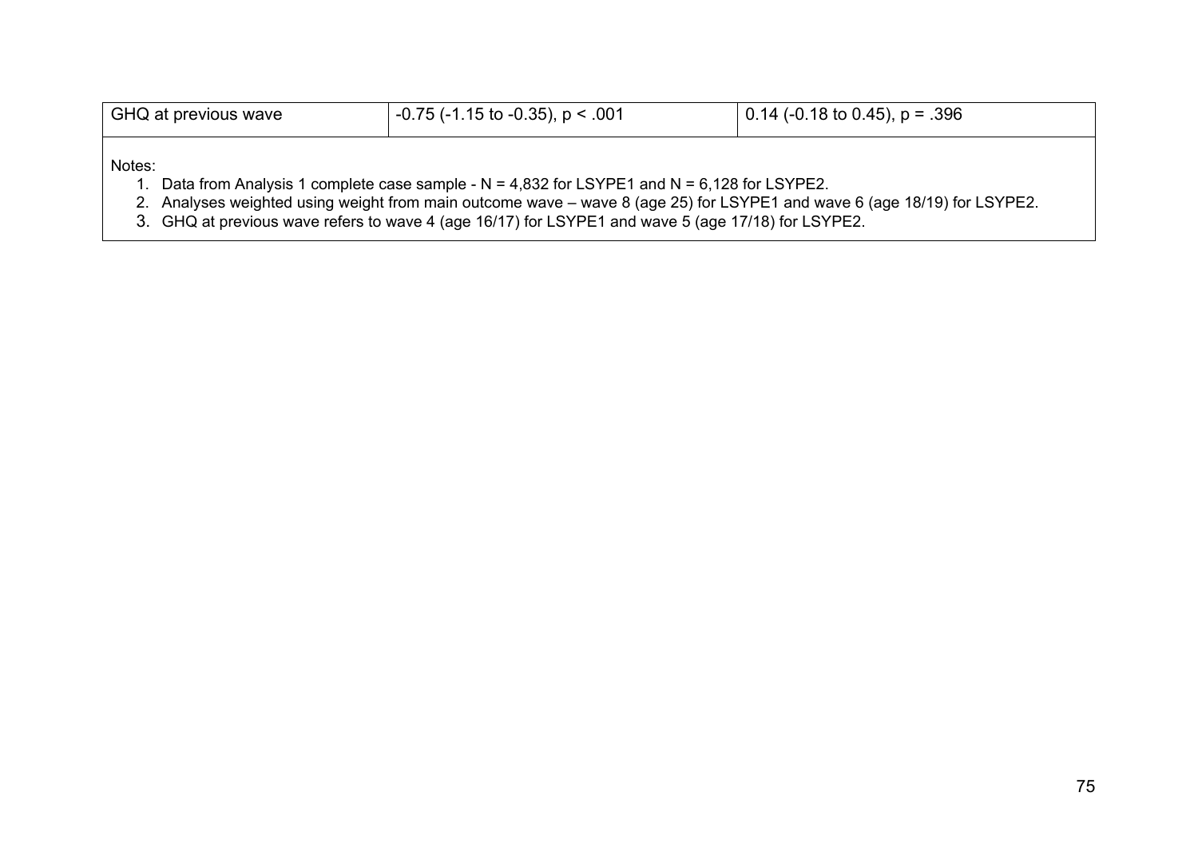| GHQ at previous wave | -0.75 (-1.15 to -0.35), $p < .001$ | 0.14 (-0.18 to 0.45), $p = .396$ |
|---|---|---|

Notes:

1. Data from Analysis 1 complete case sample - N = 4,832 for LSYPE1 and N = 6,128 for LSYPE2.
2. Analyses weighted using weight from main outcome wave – wave 8 (age 25) for LSYPE1 and wave 6 (age 18/19) for LSYPE2.
3. GHQ at previous wave refers to wave 4 (age 16/17) for LSYPE1 and wave 5 (age 17/18) for LSYPE2.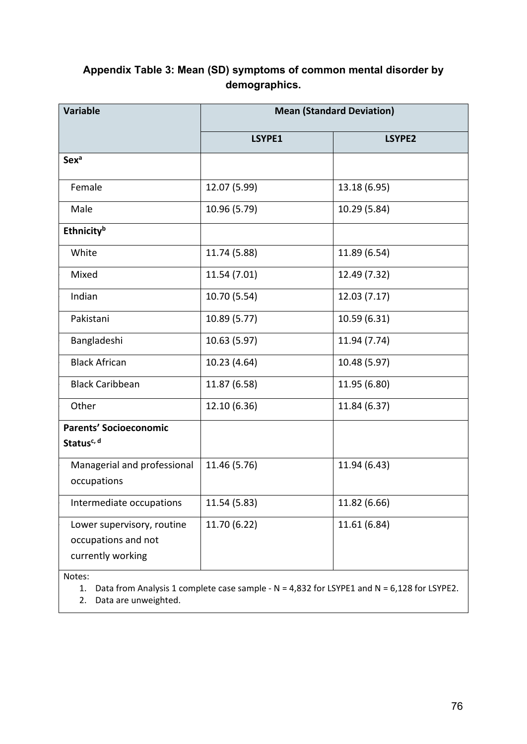**Appendix Table 3: Mean (SD) symptoms of common mental disorder by demographics.**

| Variable | Mean (Standard Deviation) | |
|---|---|---|
| | **LSYPE1** | **LSYPE2** |
| **Sex[a]** | | |
| Female | 12.07 (5.99) | 13.18 (6.95) |
| Male | 10.96 (5.79) | 10.29 (5.84) |
| **Ethnicity[b]** | | |
| White | 11.74 (5.88) | 11.89 (6.54) |
| Mixed | 11.54 (7.01) | 12.49 (7.32) |
| Indian | 10.70 (5.54) | 12.03 (7.17) |
| Pakistani | 10.89 (5.77) | 10.59 (6.31) |
| Bangladeshi | 10.63 (5.97) | 11.94 (7.74) |
| Black African | 10.23 (4.64) | 10.48 (5.97) |
| Black Caribbean | 11.87 (6.58) | 11.95 (6.80) |
| Other | 12.10 (6.36) | 11.84 (6.37) |
| **Parents' Socioeconomic Status[c, d]** | | |
| Managerial and professional occupations | 11.46 (5.76) | 11.94 (6.43) |
| Intermediate occupations | 11.54 (5.83) | 11.82 (6.66) |
| Lower supervisory, routine occupations and not currently working | 11.70 (6.22) | 11.61 (6.84) |

Notes:

1. Data from Analysis 1 complete case sample - N = 4,832 for LSYPE1 and N = 6,128 for LSYPE2.
2. Data are unweighted.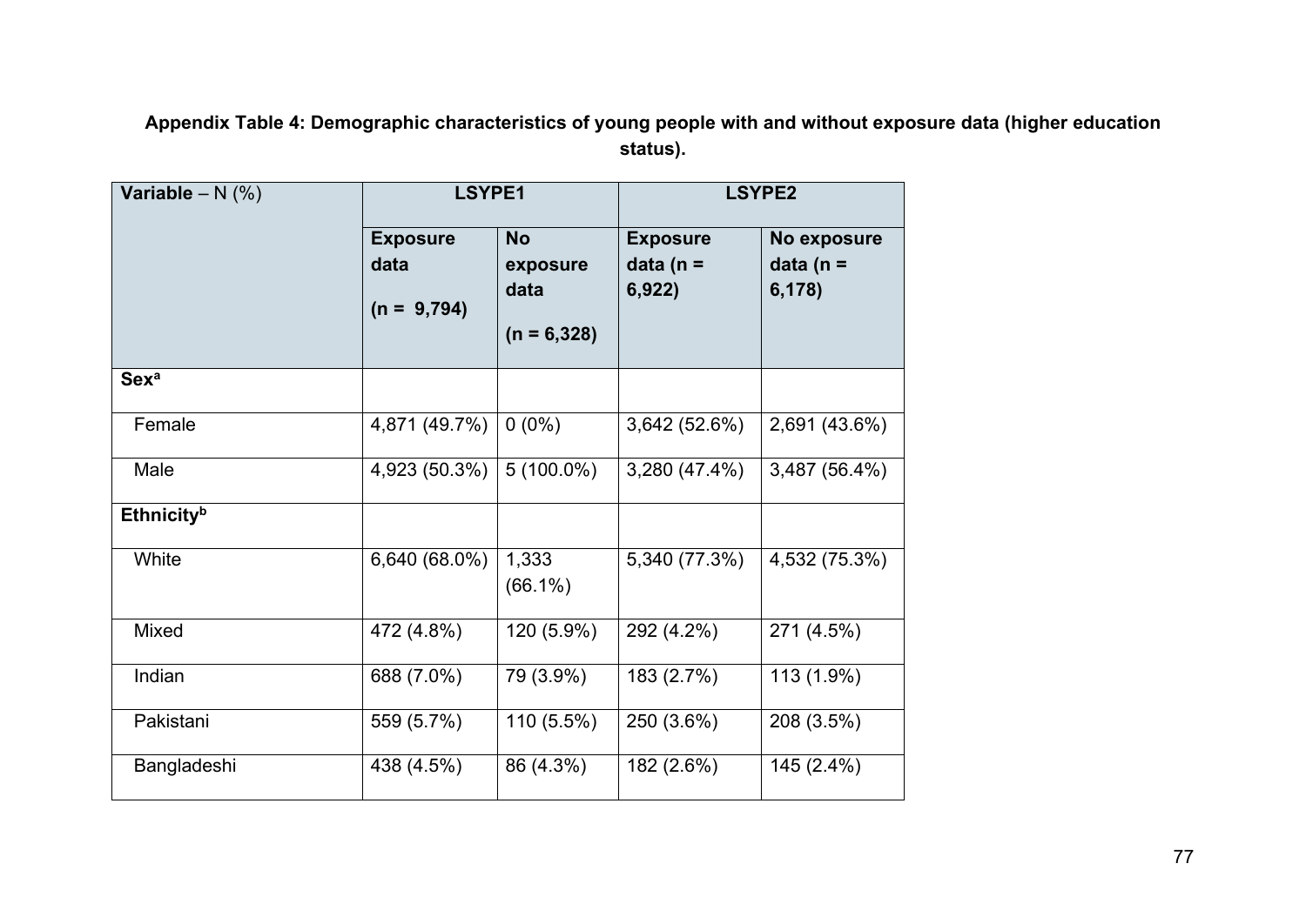**Appendix Table 4: Demographic characteristics of young people with and without exposure data (higher education status).**

| Variable – N (%) | LSYPE1 | | LSYPE2 | |
|---|---|---|---|---|
| | Exposure data (n = 9,794) | No exposure data (n = 6,328) | Exposure data (n = 6,922) | No exposure data (n = 6,178) |
| **Sex**[a] | | | | |
| Female | 4,871 (49.7%) | 0 (0%) | 3,642 (52.6%) | 2,691 (43.6%) |
| Male | 4,923 (50.3%) | 5 (100.0%) | 3,280 (47.4%) | 3,487 (56.4%) |
| **Ethnicity**[b] | | | | |
| White | 6,640 (68.0%) | 1,333 (66.1%) | 5,340 (77.3%) | 4,532 (75.3%) |
| Mixed | 472 (4.8%) | 120 (5.9%) | 292 (4.2%) | 271 (4.5%) |
| Indian | 688 (7.0%) | 79 (3.9%) | 183 (2.7%) | 113 (1.9%) |
| Pakistani | 559 (5.7%) | 110 (5.5%) | 250 (3.6%) | 208 (3.5%) |
| Bangladeshi | 438 (4.5%) | 86 (4.3%) | 182 (2.6%) | 145 (2.4%) |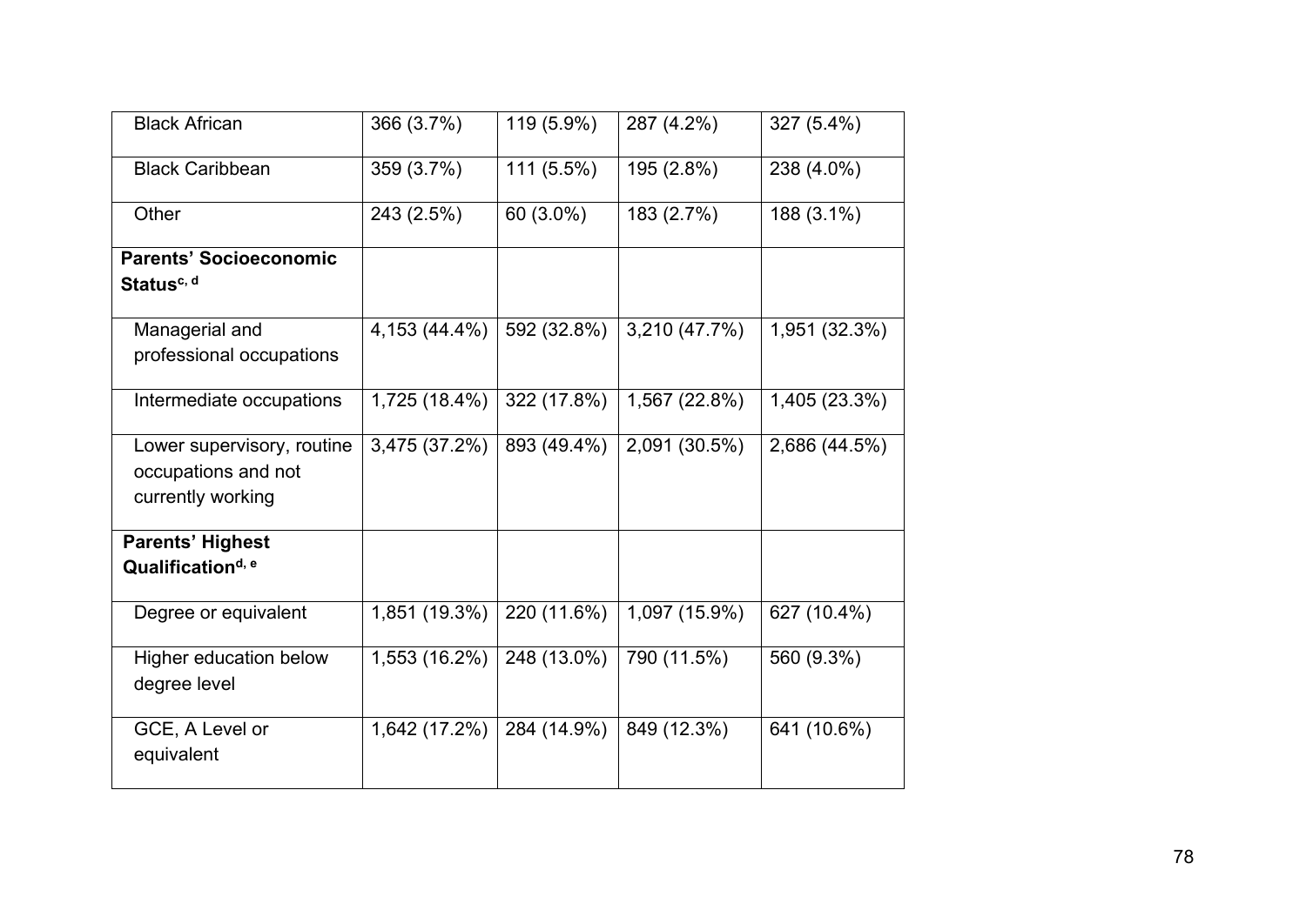| | | | | |
|---|---|---|---|---|
| Black African | 366 (3.7%) | 119 (5.9%) | 287 (4.2%) | 327 (5.4%) |
| Black Caribbean | 359 (3.7%) | 111 (5.5%) | 195 (2.8%) | 238 (4.0%) |
| Other | 243 (2.5%) | 60 (3.0%) | 183 (2.7%) | 188 (3.1%) |
| **Parents' Socioeconomic Status[c, d]** | | | | |
| Managerial and professional occupations | 4,153 (44.4%) | 592 (32.8%) | 3,210 (47.7%) | 1,951 (32.3%) |
| Intermediate occupations | 1,725 (18.4%) | 322 (17.8%) | 1,567 (22.8%) | 1,405 (23.3%) |
| Lower supervisory, routine occupations and not currently working | 3,475 (37.2%) | 893 (49.4%) | 2,091 (30.5%) | 2,686 (44.5%) |
| **Parents' Highest Qualification[d, e]** | | | | |
| Degree or equivalent | 1,851 (19.3%) | 220 (11.6%) | 1,097 (15.9%) | 627 (10.4%) |
| Higher education below degree level | 1,553 (16.2%) | 248 (13.0%) | 790 (11.5%) | 560 (9.3%) |
| GCE, A Level or equivalent | 1,642 (17.2%) | 284 (14.9%) | 849 (12.3%) | 641 (10.6%) |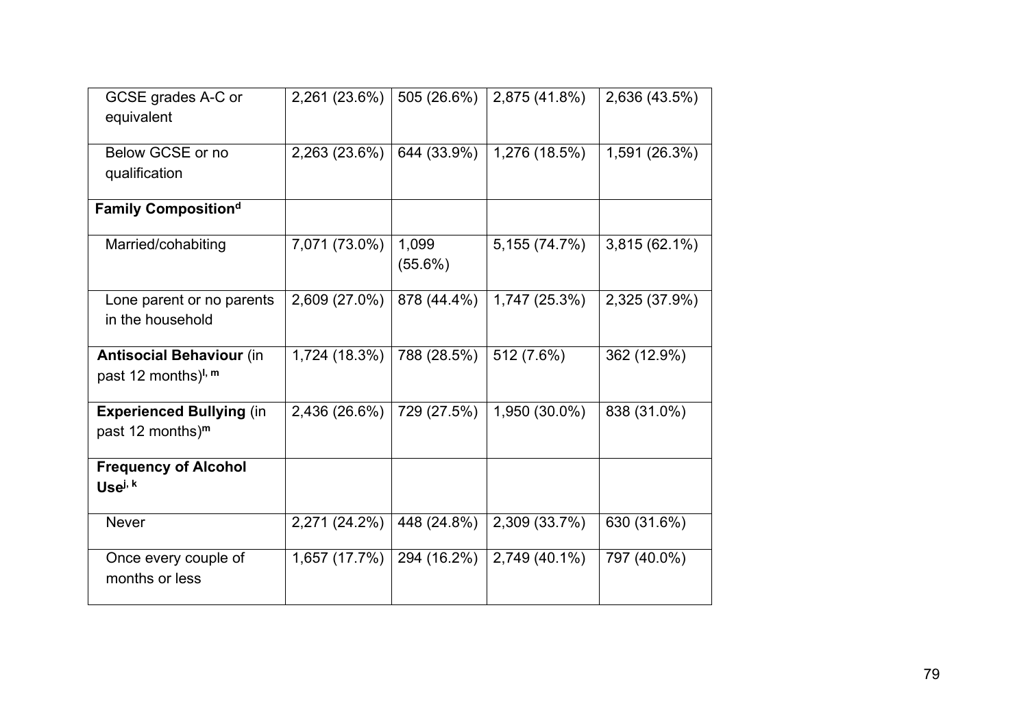| | | | | |
|---|---|---|---|---|
| GCSE grades A-C or equivalent | 2,261 (23.6%) | 505 (26.6%) | 2,875 (41.8%) | 2,636 (43.5%) |
| Below GCSE or no qualification | 2,263 (23.6%) | 644 (33.9%) | 1,276 (18.5%) | 1,591 (26.3%) |
| **Family Composition**[d] | | | | |
| Married/cohabiting | 7,071 (73.0%) | 1,099 (55.6%) | 5,155 (74.7%) | 3,815 (62.1%) |
| Lone parent or no parents in the household | 2,609 (27.0%) | 878 (44.4%) | 1,747 (25.3%) | 2,325 (37.9%) |
| **Antisocial Behaviour** (in past 12 months)[l, m] | 1,724 (18.3%) | 788 (28.5%) | 512 (7.6%) | 362 (12.9%) |
| **Experienced Bullying** (in past 12 months)[m] | 2,436 (26.6%) | 729 (27.5%) | 1,950 (30.0%) | 838 (31.0%) |
| **Frequency of Alcohol Use**[j, k] | | | | |
| Never | 2,271 (24.2%) | 448 (24.8%) | 2,309 (33.7%) | 630 (31.6%) |
| Once every couple of months or less | 1,657 (17.7%) | 294 (16.2%) | 2,749 (40.1%) | 797 (40.0%) |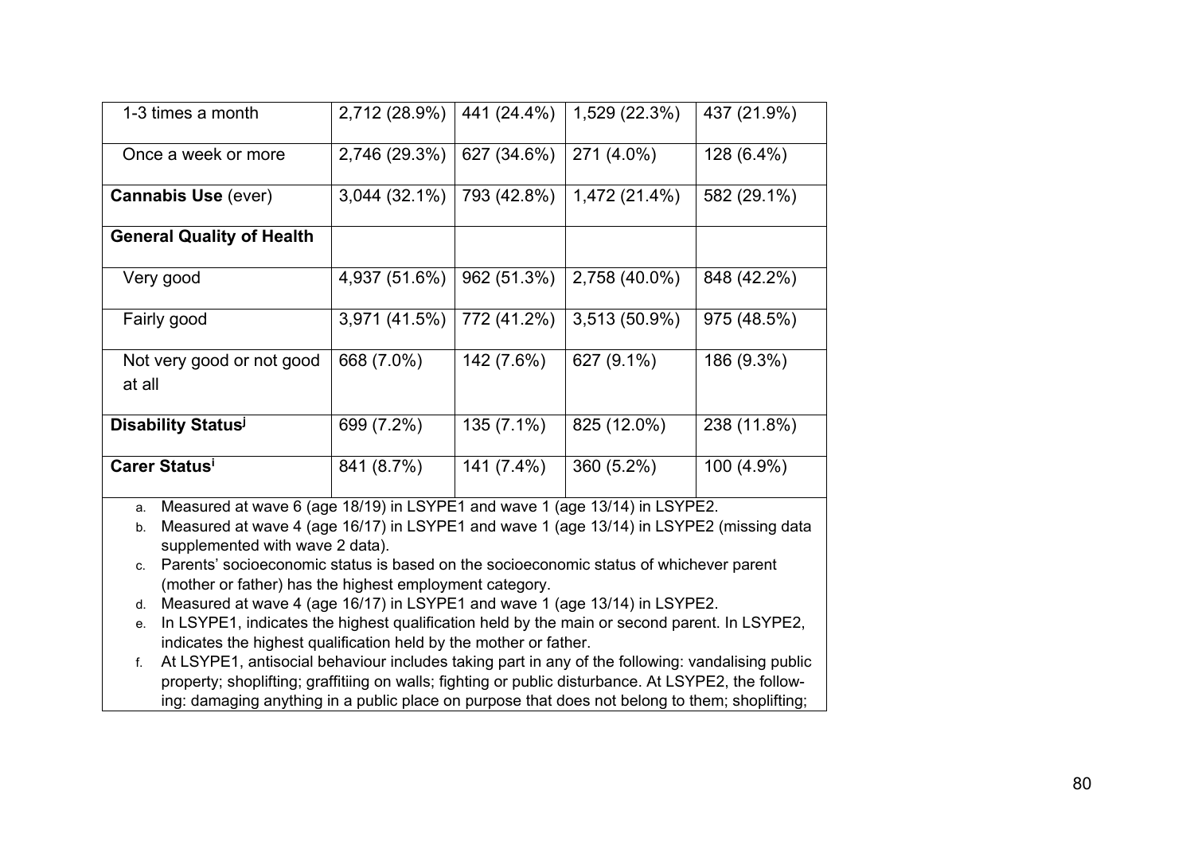| | | | | |
|---|---|---|---|---|
| 1-3 times a month | 2,712 (28.9%) | 441 (24.4%) | 1,529 (22.3%) | 437 (21.9%) |
| Once a week or more | 2,746 (29.3%) | 627 (34.6%) | 271 (4.0%) | 128 (6.4%) |
| **Cannabis Use** (ever) | 3,044 (32.1%) | 793 (42.8%) | 1,472 (21.4%) | 582 (29.1%) |
| **General Quality of Health** | | | | |
| Very good | 4,937 (51.6%) | 962 (51.3%) | 2,758 (40.0%) | 848 (42.2%) |
| Fairly good | 3,971 (41.5%) | 772 (41.2%) | 3,513 (50.9%) | 975 (48.5%) |
| Not very good or not good at all | 668 (7.0%) | 142 (7.6%) | 627 (9.1%) | 186 (9.3%) |
| **Disability Status**[j] | 699 (7.2%) | 135 (7.1%) | 825 (12.0%) | 238 (11.8%) |
| **Carer Status**[i] | 841 (8.7%) | 141 (7.4%) | 360 (5.2%) | 100 (4.9%) |

a. Measured at wave 6 (age 18/19) in LSYPE1 and wave 1 (age 13/14) in LSYPE2.
b. Measured at wave 4 (age 16/17) in LSYPE1 and wave 1 (age 13/14) in LSYPE2 (missing data supplemented with wave 2 data).
c. Parents' socioeconomic status is based on the socioeconomic status of whichever parent (mother or father) has the highest employment category.
d. Measured at wave 4 (age 16/17) in LSYPE1 and wave 1 (age 13/14) in LSYPE2.
e. In LSYPE1, indicates the highest qualification held by the main or second parent. In LSYPE2, indicates the highest qualification held by the mother or father.
f. At LSYPE1, antisocial behaviour includes taking part in any of the following: vandalising public property; shoplifting; graffitiing on walls; fighting or public disturbance. At LSYPE2, the following: damaging anything in a public place on purpose that does not belong to them; shoplifting;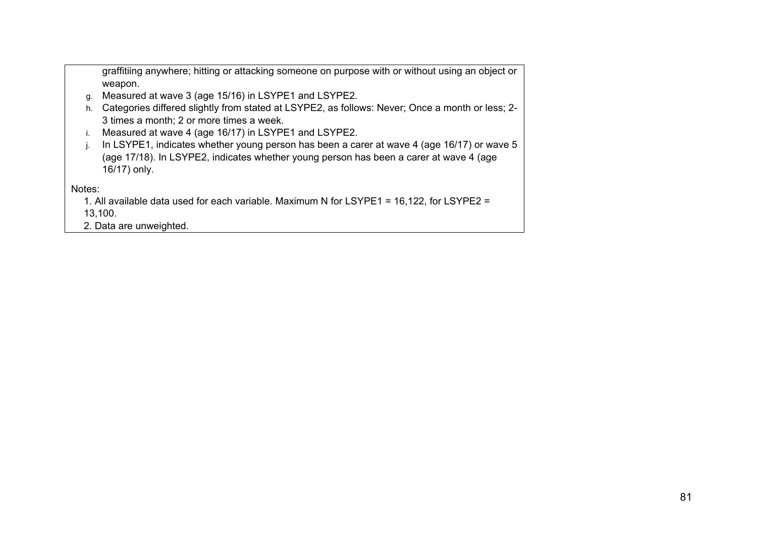graffitiing anywhere; hitting or attacking someone on purpose with or without using an object or weapon.

g. Measured at wave 3 (age 15/16) in LSYPE1 and LSYPE2.
h. Categories differed slightly from stated at LSYPE2, as follows: Never; Once a month or less; 2-3 times a month; 2 or more times a week.
i. Measured at wave 4 (age 16/17) in LSYPE1 and LSYPE2.
j. In LSYPE1, indicates whether young person has been a carer at wave 4 (age 16/17) or wave 5 (age 17/18). In LSYPE2, indicates whether young person has been a carer at wave 4 (age 16/17) only.

Notes:

1. All available data used for each variable. Maximum N for LSYPE1 = 16,122, for LSYPE2 = 13,100.
2. Data are unweighted.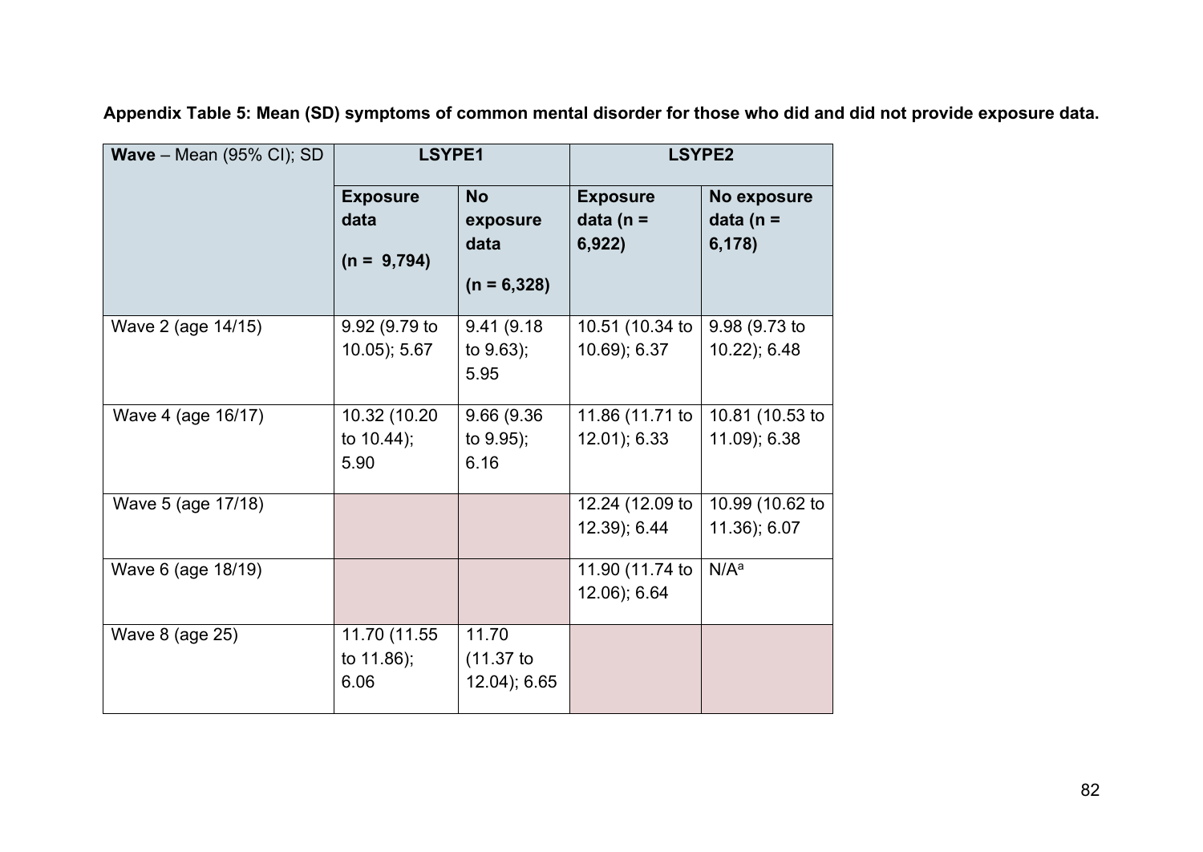**Appendix Table 5: Mean (SD) symptoms of common mental disorder for those who did and did not provide exposure data.**

| **Wave** – Mean (95% CI); SD | **LSYPE1** | | **LSYPE2** | |
|---|---|---|---|---|
| | **Exposure data (n = 9,794)** | **No exposure data (n = 6,328)** | **Exposure data (n = 6,922)** | **No exposure data (n = 6,178)** |
| Wave 2 (age 14/15) | 9.92 (9.79 to 10.05); 5.67 | 9.41 (9.18 to 9.63); 5.95 | 10.51 (10.34 to 10.69); 6.37 | 9.98 (9.73 to 10.22); 6.48 |
| Wave 4 (age 16/17) | 10.32 (10.20 to 10.44); 5.90 | 9.66 (9.36 to 9.95); 6.16 | 11.86 (11.71 to 12.01); 6.33 | 10.81 (10.53 to 11.09); 6.38 |
| Wave 5 (age 17/18) | | | 12.24 (12.09 to 12.39); 6.44 | 10.99 (10.62 to 11.36); 6.07 |
| Wave 6 (age 18/19) | | | 11.90 (11.74 to 12.06); 6.64 | N/A[a] |
| Wave 8 (age 25) | 11.70 (11.55 to 11.86); 6.06 | 11.70 (11.37 to 12.04); 6.65 | | |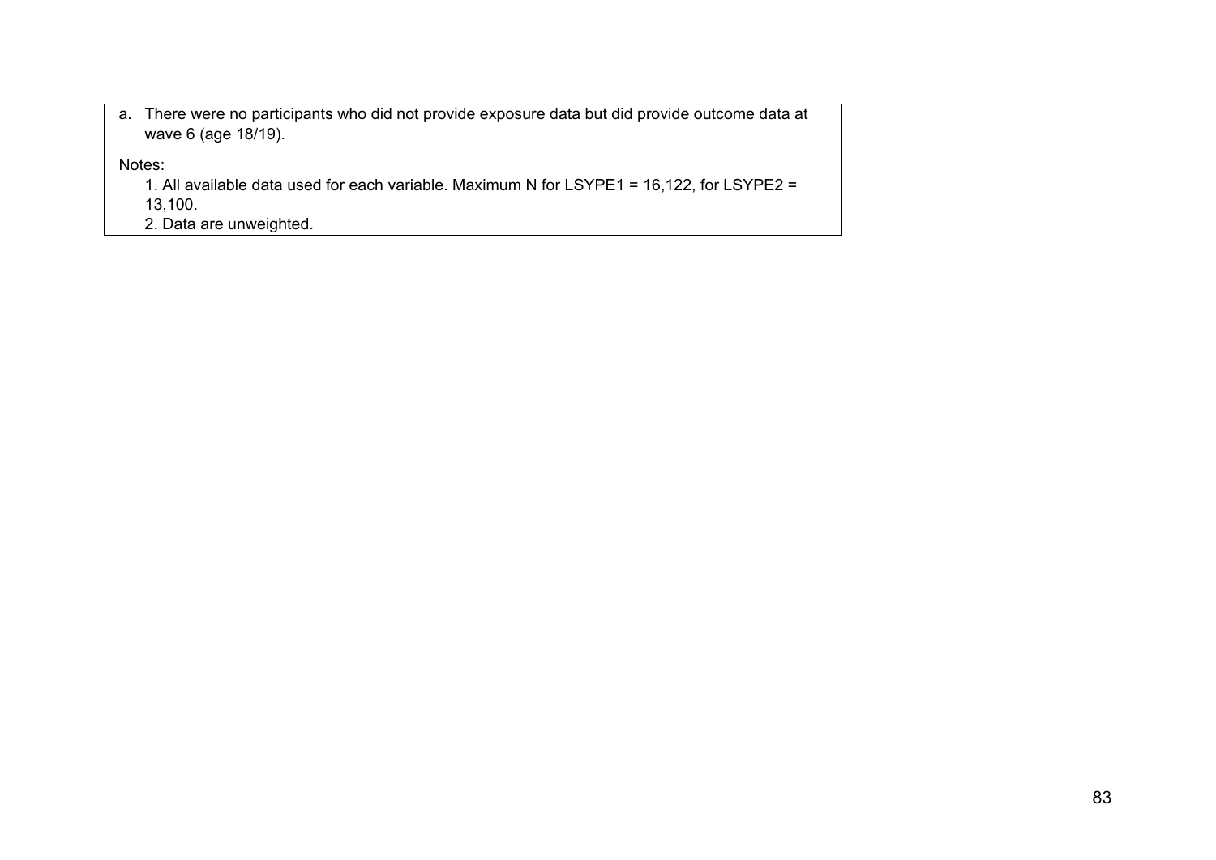a. There were no participants who did not provide exposure data but did provide outcome data at wave 6 (age 18/19).

Notes:

1. All available data used for each variable. Maximum N for LSYPE1 = 16,122, for LSYPE2 = 13,100.
2. Data are unweighted.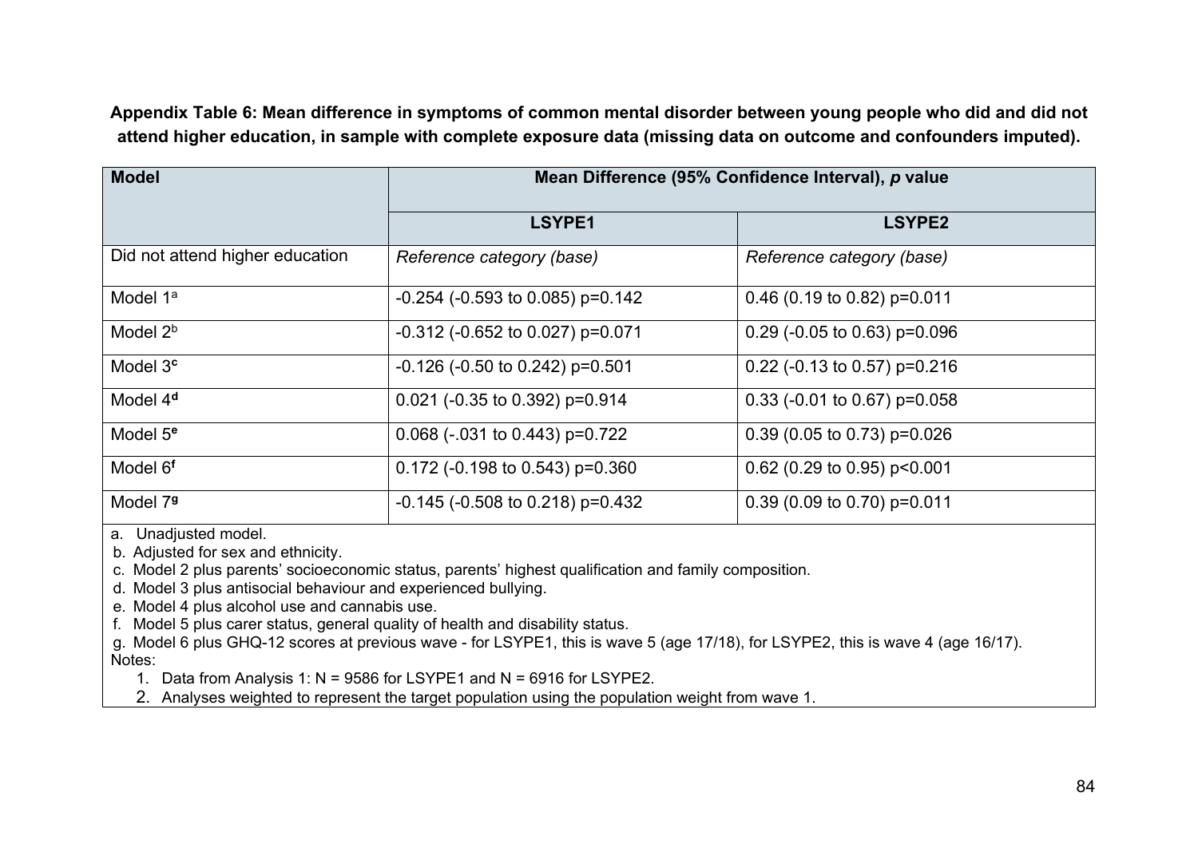**Appendix Table 6: Mean difference in symptoms of common mental disorder between young people who did and did not attend higher education, in sample with complete exposure data (missing data on outcome and confounders imputed).**

| Model | Mean Difference (95% Confidence Interval), *p* value | |
|---|---|---|
| | **LSYPE1** | **LSYPE2** |
| Did not attend higher education | *Reference category (base)* | *Reference category (base)* |
| Model 1[a] | -0.254 (-0.593 to 0.085) p=0.142 | 0.46 (0.19 to 0.82) p=0.011 |
| Model 2[b] | -0.312 (-0.652 to 0.027) p=0.071 | 0.29 (-0.05 to 0.63) p=0.096 |
| Model 3[c] | -0.126 (-0.50 to 0.242) p=0.501 | 0.22 (-0.13 to 0.57) p=0.216 |
| Model 4[d] | 0.021 (-0.35 to 0.392) p=0.914 | 0.33 (-0.01 to 0.67) p=0.058 |
| Model 5[e] | 0.068 (-.031 to 0.443) p=0.722 | 0.39 (0.05 to 0.73) p=0.026 |
| Model 6[f] | 0.172 (-0.198 to 0.543) p=0.360 | 0.62 (0.29 to 0.95) p<0.001 |
| Model 7[g] | -0.145 (-0.508 to 0.218) p=0.432 | 0.39 (0.09 to 0.70) p=0.011 |

a. Unadjusted model.
b. Adjusted for sex and ethnicity.
c. Model 2 plus parents' socioeconomic status, parents' highest qualification and family composition.
d. Model 3 plus antisocial behaviour and experienced bullying.
e. Model 4 plus alcohol use and cannabis use.
f. Model 5 plus carer status, general quality of health and disability status.
g. Model 6 plus GHQ-12 scores at previous wave - for LSYPE1, this is wave 5 (age 17/18), for LSYPE2, this is wave 4 (age 16/17).

Notes:

1. Data from Analysis 1: N = 9586 for LSYPE1 and N = 6916 for LSYPE2.
2. Analyses weighted to represent the target population using the population weight from wave 1.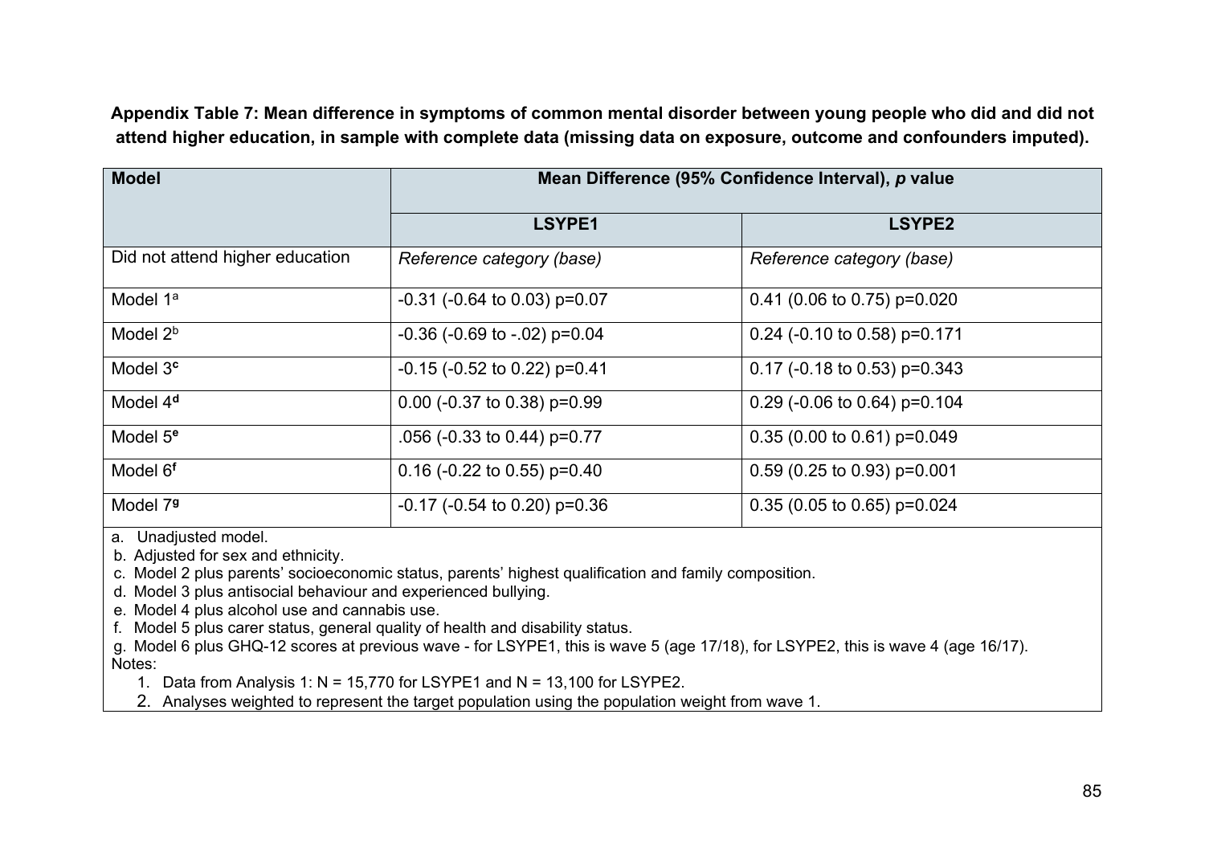**Appendix Table 7: Mean difference in symptoms of common mental disorder between young people who did and did not attend higher education, in sample with complete data (missing data on exposure, outcome and confounders imputed).**

| Model | Mean Difference (95% Confidence Interval), *p* value | |
|---|---|---|
| | **LSYPE1** | **LSYPE2** |
| Did not attend higher education | *Reference category (base)* | *Reference category (base)* |
| Model 1[a] | -0.31 (-0.64 to 0.03) p=0.07 | 0.41 (0.06 to 0.75) p=0.020 |
| Model 2[b] | -0.36 (-0.69 to -.02) p=0.04 | 0.24 (-0.10 to 0.58) p=0.171 |
| Model 3[c] | -0.15 (-0.52 to 0.22) p=0.41 | 0.17 (-0.18 to 0.53) p=0.343 |
| Model 4[d] | 0.00 (-0.37 to 0.38) p=0.99 | 0.29 (-0.06 to 0.64) p=0.104 |
| Model 5[e] | .056 (-0.33 to 0.44) p=0.77 | 0.35 (0.00 to 0.61) p=0.049 |
| Model 6[f] | 0.16 (-0.22 to 0.55) p=0.40 | 0.59 (0.25 to 0.93) p=0.001 |
| Model 7[g] | -0.17 (-0.54 to 0.20) p=0.36 | 0.35 (0.05 to 0.65) p=0.024 |

a. Unadjusted model.
b. Adjusted for sex and ethnicity.
c. Model 2 plus parents' socioeconomic status, parents' highest qualification and family composition.
d. Model 3 plus antisocial behaviour and experienced bullying.
e. Model 4 plus alcohol use and cannabis use.
f. Model 5 plus carer status, general quality of health and disability status.
g. Model 6 plus GHQ-12 scores at previous wave - for LSYPE1, this is wave 5 (age 17/18), for LSYPE2, this is wave 4 (age 16/17).

Notes:

1. Data from Analysis 1: N = 15,770 for LSYPE1 and N = 13,100 for LSYPE2.
2. Analyses weighted to represent the target population using the population weight from wave 1.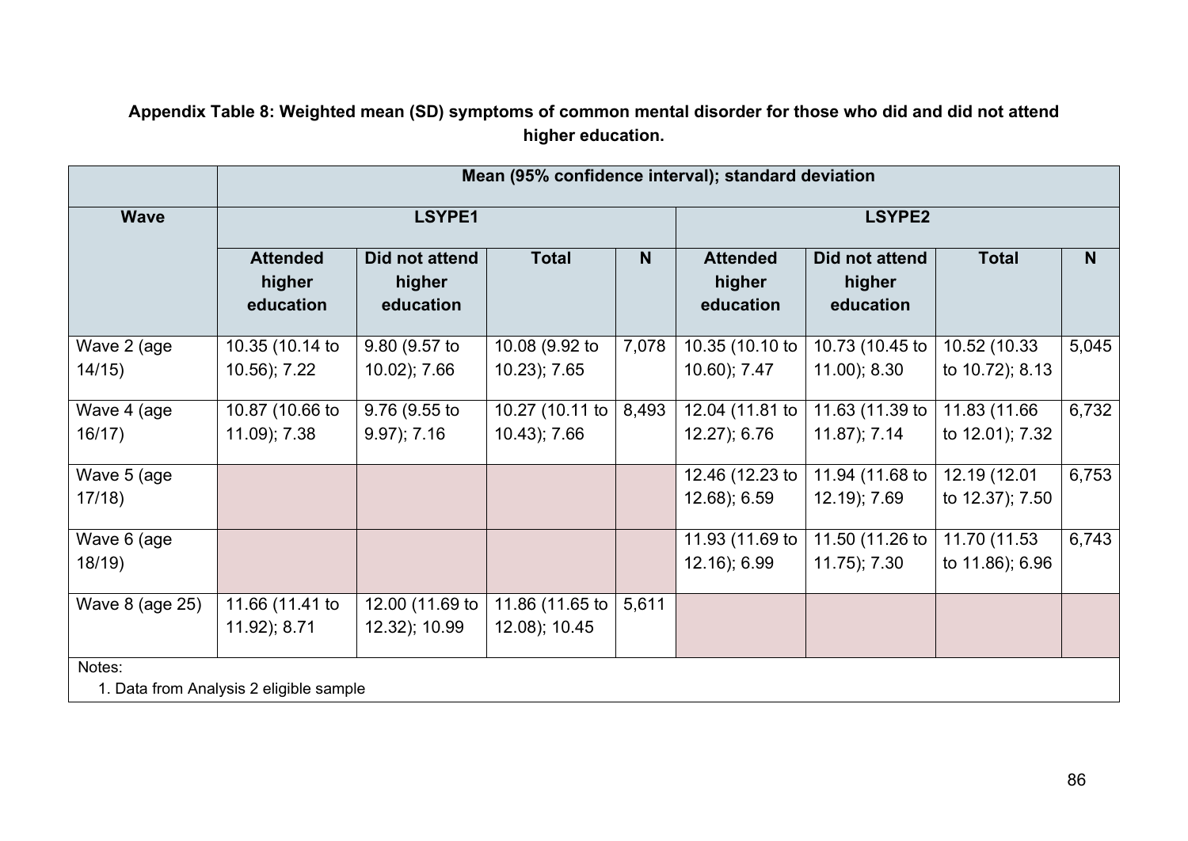**Appendix Table 8: Weighted mean (SD) symptoms of common mental disorder for those who did and did not attend higher education.**

| | Mean (95% confidence interval); standard deviation | | | | | | | |
|---|---|---|---|---|---|---|---|---|
| **Wave** | **LSYPE1** | | | | **LSYPE2** | | | |
| | **Attended higher education** | **Did not attend higher education** | **Total** | **N** | **Attended higher education** | **Did not attend higher education** | **Total** | **N** |
| Wave 2 (age 14/15) | 10.35 (10.14 to 10.56); 7.22 | 9.80 (9.57 to 10.02); 7.66 | 10.08 (9.92 to 10.23); 7.65 | 7,078 | 10.35 (10.10 to 10.60); 7.47 | 10.73 (10.45 to 11.00); 8.30 | 10.52 (10.33 to 10.72); 8.13 | 5,045 |
| Wave 4 (age 16/17) | 10.87 (10.66 to 11.09); 7.38 | 9.76 (9.55 to 9.97); 7.16 | 10.27 (10.11 to 10.43); 7.66 | 8,493 | 12.04 (11.81 to 12.27); 6.76 | 11.63 (11.39 to 11.87); 7.14 | 11.83 (11.66 to 12.01); 7.32 | 6,732 |
| Wave 5 (age 17/18) | | | | | 12.46 (12.23 to 12.68); 6.59 | 11.94 (11.68 to 12.19); 7.69 | 12.19 (12.01 to 12.37); 7.50 | 6,753 |
| Wave 6 (age 18/19) | | | | | 11.93 (11.69 to 12.16); 6.99 | 11.50 (11.26 to 11.75); 7.30 | 11.70 (11.53 to 11.86); 6.96 | 6,743 |
| Wave 8 (age 25) | 11.66 (11.41 to 11.92); 8.71 | 12.00 (11.69 to 12.32); 10.99 | 11.86 (11.65 to 12.08); 10.45 | 5,611 | | | | |

Notes:

1. Data from Analysis 2 eligible sample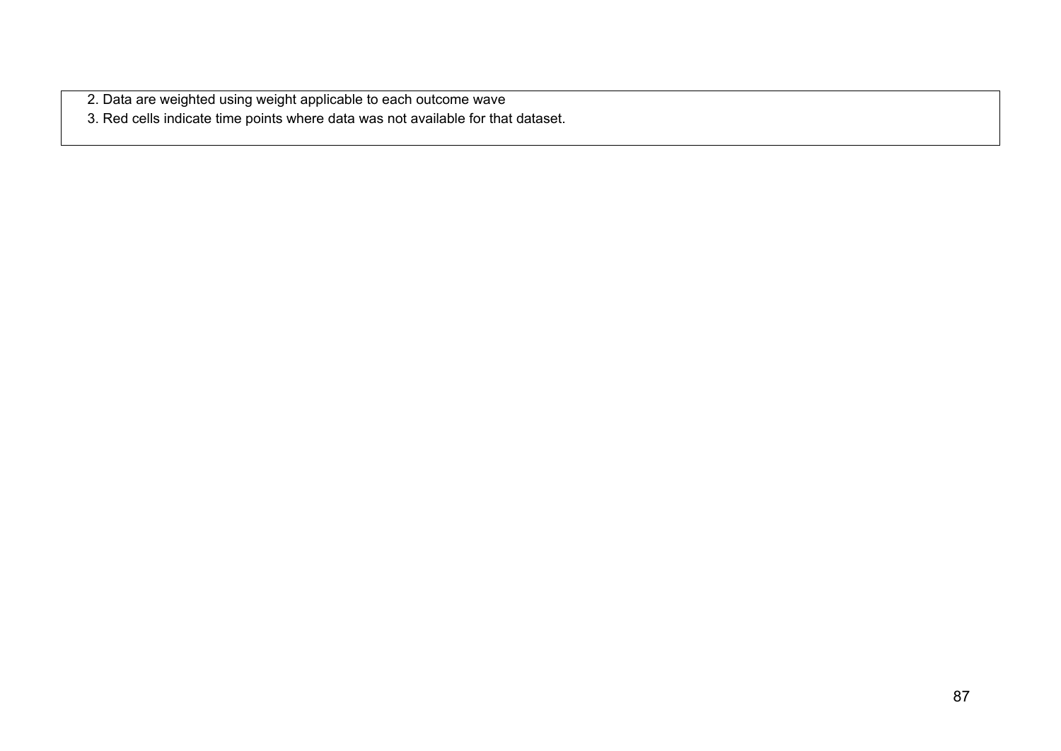2. Data are weighted using weight applicable to each outcome wave
3. Red cells indicate time points where data was not available for that dataset.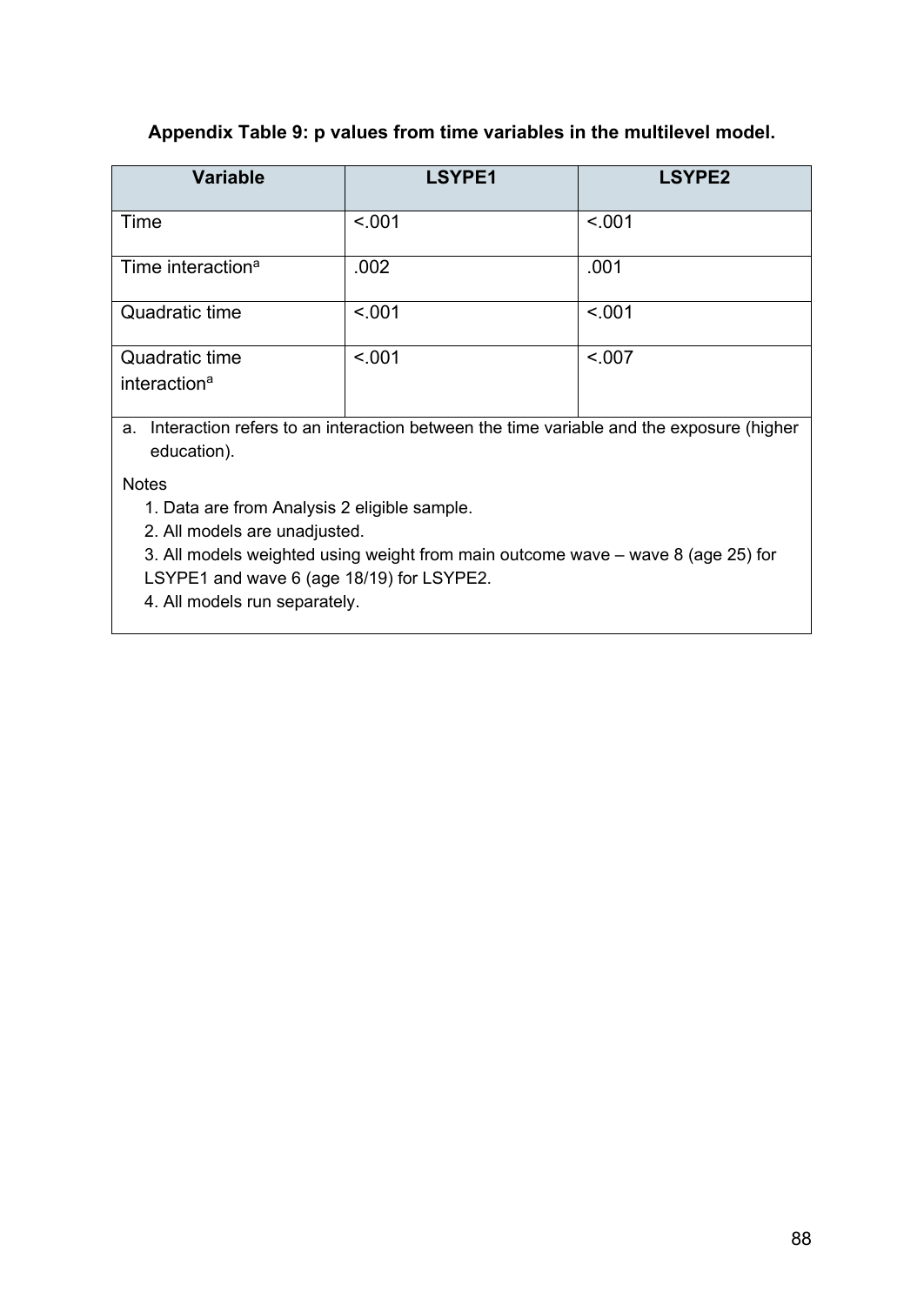**Appendix Table 9: p values from time variables in the multilevel model.**

| Variable | LSYPE1 | LSYPE2 |
| --- | --- | --- |
| Time | <.001 | <.001 |
| Time interaction[a] | .002 | .001 |
| Quadratic time | <.001 | <.001 |
| Quadratic time interaction[a] | <.001 | <.007 |

a. Interaction refers to an interaction between the time variable and the exposure (higher education).

Notes

1. Data are from Analysis 2 eligible sample.
2. All models are unadjusted.
3. All models weighted using weight from main outcome wave – wave 8 (age 25) for LSYPE1 and wave 6 (age 18/19) for LSYPE2.
4. All models run separately.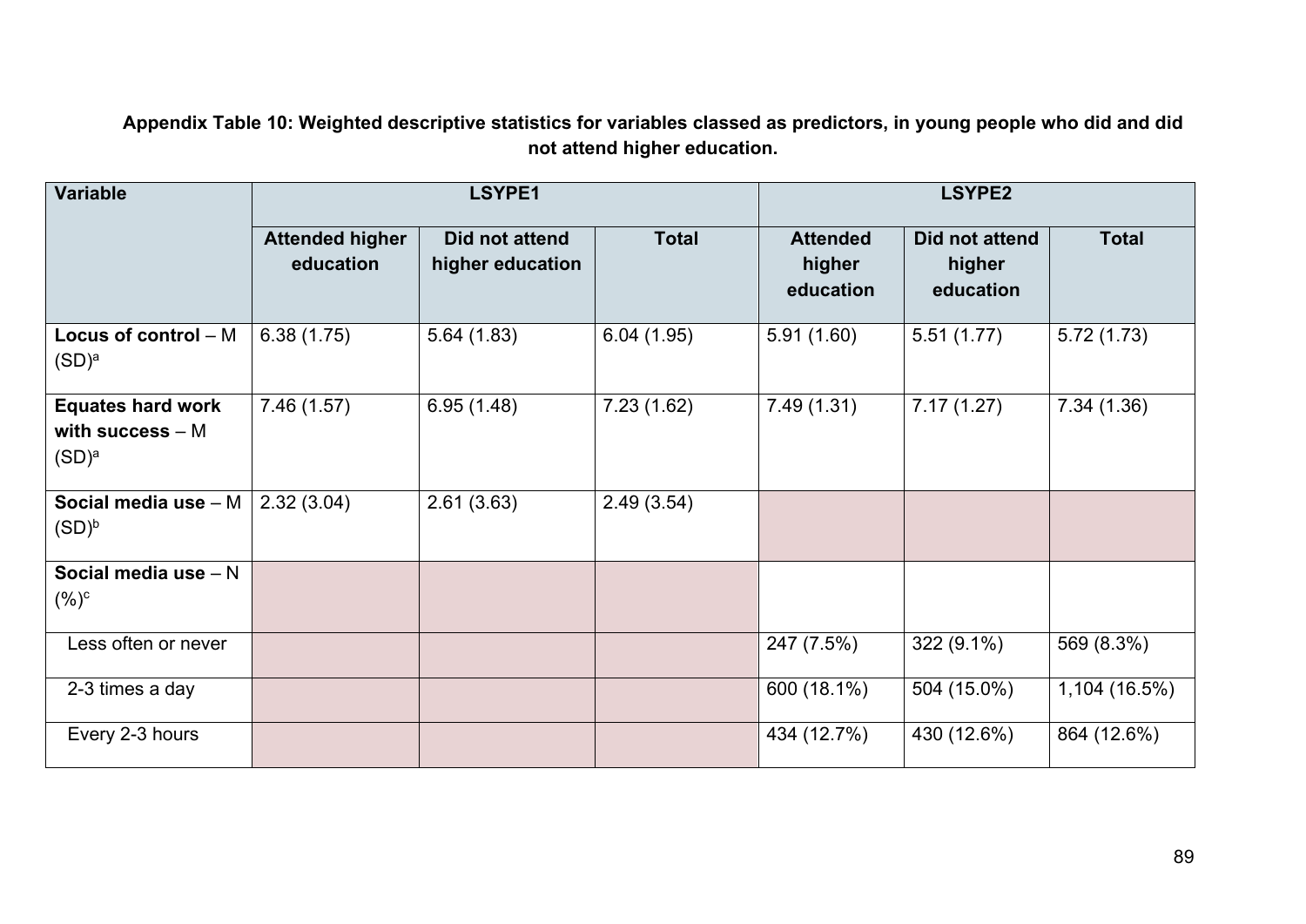**Appendix Table 10: Weighted descriptive statistics for variables classed as predictors, in young people who did and did not attend higher education.**

| Variable | LSYPE1 | | | LSYPE2 | | |
|---|---|---|---|---|---|---|
| | Attended higher education | Did not attend higher education | Total | Attended higher education | Did not attend higher education | Total |
| **Locus of control** – M (SD)[a] | 6.38 (1.75) | 5.64 (1.83) | 6.04 (1.95) | 5.91 (1.60) | 5.51 (1.77) | 5.72 (1.73) |
| **Equates hard work with success** – M (SD)[a] | 7.46 (1.57) | 6.95 (1.48) | 7.23 (1.62) | 7.49 (1.31) | 7.17 (1.27) | 7.34 (1.36) |
| **Social media use** – M (SD)[b] | 2.32 (3.04) | 2.61 (3.63) | 2.49 (3.54) | | | |
| **Social media use** – N (%)[c] | | | | | | |
| Less often or never | | | | 247 (7.5%) | 322 (9.1%) | 569 (8.3%) |
| 2-3 times a day | | | | 600 (18.1%) | 504 (15.0%) | 1,104 (16.5%) |
| Every 2-3 hours | | | | 434 (12.7%) | 430 (12.6%) | 864 (12.6%) |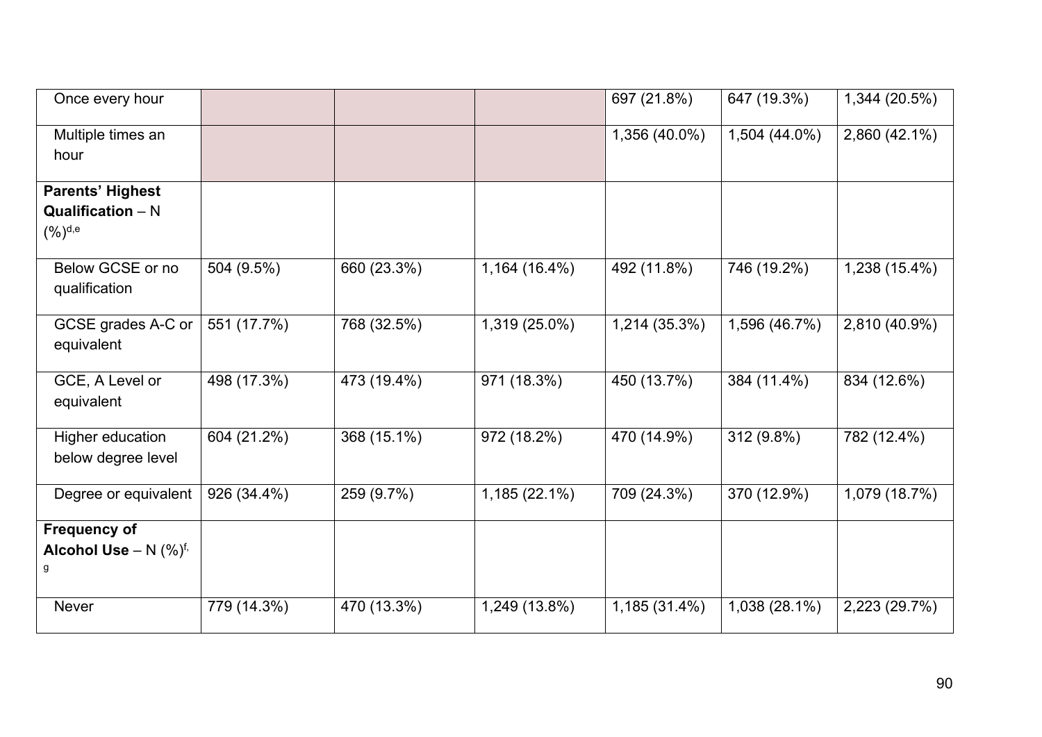| | | | | | | |
|---|---|---|---|---|---|---|
| Once every hour | | | | 697 (21.8%) | 647 (19.3%) | 1,344 (20.5%) |
| Multiple times an hour | | | | 1,356 (40.0%) | 1,504 (44.0%) | 2,860 (42.1%) |
| **Parents' Highest Qualification** – N (%)[d,e] | | | | | | |
| Below GCSE or no qualification | 504 (9.5%) | 660 (23.3%) | 1,164 (16.4%) | 492 (11.8%) | 746 (19.2%) | 1,238 (15.4%) |
| GCSE grades A-C or equivalent | 551 (17.7%) | 768 (32.5%) | 1,319 (25.0%) | 1,214 (35.3%) | 1,596 (46.7%) | 2,810 (40.9%) |
| GCE, A Level or equivalent | 498 (17.3%) | 473 (19.4%) | 971 (18.3%) | 450 (13.7%) | 384 (11.4%) | 834 (12.6%) |
| Higher education below degree level | 604 (21.2%) | 368 (15.1%) | 972 (18.2%) | 470 (14.9%) | 312 (9.8%) | 782 (12.4%) |
| Degree or equivalent | 926 (34.4%) | 259 (9.7%) | 1,185 (22.1%) | 709 (24.3%) | 370 (12.9%) | 1,079 (18.7%) |
| **Frequency of Alcohol Use** – N (%)[f,g] | | | | | | |
| Never | 779 (14.3%) | 470 (13.3%) | 1,249 (13.8%) | 1,185 (31.4%) | 1,038 (28.1%) | 2,223 (29.7%) |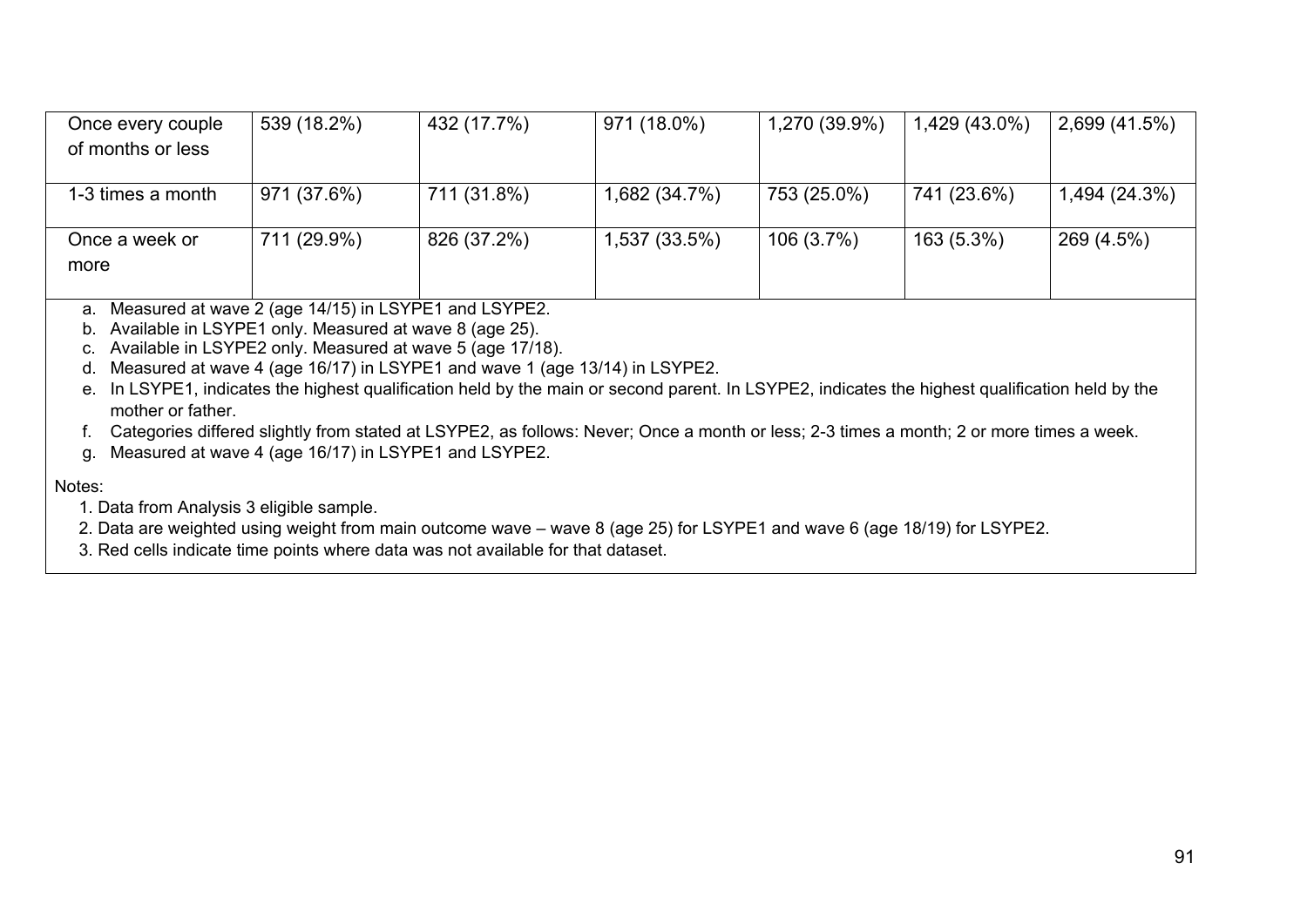| | | | | | | |
|---|---|---|---|---|---|---|
| Once every couple of months or less | 539 (18.2%) | 432 (17.7%) | 971 (18.0%) | 1,270 (39.9%) | 1,429 (43.0%) | 2,699 (41.5%) |
| 1-3 times a month | 971 (37.6%) | 711 (31.8%) | 1,682 (34.7%) | 753 (25.0%) | 741 (23.6%) | 1,494 (24.3%) |
| Once a week or more | 711 (29.9%) | 826 (37.2%) | 1,537 (33.5%) | 106 (3.7%) | 163 (5.3%) | 269 (4.5%) |

a. Measured at wave 2 (age 14/15) in LSYPE1 and LSYPE2.
b. Available in LSYPE1 only. Measured at wave 8 (age 25).
c. Available in LSYPE2 only. Measured at wave 5 (age 17/18).
d. Measured at wave 4 (age 16/17) in LSYPE1 and wave 1 (age 13/14) in LSYPE2.
e. In LSYPE1, indicates the highest qualification held by the main or second parent. In LSYPE2, indicates the highest qualification held by the mother or father.
f. Categories differed slightly from stated at LSYPE2, as follows: Never; Once a month or less; 2-3 times a month; 2 or more times a week.
g. Measured at wave 4 (age 16/17) in LSYPE1 and LSYPE2.

Notes:

1. Data from Analysis 3 eligible sample.
2. Data are weighted using weight from main outcome wave – wave 8 (age 25) for LSYPE1 and wave 6 (age 18/19) for LSYPE2.
3. Red cells indicate time points where data was not available for that dataset.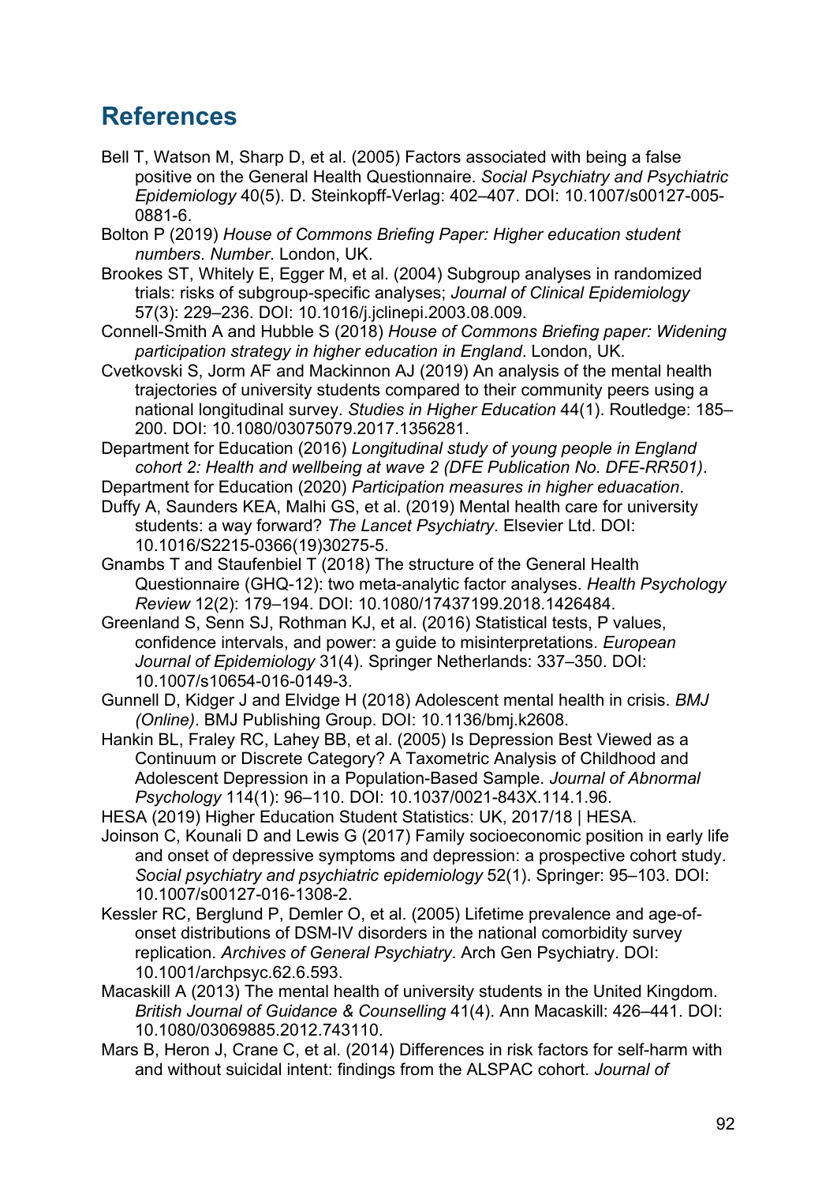## References

Bell T, Watson M, Sharp D, et al. (2005) Factors associated with being a false positive on the General Health Questionnaire. *Social Psychiatry and Psychiatric Epidemiology* 40(5). D. Steinkopff-Verlag: 402–407. DOI: 10.1007/s00127-005-0881-6.

Bolton P (2019) *House of Commons Briefing Paper: Higher education student numbers*. *Number*. London, UK.

Brookes ST, Whitely E, Egger M, et al. (2004) Subgroup analyses in randomized trials: risks of subgroup-specific analyses; *Journal of Clinical Epidemiology* 57(3): 229–236. DOI: 10.1016/j.jclinepi.2003.08.009.

Connell-Smith A and Hubble S (2018) *House of Commons Briefing paper: Widening participation strategy in higher education in England*. London, UK.

Cvetkovski S, Jorm AF and Mackinnon AJ (2019) An analysis of the mental health trajectories of university students compared to their community peers using a national longitudinal survey. *Studies in Higher Education* 44(1). Routledge: 185–200. DOI: 10.1080/03075079.2017.1356281.

Department for Education (2016) *Longitudinal study of young people in England cohort 2: Health and wellbeing at wave 2 (DFE Publication No. DFE-RR501)*.

Department for Education (2020) *Participation measures in higher eduacation*.

Duffy A, Saunders KEA, Malhi GS, et al. (2019) Mental health care for university students: a way forward? *The Lancet Psychiatry*. Elsevier Ltd. DOI: 10.1016/S2215-0366(19)30275-5.

Gnambs T and Staufenbiel T (2018) The structure of the General Health Questionnaire (GHQ-12): two meta-analytic factor analyses. *Health Psychology Review* 12(2): 179–194. DOI: 10.1080/17437199.2018.1426484.

Greenland S, Senn SJ, Rothman KJ, et al. (2016) Statistical tests, P values, confidence intervals, and power: a guide to misinterpretations. *European Journal of Epidemiology* 31(4). Springer Netherlands: 337–350. DOI: 10.1007/s10654-016-0149-3.

Gunnell D, Kidger J and Elvidge H (2018) Adolescent mental health in crisis. *BMJ (Online)*. BMJ Publishing Group. DOI: 10.1136/bmj.k2608.

Hankin BL, Fraley RC, Lahey BB, et al. (2005) Is Depression Best Viewed as a Continuum or Discrete Category? A Taxometric Analysis of Childhood and Adolescent Depression in a Population-Based Sample. *Journal of Abnormal Psychology* 114(1): 96–110. DOI: 10.1037/0021-843X.114.1.96.

HESA (2019) Higher Education Student Statistics: UK, 2017/18 | HESA.

Joinson C, Kounali D and Lewis G (2017) Family socioeconomic position in early life and onset of depressive symptoms and depression: a prospective cohort study. *Social psychiatry and psychiatric epidemiology* 52(1). Springer: 95–103. DOI: 10.1007/s00127-016-1308-2.

Kessler RC, Berglund P, Demler O, et al. (2005) Lifetime prevalence and age-of-onset distributions of DSM-IV disorders in the national comorbidity survey replication. *Archives of General Psychiatry*. Arch Gen Psychiatry. DOI: 10.1001/archpsyc.62.6.593.

Macaskill A (2013) The mental health of university students in the United Kingdom. *British Journal of Guidance & Counselling* 41(4). Ann Macaskill: 426–441. DOI: 10.1080/03069885.2012.743110.

Mars B, Heron J, Crane C, et al. (2014) Differences in risk factors for self-harm with and without suicidal intent: findings from the ALSPAC cohort. *Journal of*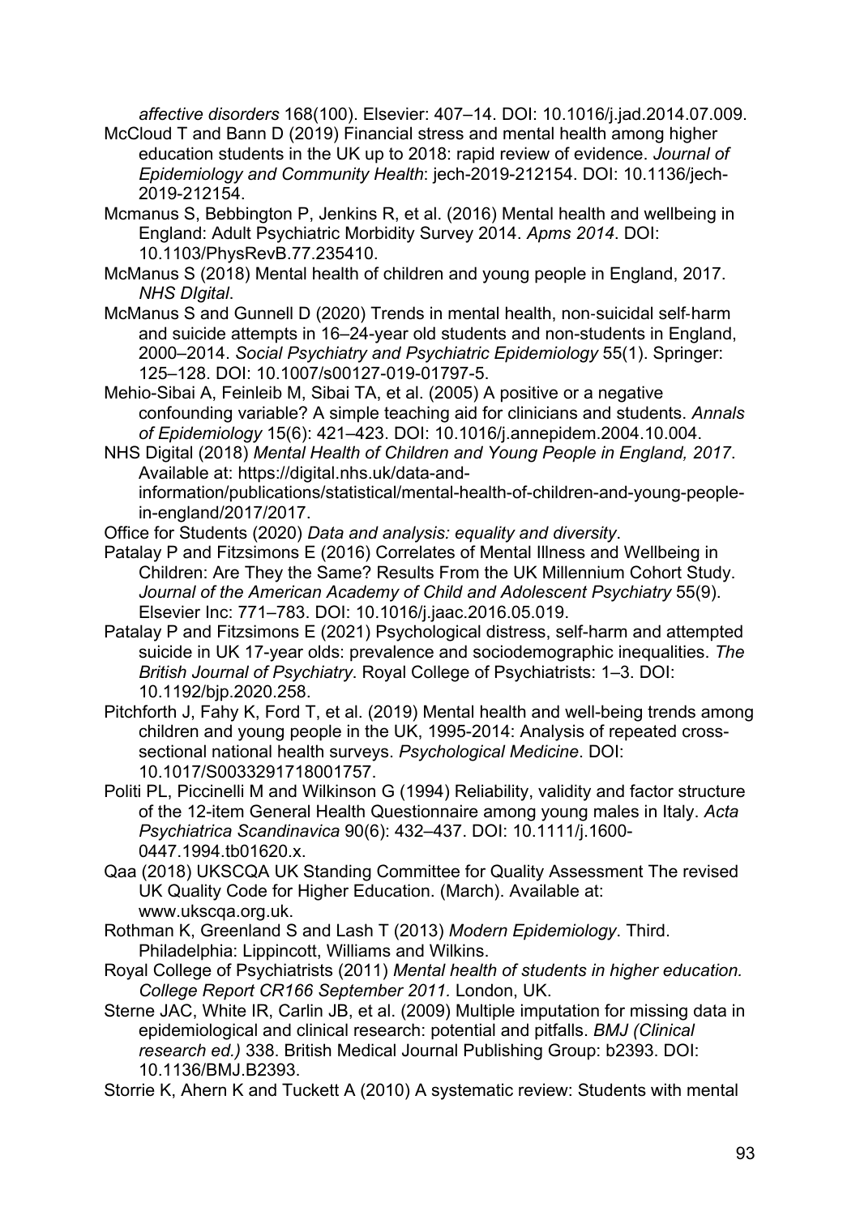*affective disorders* 168(100). Elsevier: 407–14. DOI: 10.1016/j.jad.2014.07.009.

McCloud T and Bann D (2019) Financial stress and mental health among higher education students in the UK up to 2018: rapid review of evidence. *Journal of Epidemiology and Community Health*: jech-2019-212154. DOI: 10.1136/jech-2019-212154.

Mcmanus S, Bebbington P, Jenkins R, et al. (2016) Mental health and wellbeing in England: Adult Psychiatric Morbidity Survey 2014. *Apms 2014*. DOI: 10.1103/PhysRevB.77.235410.

McManus S (2018) Mental health of children and young people in England, 2017. *NHS DIgital*.

McManus S and Gunnell D (2020) Trends in mental health, non-suicidal self-harm and suicide attempts in 16–24-year old students and non-students in England, 2000–2014. *Social Psychiatry and Psychiatric Epidemiology* 55(1). Springer: 125–128. DOI: 10.1007/s00127-019-01797-5.

Mehio-Sibai A, Feinleib M, Sibai TA, et al. (2005) A positive or a negative confounding variable? A simple teaching aid for clinicians and students. *Annals of Epidemiology* 15(6): 421–423. DOI: 10.1016/j.annepidem.2004.10.004.

NHS Digital (2018) *Mental Health of Children and Young People in England, 2017*. Available at: https://digital.nhs.uk/data-and-information/publications/statistical/mental-health-of-children-and-young-people-in-england/2017/2017.

Office for Students (2020) *Data and analysis: equality and diversity*.

Patalay P and Fitzsimons E (2016) Correlates of Mental Illness and Wellbeing in Children: Are They the Same? Results From the UK Millennium Cohort Study. *Journal of the American Academy of Child and Adolescent Psychiatry* 55(9). Elsevier Inc: 771–783. DOI: 10.1016/j.jaac.2016.05.019.

Patalay P and Fitzsimons E (2021) Psychological distress, self-harm and attempted suicide in UK 17-year olds: prevalence and sociodemographic inequalities. *The British Journal of Psychiatry*. Royal College of Psychiatrists: 1–3. DOI: 10.1192/bjp.2020.258.

Pitchforth J, Fahy K, Ford T, et al. (2019) Mental health and well-being trends among children and young people in the UK, 1995-2014: Analysis of repeated cross-sectional national health surveys. *Psychological Medicine*. DOI: 10.1017/S0033291718001757.

Politi PL, Piccinelli M and Wilkinson G (1994) Reliability, validity and factor structure of the 12-item General Health Questionnaire among young males in Italy. *Acta Psychiatrica Scandinavica* 90(6): 432–437. DOI: 10.1111/j.1600-0447.1994.tb01620.x.

Qaa (2018) UKSCQA UK Standing Committee for Quality Assessment The revised UK Quality Code for Higher Education. (March). Available at: www.ukscqa.org.uk.

Rothman K, Greenland S and Lash T (2013) *Modern Epidemiology*. Third. Philadelphia: Lippincott, Williams and Wilkins.

Royal College of Psychiatrists (2011) *Mental health of students in higher education. College Report CR166 September 2011.* London, UK.

Sterne JAC, White IR, Carlin JB, et al. (2009) Multiple imputation for missing data in epidemiological and clinical research: potential and pitfalls. *BMJ (Clinical research ed.)* 338. British Medical Journal Publishing Group: b2393. DOI: 10.1136/BMJ.B2393.

Storrie K, Ahern K and Tuckett A (2010) A systematic review: Students with mental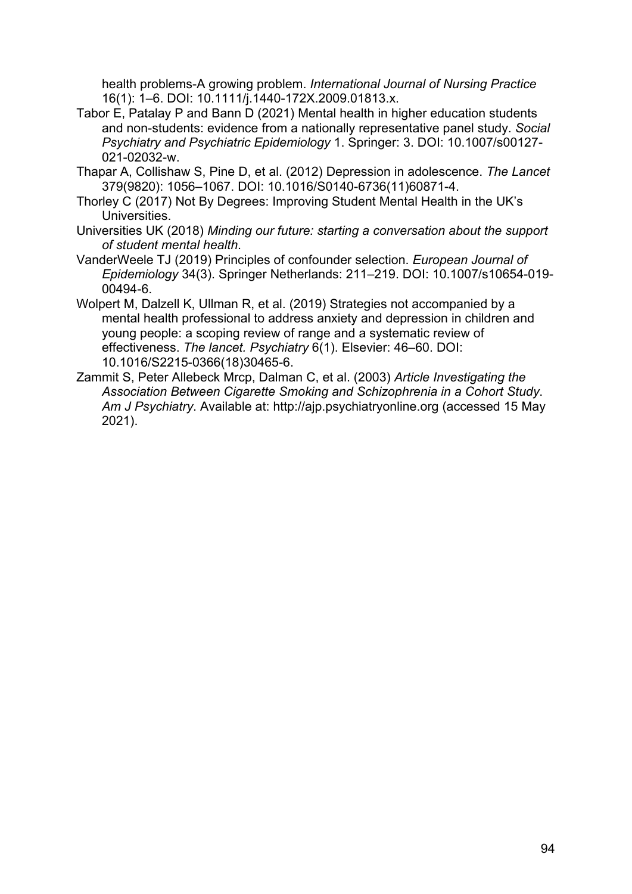health problems-A growing problem. *International Journal of Nursing Practice* 16(1): 1–6. DOI: 10.1111/j.1440-172X.2009.01813.x.

Tabor E, Patalay P and Bann D (2021) Mental health in higher education students and non-students: evidence from a nationally representative panel study. *Social Psychiatry and Psychiatric Epidemiology* 1. Springer: 3. DOI: 10.1007/s00127-021-02032-w.

Thapar A, Collishaw S, Pine D, et al. (2012) Depression in adolescence. *The Lancet* 379(9820): 1056–1067. DOI: 10.1016/S0140-6736(11)60871-4.

Thorley C (2017) Not By Degrees: Improving Student Mental Health in the UK's Universities.

Universities UK (2018) *Minding our future: starting a conversation about the support of student mental health*.

VanderWeele TJ (2019) Principles of confounder selection. *European Journal of Epidemiology* 34(3). Springer Netherlands: 211–219. DOI: 10.1007/s10654-019-00494-6.

Wolpert M, Dalzell K, Ullman R, et al. (2019) Strategies not accompanied by a mental health professional to address anxiety and depression in children and young people: a scoping review of range and a systematic review of effectiveness. *The lancet. Psychiatry* 6(1). Elsevier: 46–60. DOI: 10.1016/S2215-0366(18)30465-6.

Zammit S, Peter Allebeck Mrcp, Dalman C, et al. (2003) *Article Investigating the Association Between Cigarette Smoking and Schizophrenia in a Cohort Study*. *Am J Psychiatry*. Available at: http://ajp.psychiatryonline.org (accessed 15 May 2021).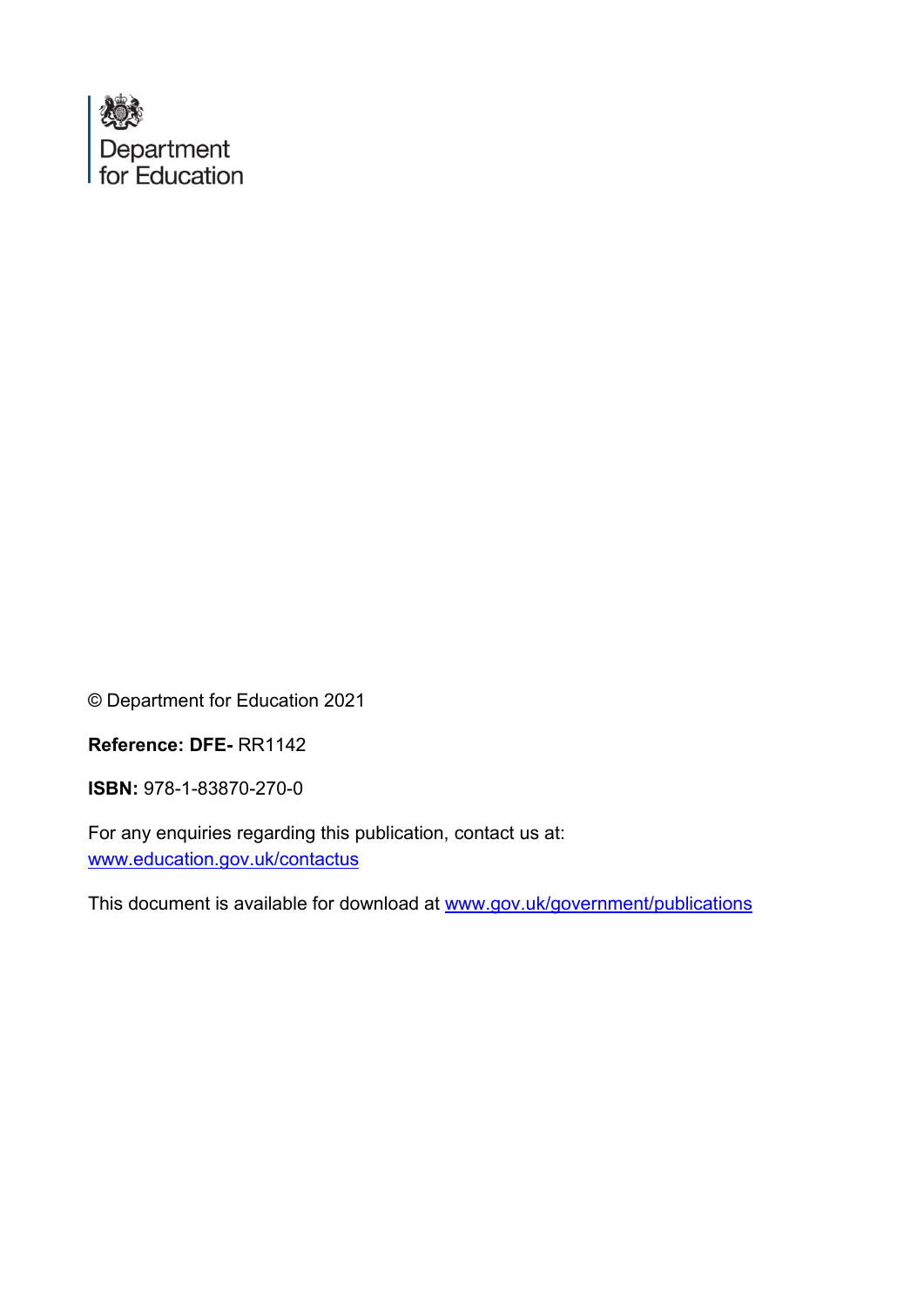Department for Education

© Department for Education 2021

**Reference: DFE-** RR1142

**ISBN:** 978-1-83870-270-0

For any enquiries regarding this publication, contact us at: www.education.gov.uk/contactus

This document is available for download at www.gov.uk/government/publications